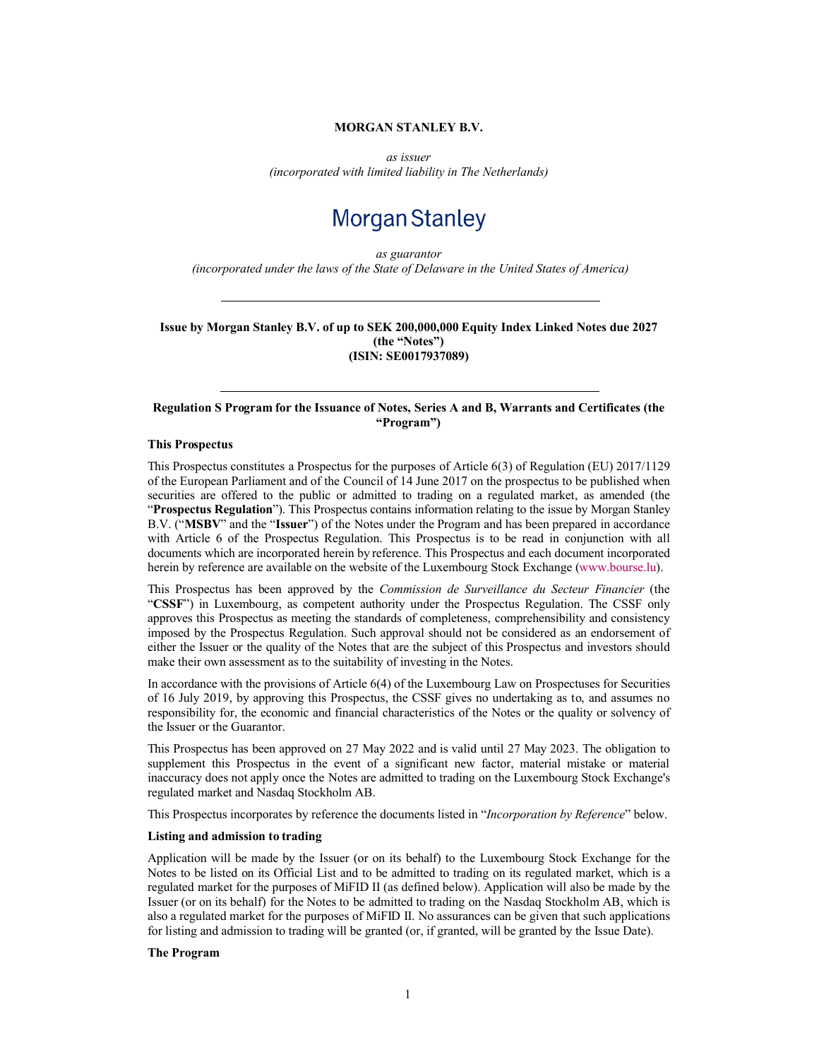**MORGAN STANLEY B.V.**

*as issuer*
*(incorporated with limited liability in The Netherlands)*

Morgan Stanley

*as guarantor*
*(incorporated under the laws of the State of Delaware in the United States of America)*

---

**Issue by Morgan Stanley B.V. of up to SEK 200,000,000 Equity Index Linked Notes due 2027 (the "Notes") (ISIN: SE0017937089)**

---

**Regulation S Program for the Issuance of Notes, Series A and B, Warrants and Certificates (the "Program")**

**This Prospectus**

This Prospectus constitutes a Prospectus for the purposes of Article 6(3) of Regulation (EU) 2017/1129 of the European Parliament and of the Council of 14 June 2017 on the prospectus to be published when securities are offered to the public or admitted to trading on a regulated market, as amended (the "**Prospectus Regulation**"). This Prospectus contains information relating to the issue by Morgan Stanley B.V. ("**MSBV**" and the "**Issuer**") of the Notes under the Program and has been prepared in accordance with Article 6 of the Prospectus Regulation. This Prospectus is to be read in conjunction with all documents which are incorporated herein by reference. This Prospectus and each document incorporated herein by reference are available on the website of the Luxembourg Stock Exchange (www.bourse.lu).

This Prospectus has been approved by the *Commission de Surveillance du Secteur Financier* (the "**CSSF**") in Luxembourg, as competent authority under the Prospectus Regulation. The CSSF only approves this Prospectus as meeting the standards of completeness, comprehensibility and consistency imposed by the Prospectus Regulation. Such approval should not be considered as an endorsement of either the Issuer or the quality of the Notes that are the subject of this Prospectus and investors should make their own assessment as to the suitability of investing in the Notes.

In accordance with the provisions of Article 6(4) of the Luxembourg Law on Prospectuses for Securities of 16 July 2019, by approving this Prospectus, the CSSF gives no undertaking as to, and assumes no responsibility for, the economic and financial characteristics of the Notes or the quality or solvency of the Issuer or the Guarantor.

This Prospectus has been approved on 27 May 2022 and is valid until 27 May 2023. The obligation to supplement this Prospectus in the event of a significant new factor, material mistake or material inaccuracy does not apply once the Notes are admitted to trading on the Luxembourg Stock Exchange's regulated market and Nasdaq Stockholm AB.

This Prospectus incorporates by reference the documents listed in "*Incorporation by Reference*" below.

**Listing and admission to trading**

Application will be made by the Issuer (or on its behalf) to the Luxembourg Stock Exchange for the Notes to be listed on its Official List and to be admitted to trading on its regulated market, which is a regulated market for the purposes of MiFID II (as defined below). Application will also be made by the Issuer (or on its behalf) for the Notes to be admitted to trading on the Nasdaq Stockholm AB, which is also a regulated market for the purposes of MiFID II. No assurances can be given that such applications for listing and admission to trading will be granted (or, if granted, will be granted by the Issue Date).

**The Program**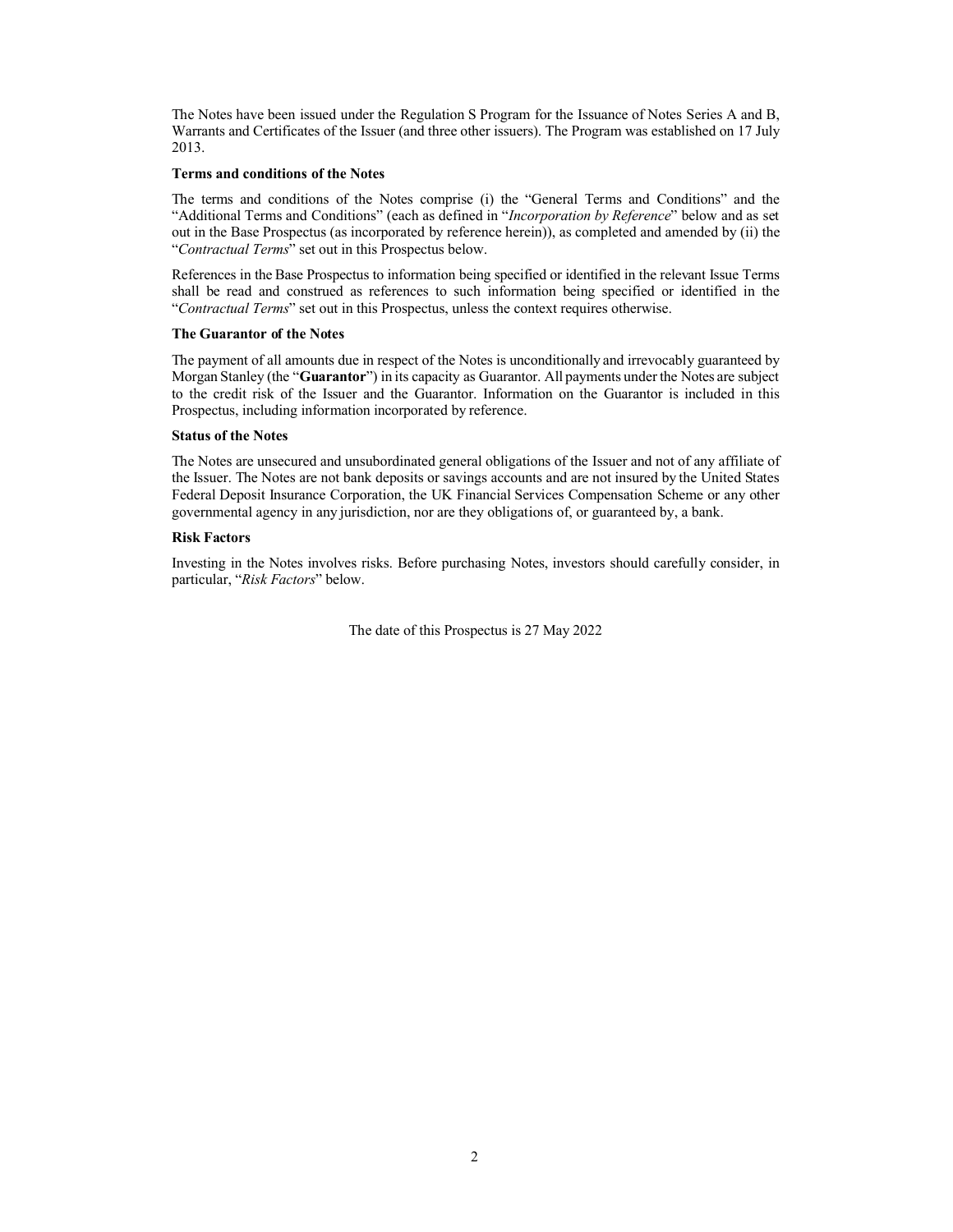The Notes have been issued under the Regulation S Program for the Issuance of Notes Series A and B, Warrants and Certificates of the Issuer (and three other issuers). The Program was established on 17 July 2013.

**Terms and conditions of the Notes**

The terms and conditions of the Notes comprise (i) the "General Terms and Conditions" and the "Additional Terms and Conditions" (each as defined in "*Incorporation by Reference*" below and as set out in the Base Prospectus (as incorporated by reference herein)), as completed and amended by (ii) the "*Contractual Terms*" set out in this Prospectus below.

References in the Base Prospectus to information being specified or identified in the relevant Issue Terms shall be read and construed as references to such information being specified or identified in the "*Contractual Terms*" set out in this Prospectus, unless the context requires otherwise.

**The Guarantor of the Notes**

The payment of all amounts due in respect of the Notes is unconditionally and irrevocably guaranteed by Morgan Stanley (the "**Guarantor**") in its capacity as Guarantor. All payments under the Notes are subject to the credit risk of the Issuer and the Guarantor. Information on the Guarantor is included in this Prospectus, including information incorporated by reference.

**Status of the Notes**

The Notes are unsecured and unsubordinated general obligations of the Issuer and not of any affiliate of the Issuer. The Notes are not bank deposits or savings accounts and are not insured by the United States Federal Deposit Insurance Corporation, the UK Financial Services Compensation Scheme or any other governmental agency in any jurisdiction, nor are they obligations of, or guaranteed by, a bank.

**Risk Factors**

Investing in the Notes involves risks. Before purchasing Notes, investors should carefully consider, in particular, "*Risk Factors*" below.

The date of this Prospectus is 27 May 2022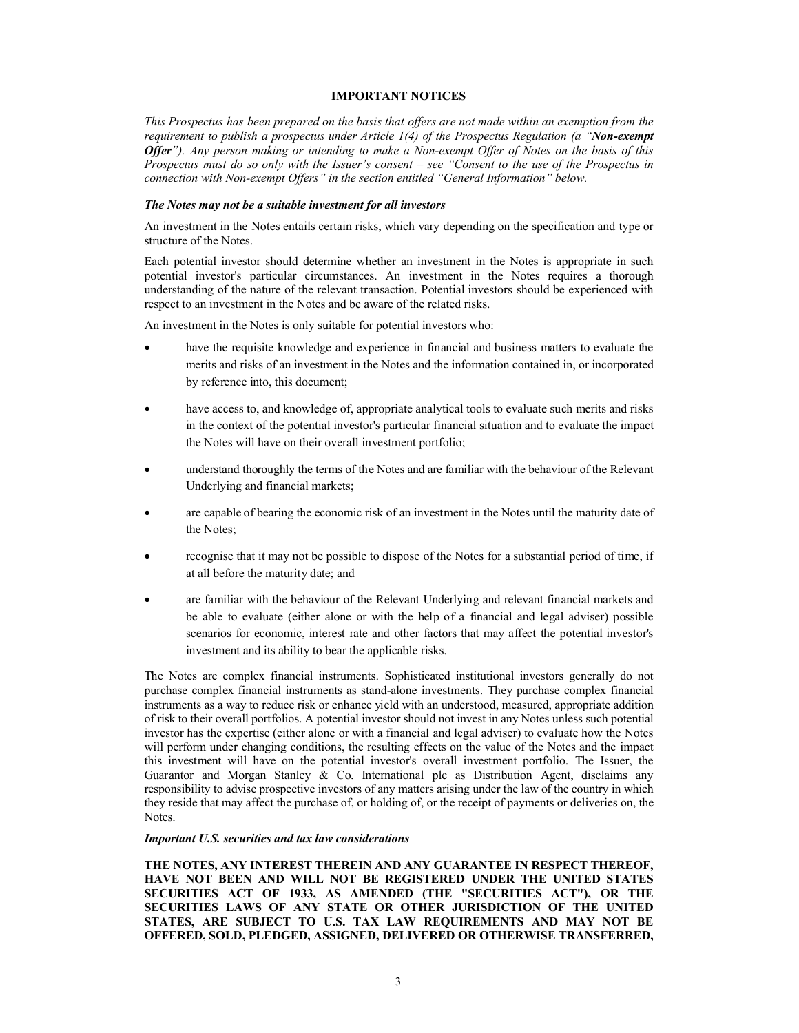## IMPORTANT NOTICES

*This Prospectus has been prepared on the basis that offers are not made within an exemption from the requirement to publish a prospectus under Article 1(4) of the Prospectus Regulation (a "**Non-exempt Offer**"). Any person making or intending to make a Non-exempt Offer of Notes on the basis of this Prospectus must do so only with the Issuer's consent – see "Consent to the use of the Prospectus in connection with Non-exempt Offers" in the section entitled "General Information" below.*

### *The Notes may not be a suitable investment for all investors*

An investment in the Notes entails certain risks, which vary depending on the specification and type or structure of the Notes.

Each potential investor should determine whether an investment in the Notes is appropriate in such potential investor's particular circumstances. An investment in the Notes requires a thorough understanding of the nature of the relevant transaction. Potential investors should be experienced with respect to an investment in the Notes and be aware of the related risks.

An investment in the Notes is only suitable for potential investors who:

- have the requisite knowledge and experience in financial and business matters to evaluate the merits and risks of an investment in the Notes and the information contained in, or incorporated by reference into, this document;
- have access to, and knowledge of, appropriate analytical tools to evaluate such merits and risks in the context of the potential investor's particular financial situation and to evaluate the impact the Notes will have on their overall investment portfolio;
- understand thoroughly the terms of the Notes and are familiar with the behaviour of the Relevant Underlying and financial markets;
- are capable of bearing the economic risk of an investment in the Notes until the maturity date of the Notes;
- recognise that it may not be possible to dispose of the Notes for a substantial period of time, if at all before the maturity date; and
- are familiar with the behaviour of the Relevant Underlying and relevant financial markets and be able to evaluate (either alone or with the help of a financial and legal adviser) possible scenarios for economic, interest rate and other factors that may affect the potential investor's investment and its ability to bear the applicable risks.

The Notes are complex financial instruments. Sophisticated institutional investors generally do not purchase complex financial instruments as stand-alone investments. They purchase complex financial instruments as a way to reduce risk or enhance yield with an understood, measured, appropriate addition of risk to their overall portfolios. A potential investor should not invest in any Notes unless such potential investor has the expertise (either alone or with a financial and legal adviser) to evaluate how the Notes will perform under changing conditions, the resulting effects on the value of the Notes and the impact this investment will have on the potential investor's overall investment portfolio. The Issuer, the Guarantor and Morgan Stanley & Co. International plc as Distribution Agent, disclaims any responsibility to advise prospective investors of any matters arising under the law of the country in which they reside that may affect the purchase of, or holding of, or the receipt of payments or deliveries on, the Notes.

### *Important U.S. securities and tax law considerations*

**THE NOTES, ANY INTEREST THEREIN AND ANY GUARANTEE IN RESPECT THEREOF, HAVE NOT BEEN AND WILL NOT BE REGISTERED UNDER THE UNITED STATES SECURITIES ACT OF 1933, AS AMENDED (THE "SECURITIES ACT"), OR THE SECURITIES LAWS OF ANY STATE OR OTHER JURISDICTION OF THE UNITED STATES, ARE SUBJECT TO U.S. TAX LAW REQUIREMENTS AND MAY NOT BE OFFERED, SOLD, PLEDGED, ASSIGNED, DELIVERED OR OTHERWISE TRANSFERRED,**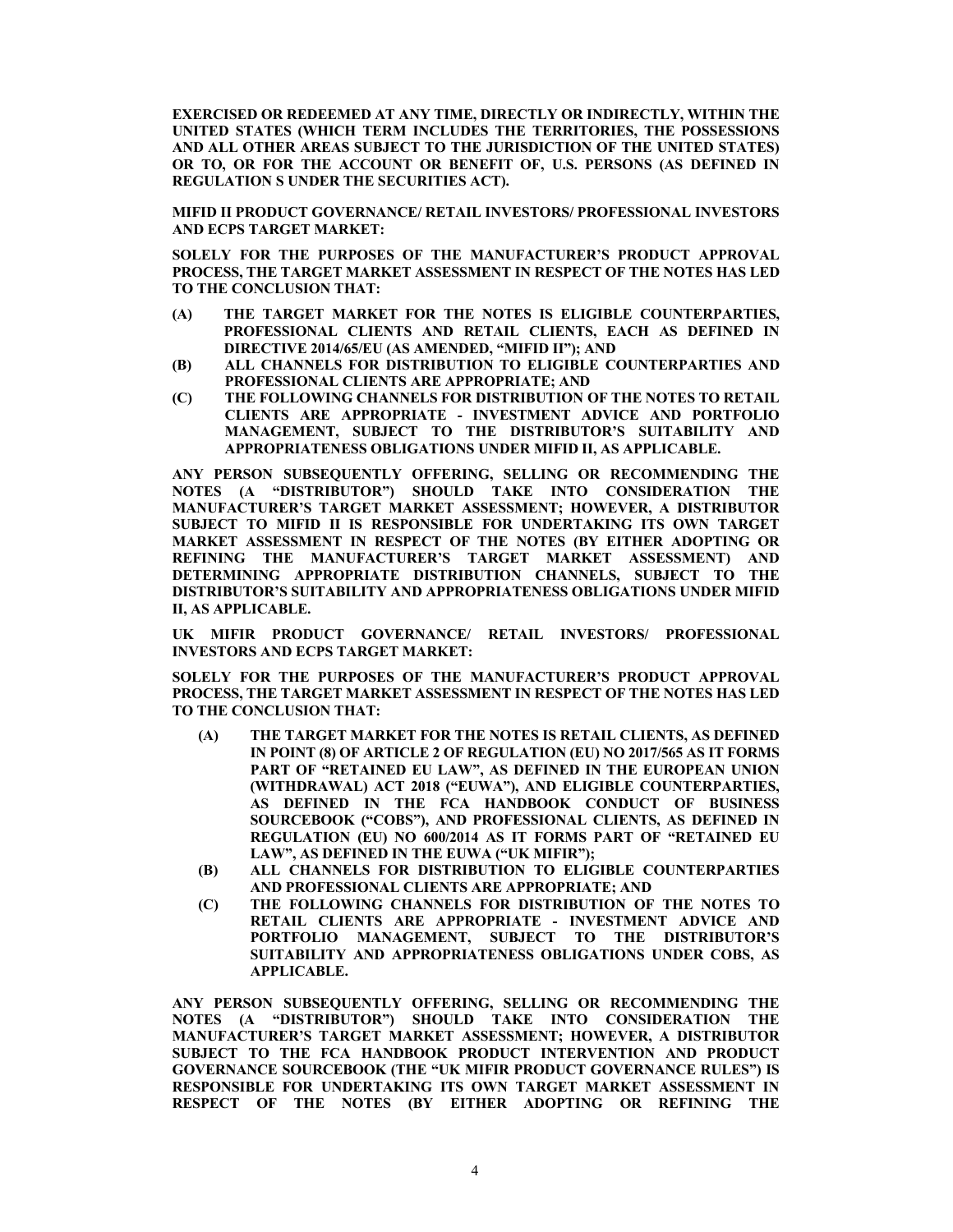**EXERCISED OR REDEEMED AT ANY TIME, DIRECTLY OR INDIRECTLY, WITHIN THE UNITED STATES (WHICH TERM INCLUDES THE TERRITORIES, THE POSSESSIONS AND ALL OTHER AREAS SUBJECT TO THE JURISDICTION OF THE UNITED STATES) OR TO, OR FOR THE ACCOUNT OR BENEFIT OF, U.S. PERSONS (AS DEFINED IN REGULATION S UNDER THE SECURITIES ACT).**

**MIFID II PRODUCT GOVERNANCE/ RETAIL INVESTORS/ PROFESSIONAL INVESTORS AND ECPS TARGET MARKET:**

**SOLELY FOR THE PURPOSES OF THE MANUFACTURER'S PRODUCT APPROVAL PROCESS, THE TARGET MARKET ASSESSMENT IN RESPECT OF THE NOTES HAS LED TO THE CONCLUSION THAT:**

**(A) THE TARGET MARKET FOR THE NOTES IS ELIGIBLE COUNTERPARTIES, PROFESSIONAL CLIENTS AND RETAIL CLIENTS, EACH AS DEFINED IN DIRECTIVE 2014/65/EU (AS AMENDED, "MIFID II"); AND**

**(B) ALL CHANNELS FOR DISTRIBUTION TO ELIGIBLE COUNTERPARTIES AND PROFESSIONAL CLIENTS ARE APPROPRIATE; AND**

**(C) THE FOLLOWING CHANNELS FOR DISTRIBUTION OF THE NOTES TO RETAIL CLIENTS ARE APPROPRIATE - INVESTMENT ADVICE AND PORTFOLIO MANAGEMENT, SUBJECT TO THE DISTRIBUTOR'S SUITABILITY AND APPROPRIATENESS OBLIGATIONS UNDER MIFID II, AS APPLICABLE.**

**ANY PERSON SUBSEQUENTLY OFFERING, SELLING OR RECOMMENDING THE NOTES (A "DISTRIBUTOR") SHOULD TAKE INTO CONSIDERATION THE MANUFACTURER'S TARGET MARKET ASSESSMENT; HOWEVER, A DISTRIBUTOR SUBJECT TO MIFID II IS RESPONSIBLE FOR UNDERTAKING ITS OWN TARGET MARKET ASSESSMENT IN RESPECT OF THE NOTES (BY EITHER ADOPTING OR REFINING THE MANUFACTURER'S TARGET MARKET ASSESSMENT) AND DETERMINING APPROPRIATE DISTRIBUTION CHANNELS, SUBJECT TO THE DISTRIBUTOR'S SUITABILITY AND APPROPRIATENESS OBLIGATIONS UNDER MIFID II, AS APPLICABLE.**

**UK MIFIR PRODUCT GOVERNANCE/ RETAIL INVESTORS/ PROFESSIONAL INVESTORS AND ECPS TARGET MARKET:**

**SOLELY FOR THE PURPOSES OF THE MANUFACTURER'S PRODUCT APPROVAL PROCESS, THE TARGET MARKET ASSESSMENT IN RESPECT OF THE NOTES HAS LED TO THE CONCLUSION THAT:**

**(A) THE TARGET MARKET FOR THE NOTES IS RETAIL CLIENTS, AS DEFINED IN POINT (8) OF ARTICLE 2 OF REGULATION (EU) NO 2017/565 AS IT FORMS PART OF "RETAINED EU LAW", AS DEFINED IN THE EUROPEAN UNION (WITHDRAWAL) ACT 2018 ("EUWA"), AND ELIGIBLE COUNTERPARTIES, AS DEFINED IN THE FCA HANDBOOK CONDUCT OF BUSINESS SOURCEBOOK ("COBS"), AND PROFESSIONAL CLIENTS, AS DEFINED IN REGULATION (EU) NO 600/2014 AS IT FORMS PART OF "RETAINED EU LAW", AS DEFINED IN THE EUWA ("UK MIFIR");**

**(B) ALL CHANNELS FOR DISTRIBUTION TO ELIGIBLE COUNTERPARTIES AND PROFESSIONAL CLIENTS ARE APPROPRIATE; AND**

**(C) THE FOLLOWING CHANNELS FOR DISTRIBUTION OF THE NOTES TO RETAIL CLIENTS ARE APPROPRIATE - INVESTMENT ADVICE AND PORTFOLIO MANAGEMENT, SUBJECT TO THE DISTRIBUTOR'S SUITABILITY AND APPROPRIATENESS OBLIGATIONS UNDER COBS, AS APPLICABLE.**

**ANY PERSON SUBSEQUENTLY OFFERING, SELLING OR RECOMMENDING THE NOTES (A "DISTRIBUTOR") SHOULD TAKE INTO CONSIDERATION THE MANUFACTURER'S TARGET MARKET ASSESSMENT; HOWEVER, A DISTRIBUTOR SUBJECT TO THE FCA HANDBOOK PRODUCT INTERVENTION AND PRODUCT GOVERNANCE SOURCEBOOK (THE "UK MIFIR PRODUCT GOVERNANCE RULES") IS RESPONSIBLE FOR UNDERTAKING ITS OWN TARGET MARKET ASSESSMENT IN RESPECT OF THE NOTES (BY EITHER ADOPTING OR REFINING THE**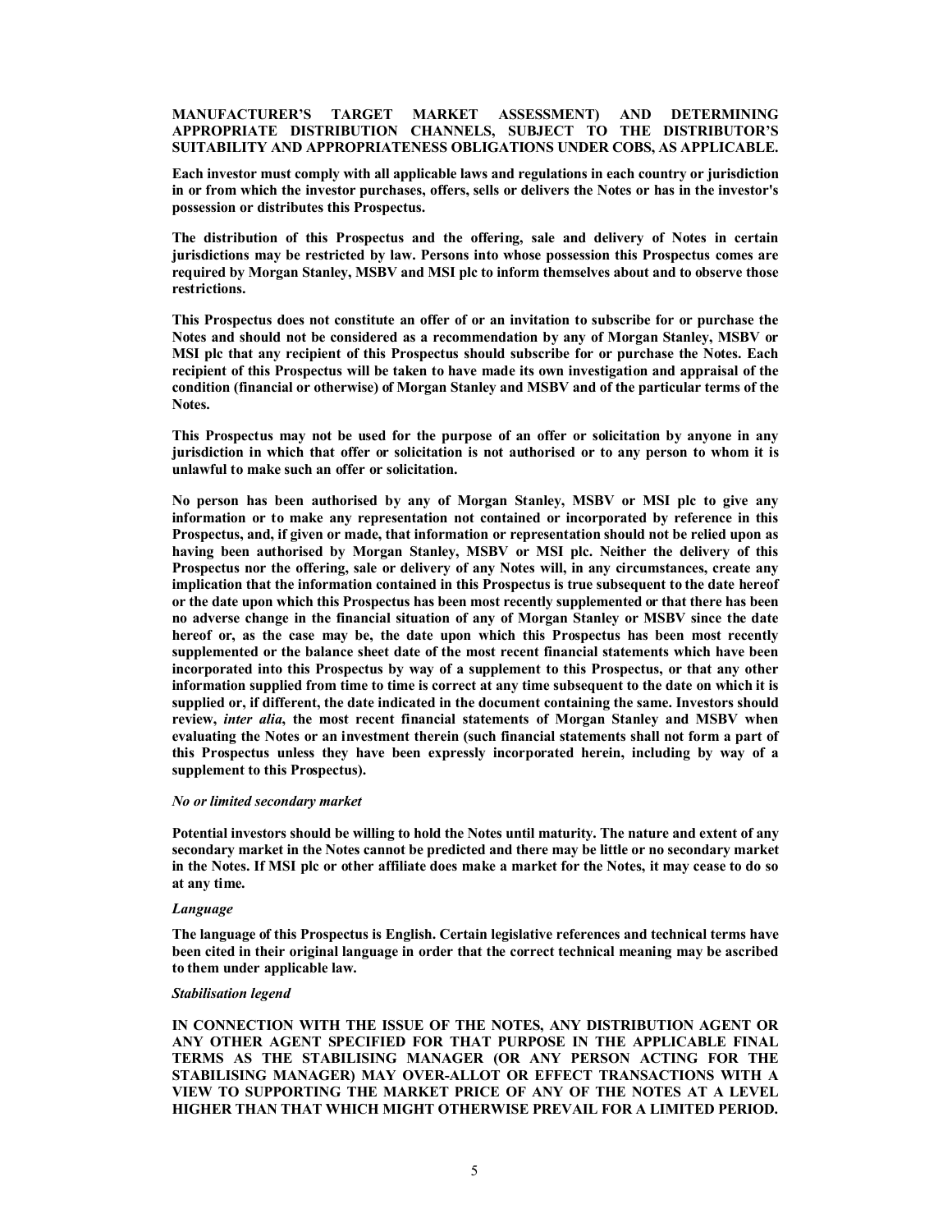**MANUFACTURER'S TARGET MARKET ASSESSMENT) AND DETERMINING APPROPRIATE DISTRIBUTION CHANNELS, SUBJECT TO THE DISTRIBUTOR'S SUITABILITY AND APPROPRIATENESS OBLIGATIONS UNDER COBS, AS APPLICABLE.**

**Each investor must comply with all applicable laws and regulations in each country or jurisdiction in or from which the investor purchases, offers, sells or delivers the Notes or has in the investor's possession or distributes this Prospectus.**

**The distribution of this Prospectus and the offering, sale and delivery of Notes in certain jurisdictions may be restricted by law. Persons into whose possession this Prospectus comes are required by Morgan Stanley, MSBV and MSI plc to inform themselves about and to observe those restrictions.**

**This Prospectus does not constitute an offer of or an invitation to subscribe for or purchase the Notes and should not be considered as a recommendation by any of Morgan Stanley, MSBV or MSI plc that any recipient of this Prospectus should subscribe for or purchase the Notes. Each recipient of this Prospectus will be taken to have made its own investigation and appraisal of the condition (financial or otherwise) of Morgan Stanley and MSBV and of the particular terms of the Notes.**

**This Prospectus may not be used for the purpose of an offer or solicitation by anyone in any jurisdiction in which that offer or solicitation is not authorised or to any person to whom it is unlawful to make such an offer or solicitation.**

**No person has been authorised by any of Morgan Stanley, MSBV or MSI plc to give any information or to make any representation not contained or incorporated by reference in this Prospectus, and, if given or made, that information or representation should not be relied upon as having been authorised by Morgan Stanley, MSBV or MSI plc. Neither the delivery of this Prospectus nor the offering, sale or delivery of any Notes will, in any circumstances, create any implication that the information contained in this Prospectus is true subsequent to the date hereof or the date upon which this Prospectus has been most recently supplemented or that there has been no adverse change in the financial situation of any of Morgan Stanley or MSBV since the date hereof or, as the case may be, the date upon which this Prospectus has been most recently supplemented or the balance sheet date of the most recent financial statements which have been incorporated into this Prospectus by way of a supplement to this Prospectus, or that any other information supplied from time to time is correct at any time subsequent to the date on which it is supplied or, if different, the date indicated in the document containing the same. Investors should review, *inter alia*, the most recent financial statements of Morgan Stanley and MSBV when evaluating the Notes or an investment therein (such financial statements shall not form a part of this Prospectus unless they have been expressly incorporated herein, including by way of a supplement to this Prospectus).**

***No or limited secondary market***

**Potential investors should be willing to hold the Notes until maturity. The nature and extent of any secondary market in the Notes cannot be predicted and there may be little or no secondary market in the Notes. If MSI plc or other affiliate does make a market for the Notes, it may cease to do so at any time.**

***Language***

**The language of this Prospectus is English. Certain legislative references and technical terms have been cited in their original language in order that the correct technical meaning may be ascribed to them under applicable law.**

***Stabilisation legend***

**IN CONNECTION WITH THE ISSUE OF THE NOTES, ANY DISTRIBUTION AGENT OR ANY OTHER AGENT SPECIFIED FOR THAT PURPOSE IN THE APPLICABLE FINAL TERMS AS THE STABILISING MANAGER (OR ANY PERSON ACTING FOR THE STABILISING MANAGER) MAY OVER-ALLOT OR EFFECT TRANSACTIONS WITH A VIEW TO SUPPORTING THE MARKET PRICE OF ANY OF THE NOTES AT A LEVEL HIGHER THAN THAT WHICH MIGHT OTHERWISE PREVAIL FOR A LIMITED PERIOD.**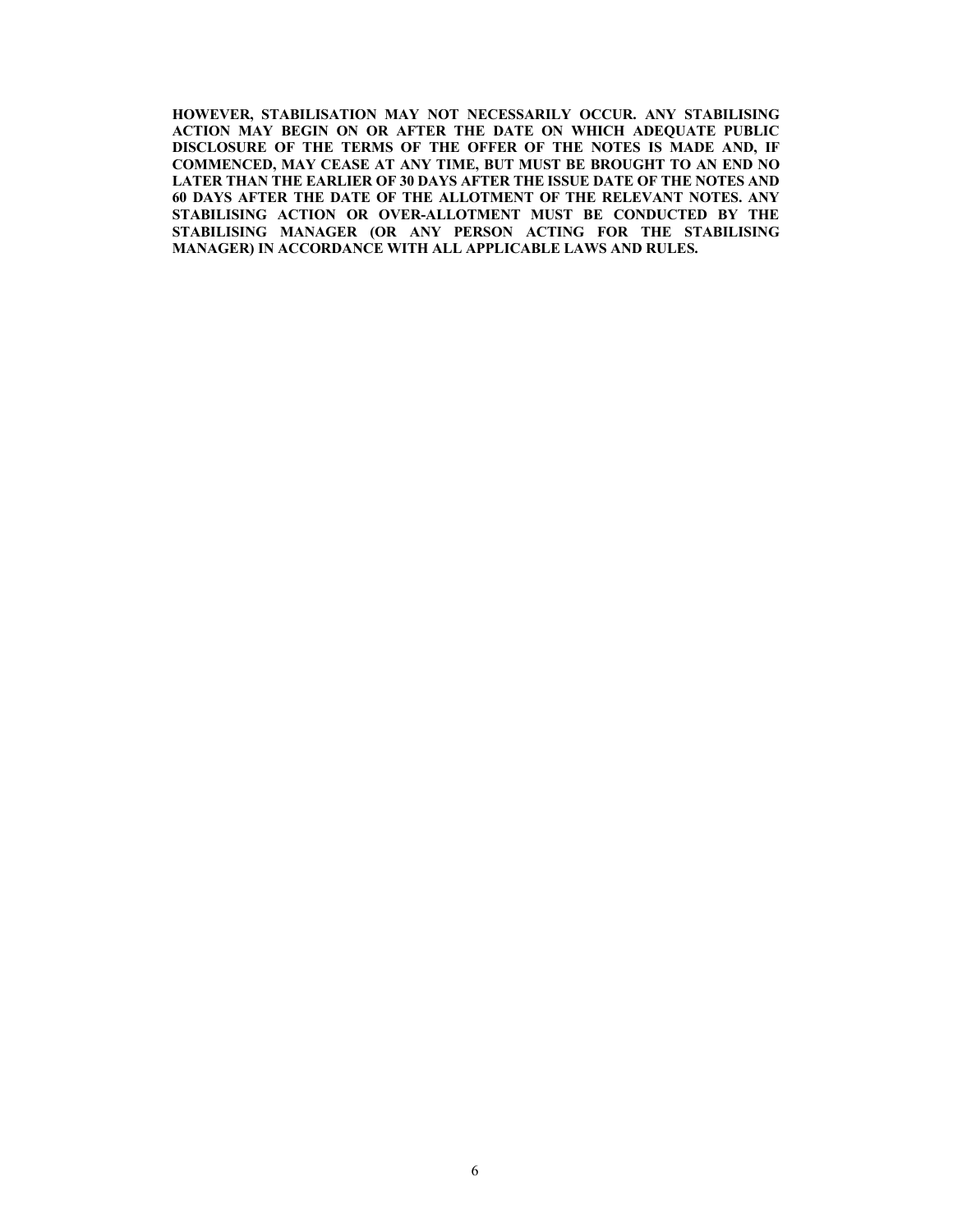**HOWEVER, STABILISATION MAY NOT NECESSARILY OCCUR. ANY STABILISING ACTION MAY BEGIN ON OR AFTER THE DATE ON WHICH ADEQUATE PUBLIC DISCLOSURE OF THE TERMS OF THE OFFER OF THE NOTES IS MADE AND, IF COMMENCED, MAY CEASE AT ANY TIME, BUT MUST BE BROUGHT TO AN END NO LATER THAN THE EARLIER OF 30 DAYS AFTER THE ISSUE DATE OF THE NOTES AND 60 DAYS AFTER THE DATE OF THE ALLOTMENT OF THE RELEVANT NOTES. ANY STABILISING ACTION OR OVER-ALLOTMENT MUST BE CONDUCTED BY THE STABILISING MANAGER (OR ANY PERSON ACTING FOR THE STABILISING MANAGER) IN ACCORDANCE WITH ALL APPLICABLE LAWS AND RULES.**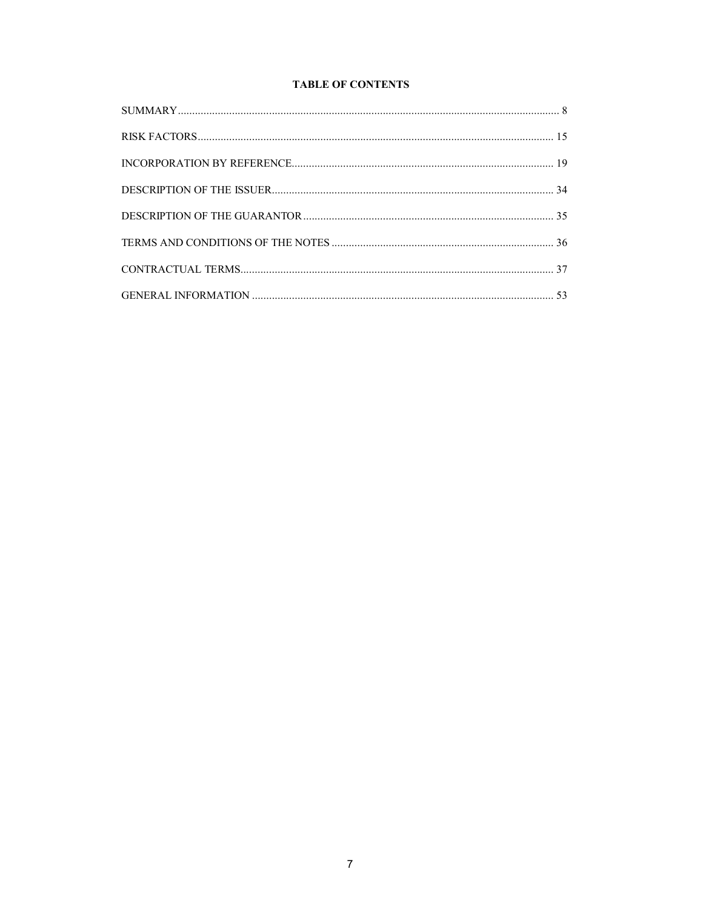**TABLE OF CONTENTS**

| Section | Page |
| --- | --- |
| SUMMARY | 8 |
| RISK FACTORS | 15 |
| INCORPORATION BY REFERENCE | 19 |
| DESCRIPTION OF THE ISSUER | 34 |
| DESCRIPTION OF THE GUARANTOR | 35 |
| TERMS AND CONDITIONS OF THE NOTES | 36 |
| CONTRACTUAL TERMS | 37 |
| GENERAL INFORMATION | 53 |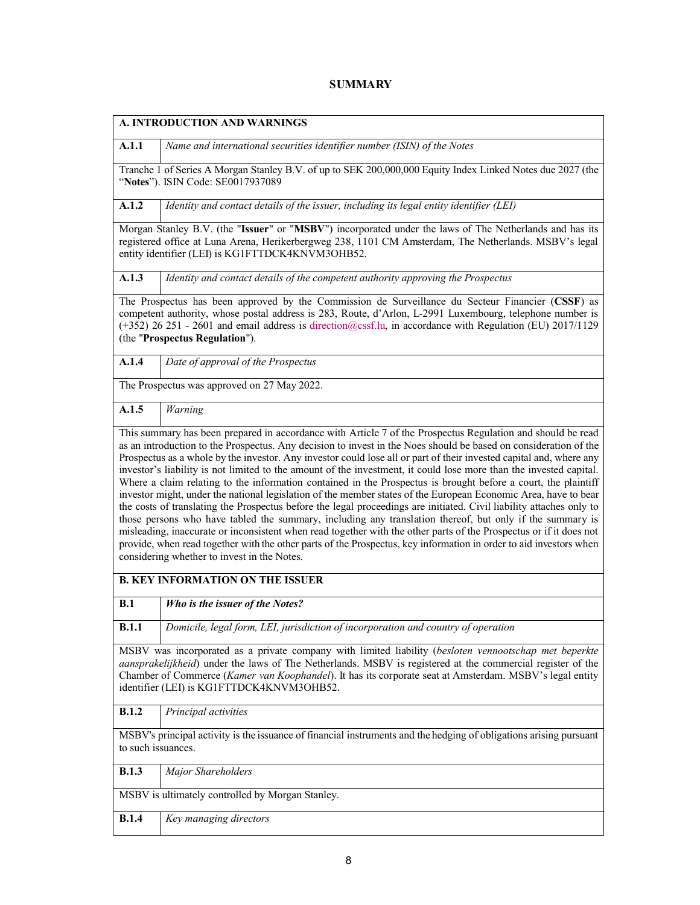# SUMMARY

## A. INTRODUCTION AND WARNINGS

**A.1.1** *Name and international securities identifier number (ISIN) of the Notes*

Tranche 1 of Series A Morgan Stanley B.V. of up to SEK 200,000,000 Equity Index Linked Notes due 2027 (the "**Notes**"). ISIN Code: SE0017937089

**A.1.2** *Identity and contact details of the issuer, including its legal entity identifier (LEI)*

Morgan Stanley B.V. (the "**Issuer**" or "**MSBV**") incorporated under the laws of The Netherlands and has its registered office at Luna Arena, Herikerbergweg 238, 1101 CM Amsterdam, The Netherlands. MSBV's legal entity identifier (LEI) is KG1FTTDCK4KNVM3OHB52.

**A.1.3** *Identity and contact details of the competent authority approving the Prospectus*

The Prospectus has been approved by the Commission de Surveillance du Secteur Financier (**CSSF**) as competent authority, whose postal address is 283, Route, d'Arlon, L-2991 Luxembourg, telephone number is (+352) 26 251 - 2601 and email address is direction@cssf.lu, in accordance with Regulation (EU) 2017/1129 (the "**Prospectus Regulation**").

**A.1.4** *Date of approval of the Prospectus*

The Prospectus was approved on 27 May 2022.

**A.1.5** *Warning*

This summary has been prepared in accordance with Article 7 of the Prospectus Regulation and should be read as an introduction to the Prospectus. Any decision to invest in the Noes should be based on consideration of the Prospectus as a whole by the investor. Any investor could lose all or part of their invested capital and, where any investor's liability is not limited to the amount of the investment, it could lose more than the invested capital. Where a claim relating to the information contained in the Prospectus is brought before a court, the plaintiff investor might, under the national legislation of the member states of the European Economic Area, have to bear the costs of translating the Prospectus before the legal proceedings are initiated. Civil liability attaches only to those persons who have tabled the summary, including any translation thereof, but only if the summary is misleading, inaccurate or inconsistent when read together with the other parts of the Prospectus or if it does not provide, when read together with the other parts of the Prospectus, key information in order to aid investors when considering whether to invest in the Notes.

## B. KEY INFORMATION ON THE ISSUER

**B.1** ***Who is the issuer of the Notes?***

**B.1.1** *Domicile, legal form, LEI, jurisdiction of incorporation and country of operation*

MSBV was incorporated as a private company with limited liability (*besloten vennootschap met beperkte aansprakelijkheid*) under the laws of The Netherlands. MSBV is registered at the commercial register of the Chamber of Commerce (*Kamer van Koophandel*). It has its corporate seat at Amsterdam. MSBV's legal entity identifier (LEI) is KG1FTTDCK4KNVM3OHB52.

**B.1.2** *Principal activities*

MSBV's principal activity is the issuance of financial instruments and the hedging of obligations arising pursuant to such issuances.

**B.1.3** *Major Shareholders*

MSBV is ultimately controlled by Morgan Stanley.

**B.1.4** *Key managing directors*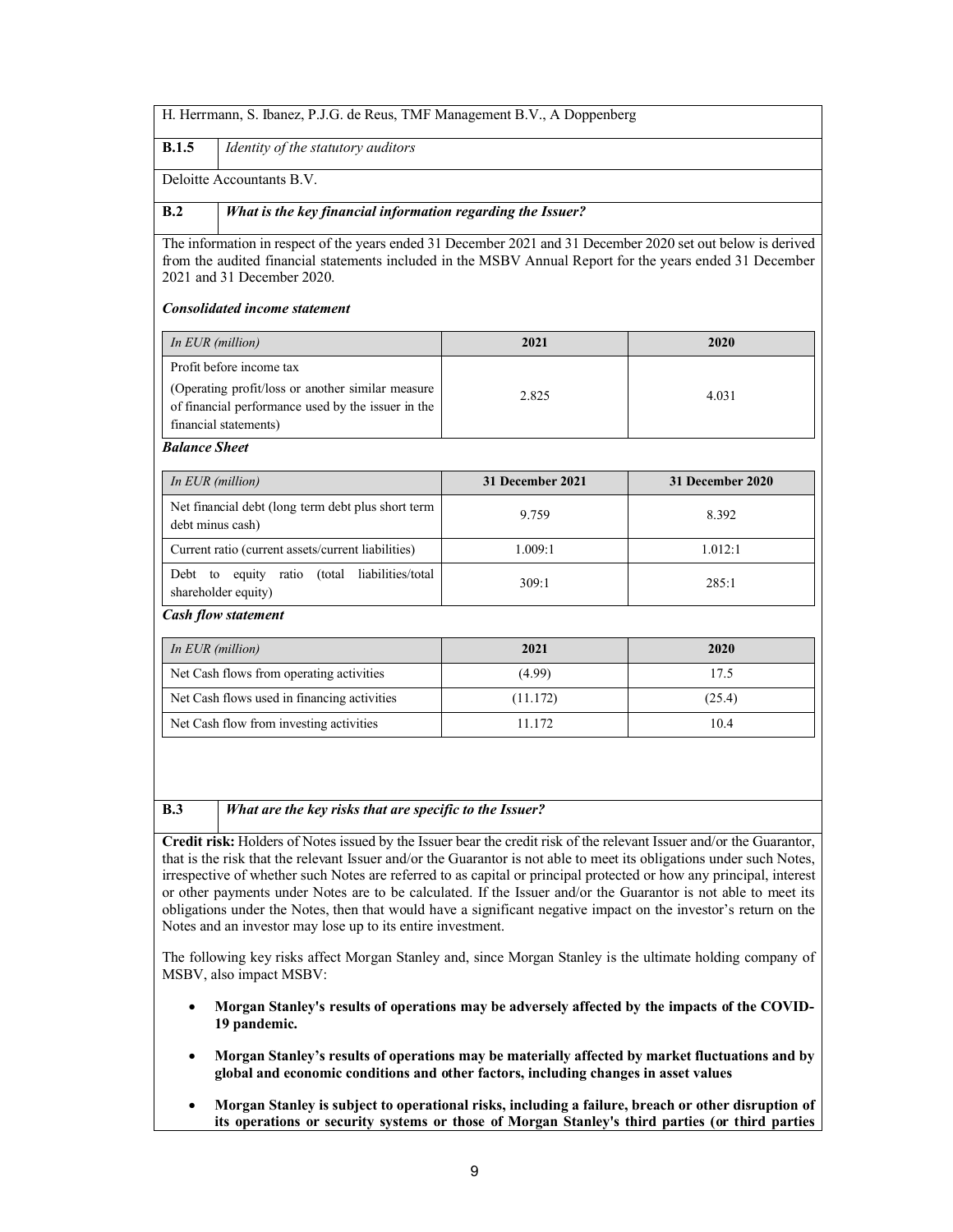H. Herrmann, S. Ibanez, P.J.G. de Reus, TMF Management B.V., A Doppenberg

| **B.1.5** | *Identity of the statutory auditors* |
|---|---|

Deloitte Accountants B.V.

| **B.2** | ***What is the key financial information regarding the Issuer?*** |
|---|---|

The information in respect of the years ended 31 December 2021 and 31 December 2020 set out below is derived from the audited financial statements included in the MSBV Annual Report for the years ended 31 December 2021 and 31 December 2020.

***Consolidated income statement***

| *In EUR (million)* | 2021 | 2020 |
|---|---|---|
| Profit before income tax<br>(Operating profit/loss or another similar measure of financial performance used by the issuer in the financial statements) | 2.825 | 4.031 |

***Balance Sheet***

| *In EUR (million)* | 31 December 2021 | 31 December 2020 |
|---|---|---|
| Net financial debt (long term debt plus short term debt minus cash) | 9.759 | 8.392 |
| Current ratio (current assets/current liabilities) | 1.009:1 | 1.012:1 |
| Debt to equity ratio (total liabilities/total shareholder equity) | 309:1 | 285:1 |

***Cash flow statement***

| *In EUR (million)* | 2021 | 2020 |
|---|---|---|
| Net Cash flows from operating activities | (4.99) | 17.5 |
| Net Cash flows used in financing activities | (11.172) | (25.4) |
| Net Cash flow from investing activities | 11.172 | 10.4 |

| **B.3** | ***What are the key risks that are specific to the Issuer?*** |
|---|---|

**Credit risk:** Holders of Notes issued by the Issuer bear the credit risk of the relevant Issuer and/or the Guarantor, that is the risk that the relevant Issuer and/or the Guarantor is not able to meet its obligations under such Notes, irrespective of whether such Notes are referred to as capital or principal protected or how any principal, interest or other payments under Notes are to be calculated. If the Issuer and/or the Guarantor is not able to meet its obligations under the Notes, then that would have a significant negative impact on the investor's return on the Notes and an investor may lose up to its entire investment.

The following key risks affect Morgan Stanley and, since Morgan Stanley is the ultimate holding company of MSBV, also impact MSBV:

- **Morgan Stanley's results of operations may be adversely affected by the impacts of the COVID-19 pandemic.**
- **Morgan Stanley's results of operations may be materially affected by market fluctuations and by global and economic conditions and other factors, including changes in asset values**
- **Morgan Stanley is subject to operational risks, including a failure, breach or other disruption of its operations or security systems or those of Morgan Stanley's third parties (or third parties**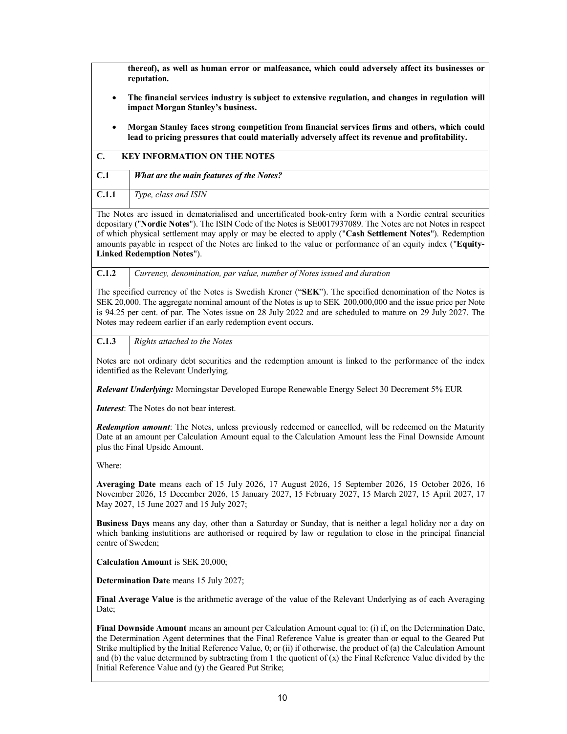**thereof), as well as human error or malfeasance, which could adversely affect its businesses or reputation.**

- **The financial services industry is subject to extensive regulation, and changes in regulation will impact Morgan Stanley's business.**
- **Morgan Stanley faces strong competition from financial services firms and others, which could lead to pricing pressures that could materially adversely affect its revenue and profitability.**

## C. KEY INFORMATION ON THE NOTES

| | |
|---|---|
| **C.1** | ***What are the main features of the Notes?*** |
| **C.1.1** | *Type, class and ISIN* |

The Notes are issued in dematerialised and uncertificated book-entry form with a Nordic central securities depositary ("**Nordic Notes**"). The ISIN Code of the Notes is SE0017937089. The Notes are not Notes in respect of which physical settlement may apply or may be elected to apply ("**Cash Settlement Notes**"). Redemption amounts payable in respect of the Notes are linked to the value or performance of an equity index ("**Equity-Linked Redemption Notes**").

| | |
|---|---|
| **C.1.2** | *Currency, denomination, par value, number of Notes issued and duration* |

The specified currency of the Notes is Swedish Kroner ("**SEK**"). The specified denomination of the Notes is SEK 20,000. The aggregate nominal amount of the Notes is up to SEK 200,000,000 and the issue price per Note is 94.25 per cent. of par. The Notes issue on 28 July 2022 and are scheduled to mature on 29 July 2027. The Notes may redeem earlier if an early redemption event occurs.

| | |
|---|---|
| **C.1.3** | *Rights attached to the Notes* |

Notes are not ordinary debt securities and the redemption amount is linked to the performance of the index identified as the Relevant Underlying.

***Relevant Underlying:*** Morningstar Developed Europe Renewable Energy Select 30 Decrement 5% EUR

***Interest***: The Notes do not bear interest.

***Redemption amount***: The Notes, unless previously redeemed or cancelled, will be redeemed on the Maturity Date at an amount per Calculation Amount equal to the Calculation Amount less the Final Downside Amount plus the Final Upside Amount.

Where:

**Averaging Date** means each of 15 July 2026, 17 August 2026, 15 September 2026, 15 October 2026, 16 November 2026, 15 December 2026, 15 January 2027, 15 February 2027, 15 March 2027, 15 April 2027, 17 May 2027, 15 June 2027 and 15 July 2027;

**Business Days** means any day, other than a Saturday or Sunday, that is neither a legal holiday nor a day on which banking instutitions are authorised or required by law or regulation to close in the principal financial centre of Sweden;

**Calculation Amount** is SEK 20,000;

**Determination Date** means 15 July 2027;

**Final Average Value** is the arithmetic average of the value of the Relevant Underlying as of each Averaging Date;

**Final Downside Amount** means an amount per Calculation Amount equal to: (i) if, on the Determination Date, the Determination Agent determines that the Final Reference Value is greater than or equal to the Geared Put Strike multiplied by the Initial Reference Value, 0; or (ii) if otherwise, the product of (a) the Calculation Amount and (b) the value determined by subtracting from 1 the quotient of (x) the Final Reference Value divided by the Initial Reference Value and (y) the Geared Put Strike;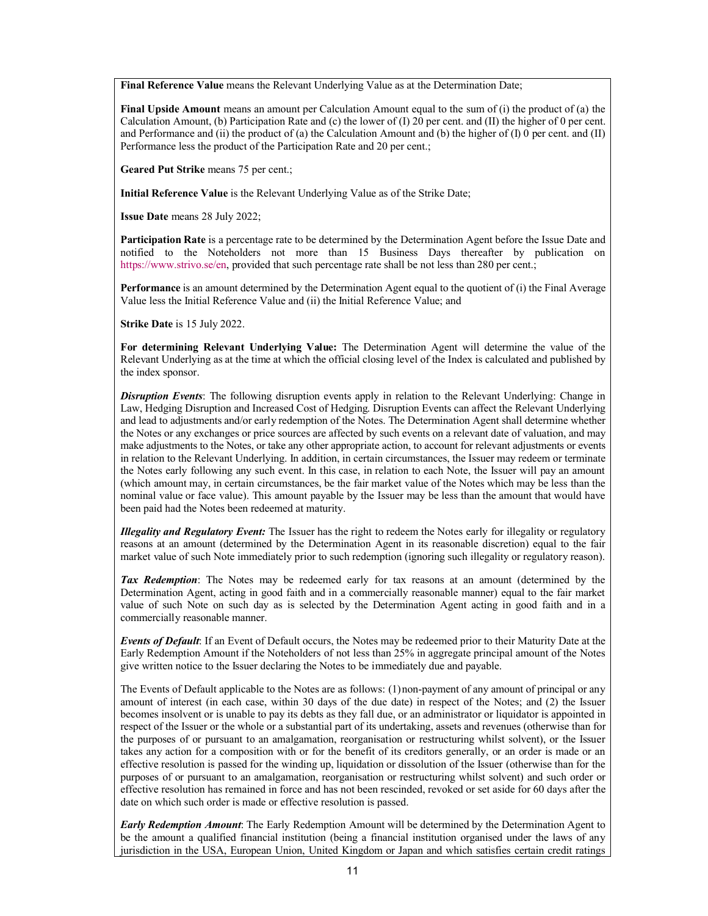**Final Reference Value** means the Relevant Underlying Value as at the Determination Date;

**Final Upside Amount** means an amount per Calculation Amount equal to the sum of (i) the product of (a) the Calculation Amount, (b) Participation Rate and (c) the lower of (I) 20 per cent. and (II) the higher of 0 per cent. and Performance and (ii) the product of (a) the Calculation Amount and (b) the higher of (I) 0 per cent. and (II) Performance less the product of the Participation Rate and 20 per cent.;

**Geared Put Strike** means 75 per cent.;

**Initial Reference Value** is the Relevant Underlying Value as of the Strike Date;

**Issue Date** means 28 July 2022;

**Participation Rate** is a percentage rate to be determined by the Determination Agent before the Issue Date and notified to the Noteholders not more than 15 Business Days thereafter by publication on https://www.strivo.se/en, provided that such percentage rate shall be not less than 280 per cent.;

**Performance** is an amount determined by the Determination Agent equal to the quotient of (i) the Final Average Value less the Initial Reference Value and (ii) the Initial Reference Value; and

**Strike Date** is 15 July 2022.

**For determining Relevant Underlying Value:** The Determination Agent will determine the value of the Relevant Underlying as at the time at which the official closing level of the Index is calculated and published by the index sponsor.

***Disruption Events***: The following disruption events apply in relation to the Relevant Underlying: Change in Law, Hedging Disruption and Increased Cost of Hedging. Disruption Events can affect the Relevant Underlying and lead to adjustments and/or early redemption of the Notes. The Determination Agent shall determine whether the Notes or any exchanges or price sources are affected by such events on a relevant date of valuation, and may make adjustments to the Notes, or take any other appropriate action, to account for relevant adjustments or events in relation to the Relevant Underlying. In addition, in certain circumstances, the Issuer may redeem or terminate the Notes early following any such event. In this case, in relation to each Note, the Issuer will pay an amount (which amount may, in certain circumstances, be the fair market value of the Notes which may be less than the nominal value or face value). This amount payable by the Issuer may be less than the amount that would have been paid had the Notes been redeemed at maturity.

***Illegality and Regulatory Event:*** The Issuer has the right to redeem the Notes early for illegality or regulatory reasons at an amount (determined by the Determination Agent in its reasonable discretion) equal to the fair market value of such Note immediately prior to such redemption (ignoring such illegality or regulatory reason).

***Tax Redemption***: The Notes may be redeemed early for tax reasons at an amount (determined by the Determination Agent, acting in good faith and in a commercially reasonable manner) equal to the fair market value of such Note on such day as is selected by the Determination Agent acting in good faith and in a commercially reasonable manner.

***Events of Default***: If an Event of Default occurs, the Notes may be redeemed prior to their Maturity Date at the Early Redemption Amount if the Noteholders of not less than 25% in aggregate principal amount of the Notes give written notice to the Issuer declaring the Notes to be immediately due and payable.

The Events of Default applicable to the Notes are as follows: (1) non-payment of any amount of principal or any amount of interest (in each case, within 30 days of the due date) in respect of the Notes; and (2) the Issuer becomes insolvent or is unable to pay its debts as they fall due, or an administrator or liquidator is appointed in respect of the Issuer or the whole or a substantial part of its undertaking, assets and revenues (otherwise than for the purposes of or pursuant to an amalgamation, reorganisation or restructuring whilst solvent), or the Issuer takes any action for a composition with or for the benefit of its creditors generally, or an order is made or an effective resolution is passed for the winding up, liquidation or dissolution of the Issuer (otherwise than for the purposes of or pursuant to an amalgamation, reorganisation or restructuring whilst solvent) and such order or effective resolution has remained in force and has not been rescinded, revoked or set aside for 60 days after the date on which such order is made or effective resolution is passed.

***Early Redemption Amount***: The Early Redemption Amount will be determined by the Determination Agent to be the amount a qualified financial institution (being a financial institution organised under the laws of any jurisdiction in the USA, European Union, United Kingdom or Japan and which satisfies certain credit ratings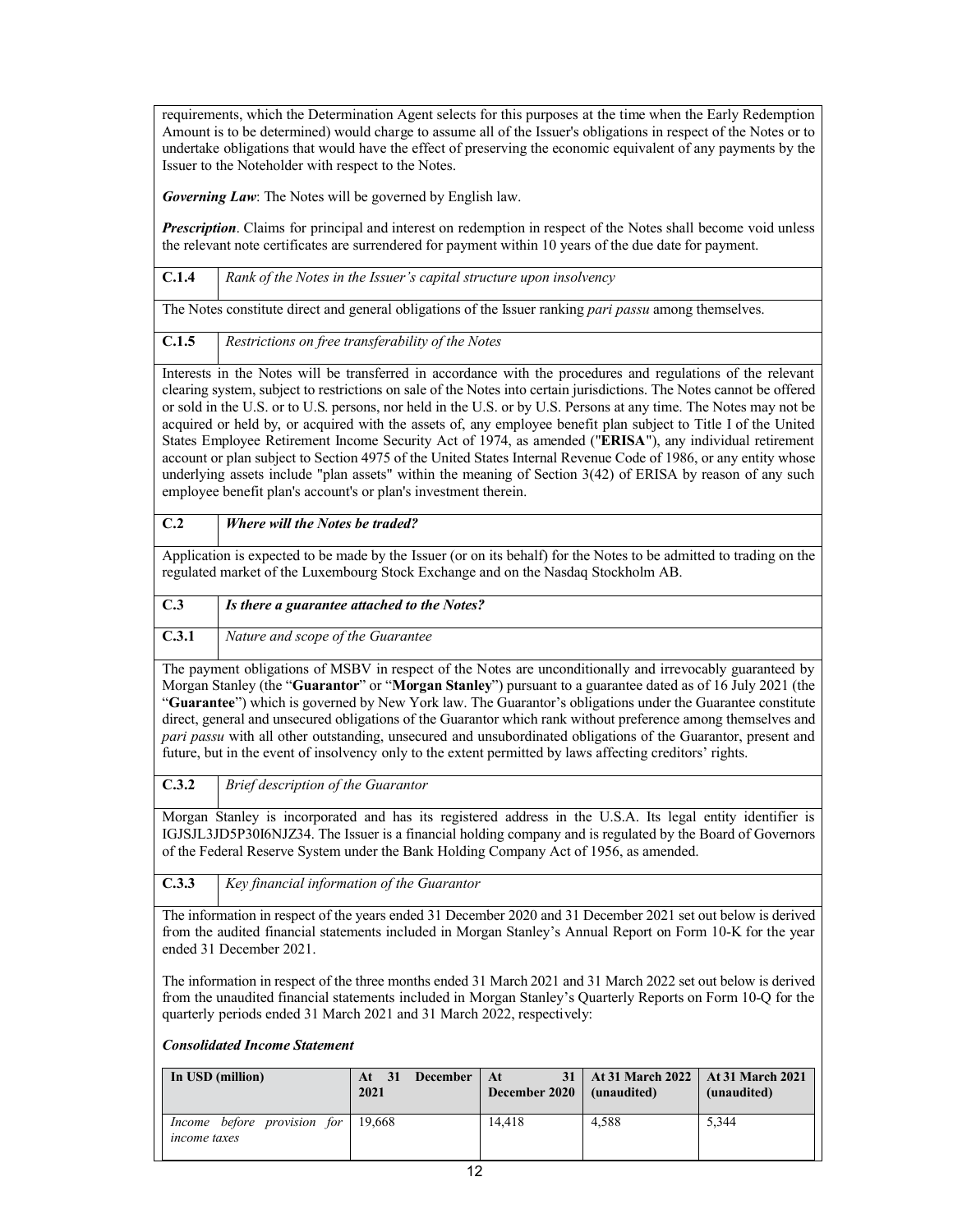requirements, which the Determination Agent selects for this purposes at the time when the Early Redemption Amount is to be determined) would charge to assume all of the Issuer's obligations in respect of the Notes or to undertake obligations that would have the effect of preserving the economic equivalent of any payments by the Issuer to the Noteholder with respect to the Notes.

***Governing Law***: The Notes will be governed by English law.

***Prescription***. Claims for principal and interest on redemption in respect of the Notes shall become void unless the relevant note certificates are surrendered for payment within 10 years of the due date for payment.

| **C.1.4** | *Rank of the Notes in the Issuer's capital structure upon insolvency* |
|---|---|

The Notes constitute direct and general obligations of the Issuer ranking *pari passu* among themselves.

| **C.1.5** | *Restrictions on free transferability of the Notes* |
|---|---|

Interests in the Notes will be transferred in accordance with the procedures and regulations of the relevant clearing system, subject to restrictions on sale of the Notes into certain jurisdictions. The Notes cannot be offered or sold in the U.S. or to U.S. persons, nor held in the U.S. or by U.S. Persons at any time. The Notes may not be acquired or held by, or acquired with the assets of, any employee benefit plan subject to Title I of the United States Employee Retirement Income Security Act of 1974, as amended ("**ERISA**"), any individual retirement account or plan subject to Section 4975 of the United States Internal Revenue Code of 1986, or any entity whose underlying assets include "plan assets" within the meaning of Section 3(42) of ERISA by reason of any such employee benefit plan's account's or plan's investment therein.

| **C.2** | ***Where will the Notes be traded?*** |
|---|---|

Application is expected to be made by the Issuer (or on its behalf) for the Notes to be admitted to trading on the regulated market of the Luxembourg Stock Exchange and on the Nasdaq Stockholm AB.

| **C.3** | ***Is there a guarantee attached to the Notes?*** |
|---|---|
| **C.3.1** | *Nature and scope of the Guarantee* |

The payment obligations of MSBV in respect of the Notes are unconditionally and irrevocably guaranteed by Morgan Stanley (the "**Guarantor**" or "**Morgan Stanley**") pursuant to a guarantee dated as of 16 July 2021 (the "**Guarantee**") which is governed by New York law. The Guarantor's obligations under the Guarantee constitute direct, general and unsecured obligations of the Guarantor which rank without preference among themselves and *pari passu* with all other outstanding, unsecured and unsubordinated obligations of the Guarantor, present and future, but in the event of insolvency only to the extent permitted by laws affecting creditors' rights.

| **C.3.2** | *Brief description of the Guarantor* |
|---|---|

Morgan Stanley is incorporated and has its registered address in the U.S.A. Its legal entity identifier is IGJSJL3JD5P30I6NJZ34. The Issuer is a financial holding company and is regulated by the Board of Governors of the Federal Reserve System under the Bank Holding Company Act of 1956, as amended.

| **C.3.3** | *Key financial information of the Guarantor* |
|---|---|

The information in respect of the years ended 31 December 2020 and 31 December 2021 set out below is derived from the audited financial statements included in Morgan Stanley's Annual Report on Form 10-K for the year ended 31 December 2021.

The information in respect of the three months ended 31 March 2021 and 31 March 2022 set out below is derived from the unaudited financial statements included in Morgan Stanley's Quarterly Reports on Form 10-Q for the quarterly periods ended 31 March 2021 and 31 March 2022, respectively:

***Consolidated Income Statement***

| In USD (million) | At 31 December 2021 | At 31 December 2020 | At 31 March 2022 (unaudited) | At 31 March 2021 (unaudited) |
|---|---|---|---|---|
| *Income before provision for income taxes* | 19,668 | 14,418 | 4,588 | 5,344 |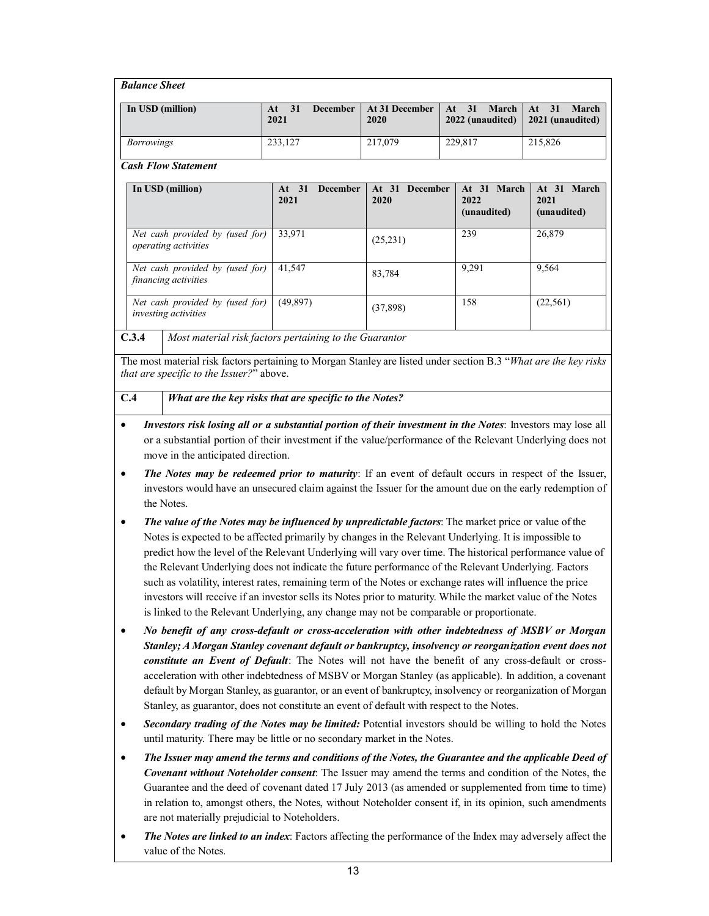***Balance Sheet***

| In USD (million) | At 31 December 2021 | At 31 December 2020 | At 31 March 2022 (unaudited) | At 31 March 2021 (unaudited) |
|---|---|---|---|---|
| *Borrowings* | 233,127 | 217,079 | 229,817 | 215,826 |

***Cash Flow Statement***

| In USD (million) | At 31 December 2021 | At 31 December 2020 | At 31 March 2022 (unaudited) | At 31 March 2021 (unaudited) |
|---|---|---|---|---|
| *Net cash provided by (used for) operating activities* | 33,971 | (25,231) | 239 | 26,879 |
| *Net cash provided by (used for) financing activities* | 41,547 | 83,784 | 9,291 | 9,564 |
| *Net cash provided by (used for) investing activities* | (49,897) | (37,898) | 158 | (22,561) |

**C.3.4** *Most material risk factors pertaining to the Guarantor*

The most material risk factors pertaining to Morgan Stanley are listed under section B.3 "*What are the key risks that are specific to the Issuer?*" above.

**C.4** ***What are the key risks that are specific to the Notes?***

- ***Investors risk losing all or a substantial portion of their investment in the Notes***: Investors may lose all or a substantial portion of their investment if the value/performance of the Relevant Underlying does not move in the anticipated direction.
- ***The Notes may be redeemed prior to maturity***: If an event of default occurs in respect of the Issuer, investors would have an unsecured claim against the Issuer for the amount due on the early redemption of the Notes.
- ***The value of the Notes may be influenced by unpredictable factors***: The market price or value of the Notes is expected to be affected primarily by changes in the Relevant Underlying. It is impossible to predict how the level of the Relevant Underlying will vary over time. The historical performance value of the Relevant Underlying does not indicate the future performance of the Relevant Underlying. Factors such as volatility, interest rates, remaining term of the Notes or exchange rates will influence the price investors will receive if an investor sells its Notes prior to maturity. While the market value of the Notes is linked to the Relevant Underlying, any change may not be comparable or proportionate.
- ***No benefit of any cross-default or cross-acceleration with other indebtedness of MSBV or Morgan Stanley; A Morgan Stanley covenant default or bankruptcy, insolvency or reorganization event does not constitute an Event of Default***: The Notes will not have the benefit of any cross-default or cross-acceleration with other indebtedness of MSBV or Morgan Stanley (as applicable). In addition, a covenant default by Morgan Stanley, as guarantor, or an event of bankruptcy, insolvency or reorganization of Morgan Stanley, as guarantor, does not constitute an event of default with respect to the Notes.
- ***Secondary trading of the Notes may be limited:*** Potential investors should be willing to hold the Notes until maturity. There may be little or no secondary market in the Notes.
- ***The Issuer may amend the terms and conditions of the Notes, the Guarantee and the applicable Deed of Covenant without Noteholder consent***: The Issuer may amend the terms and condition of the Notes, the Guarantee and the deed of covenant dated 17 July 2013 (as amended or supplemented from time to time) in relation to, amongst others, the Notes, without Noteholder consent if, in its opinion, such amendments are not materially prejudicial to Noteholders.
- ***The Notes are linked to an index***: Factors affecting the performance of the Index may adversely affect the value of the Notes.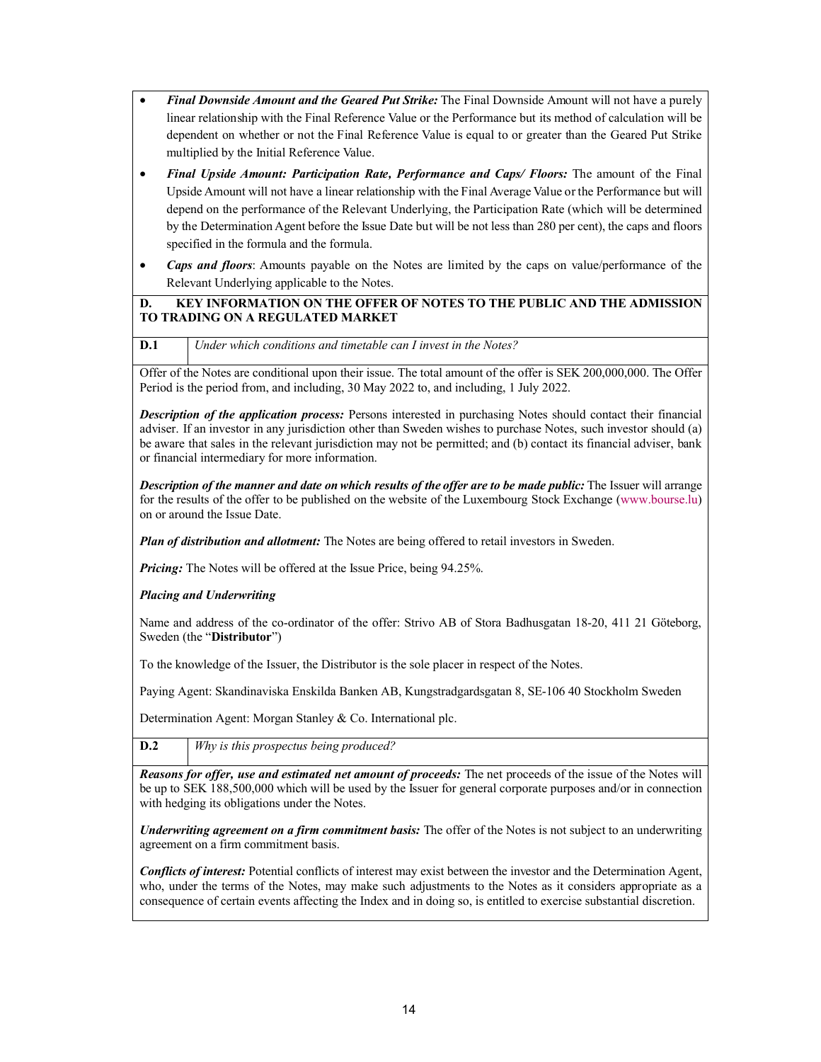- ***Final Downside Amount and the Geared Put Strike:*** The Final Downside Amount will not have a purely linear relationship with the Final Reference Value or the Performance but its method of calculation will be dependent on whether or not the Final Reference Value is equal to or greater than the Geared Put Strike multiplied by the Initial Reference Value.
- ***Final Upside Amount: Participation Rate, Performance and Caps/ Floors:*** The amount of the Final Upside Amount will not have a linear relationship with the Final Average Value or the Performance but will depend on the performance of the Relevant Underlying, the Participation Rate (which will be determined by the Determination Agent before the Issue Date but will be not less than 280 per cent), the caps and floors specified in the formula and the formula.
- ***Caps and floors***: Amounts payable on the Notes are limited by the caps on value/performance of the Relevant Underlying applicable to the Notes.

## D. KEY INFORMATION ON THE OFFER OF NOTES TO THE PUBLIC AND THE ADMISSION TO TRADING ON A REGULATED MARKET

| **D.1** | *Under which conditions and timetable can I invest in the Notes?* |
|---|---|

Offer of the Notes are conditional upon their issue. The total amount of the offer is SEK 200,000,000. The Offer Period is the period from, and including, 30 May 2022 to, and including, 1 July 2022.

***Description of the application process:*** Persons interested in purchasing Notes should contact their financial adviser. If an investor in any jurisdiction other than Sweden wishes to purchase Notes, such investor should (a) be aware that sales in the relevant jurisdiction may not be permitted; and (b) contact its financial adviser, bank or financial intermediary for more information.

***Description of the manner and date on which results of the offer are to be made public:*** The Issuer will arrange for the results of the offer to be published on the website of the Luxembourg Stock Exchange (www.bourse.lu) on or around the Issue Date.

***Plan of distribution and allotment:*** The Notes are being offered to retail investors in Sweden.

***Pricing:*** The Notes will be offered at the Issue Price, being 94.25%.

***Placing and Underwriting***

Name and address of the co-ordinator of the offer: Strivo AB of Stora Badhusgatan 18-20, 411 21 Göteborg, Sweden (the "**Distributor**")

To the knowledge of the Issuer, the Distributor is the sole placer in respect of the Notes.

Paying Agent: Skandinaviska Enskilda Banken AB, Kungstradgardsgatan 8, SE-106 40 Stockholm Sweden

Determination Agent: Morgan Stanley & Co. International plc.

| **D.2** | *Why is this prospectus being produced?* |
|---|---|

***Reasons for offer, use and estimated net amount of proceeds:*** The net proceeds of the issue of the Notes will be up to SEK 188,500,000 which will be used by the Issuer for general corporate purposes and/or in connection with hedging its obligations under the Notes.

***Underwriting agreement on a firm commitment basis:*** The offer of the Notes is not subject to an underwriting agreement on a firm commitment basis.

***Conflicts of interest:*** Potential conflicts of interest may exist between the investor and the Determination Agent, who, under the terms of the Notes, may make such adjustments to the Notes as it considers appropriate as a consequence of certain events affecting the Index and in doing so, is entitled to exercise substantial discretion.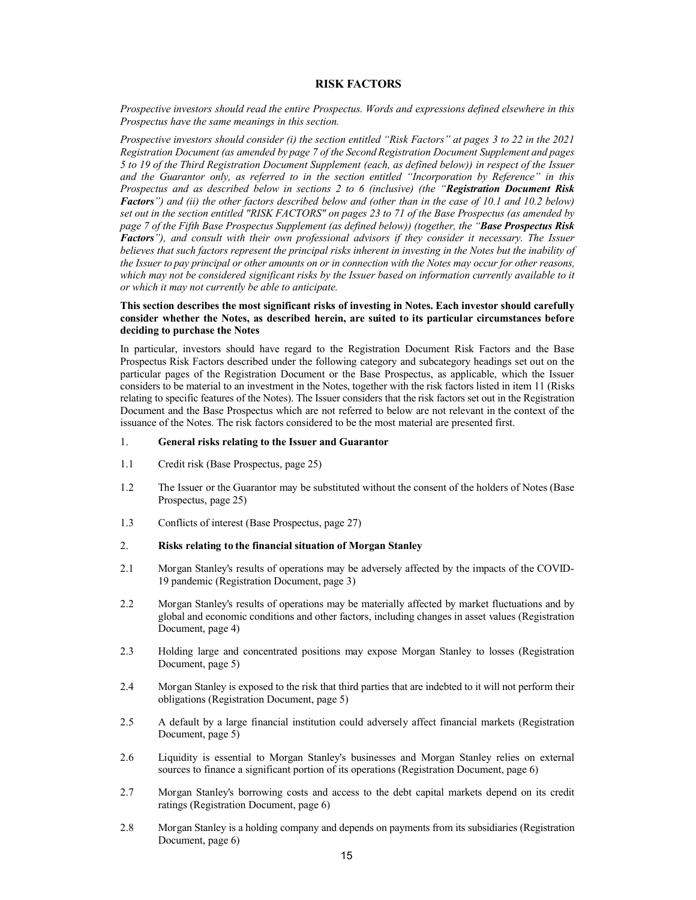# RISK FACTORS

*Prospective investors should read the entire Prospectus. Words and expressions defined elsewhere in this Prospectus have the same meanings in this section.*

*Prospective investors should consider (i) the section entitled "Risk Factors" at pages 3 to 22 in the 2021 Registration Document (as amended by page 7 of the Second Registration Document Supplement and pages 5 to 19 of the Third Registration Document Supplement (each, as defined below)) in respect of the Issuer and the Guarantor only, as referred to in the section entitled "Incorporation by Reference" in this Prospectus and as described below in sections 2 to 6 (inclusive) (the "**Registration Document Risk Factors**") and (ii) the other factors described below and (other than in the case of 10.1 and 10.2 below) set out in the section entitled "RISK FACTORS" on pages 23 to 71 of the Base Prospectus (as amended by page 7 of the Fifth Base Prospectus Supplement (as defined below)) (together, the "**Base Prospectus Risk Factors**"), and consult with their own professional advisors if they consider it necessary. The Issuer believes that such factors represent the principal risks inherent in investing in the Notes but the inability of the Issuer to pay principal or other amounts on or in connection with the Notes may occur for other reasons, which may not be considered significant risks by the Issuer based on information currently available to it or which it may not currently be able to anticipate.*

**This section describes the most significant risks of investing in Notes. Each investor should carefully consider whether the Notes, as described herein, are suited to its particular circumstances before deciding to purchase the Notes**

In particular, investors should have regard to the Registration Document Risk Factors and the Base Prospectus Risk Factors described under the following category and subcategory headings set out on the particular pages of the Registration Document or the Base Prospectus, as applicable, which the Issuer considers to be material to an investment in the Notes, together with the risk factors listed in item 11 (Risks relating to specific features of the Notes). The Issuer considers that the risk factors set out in the Registration Document and the Base Prospectus which are not referred to below are not relevant in the context of the issuance of the Notes. The risk factors considered to be the most material are presented first.

1. **General risks relating to the Issuer and Guarantor**

1.1 Credit risk (Base Prospectus, page 25)

1.2 The Issuer or the Guarantor may be substituted without the consent of the holders of Notes (Base Prospectus, page 25)

1.3 Conflicts of interest (Base Prospectus, page 27)

2. **Risks relating to the financial situation of Morgan Stanley**

2.1 Morgan Stanley's results of operations may be adversely affected by the impacts of the COVID-19 pandemic (Registration Document, page 3)

2.2 Morgan Stanley's results of operations may be materially affected by market fluctuations and by global and economic conditions and other factors, including changes in asset values (Registration Document, page 4)

2.3 Holding large and concentrated positions may expose Morgan Stanley to losses (Registration Document, page 5)

2.4 Morgan Stanley is exposed to the risk that third parties that are indebted to it will not perform their obligations (Registration Document, page 5)

2.5 A default by a large financial institution could adversely affect financial markets (Registration Document, page 5)

2.6 Liquidity is essential to Morgan Stanley's businesses and Morgan Stanley relies on external sources to finance a significant portion of its operations (Registration Document, page 6)

2.7 Morgan Stanley's borrowing costs and access to the debt capital markets depend on its credit ratings (Registration Document, page 6)

2.8 Morgan Stanley is a holding company and depends on payments from its subsidiaries (Registration Document, page 6)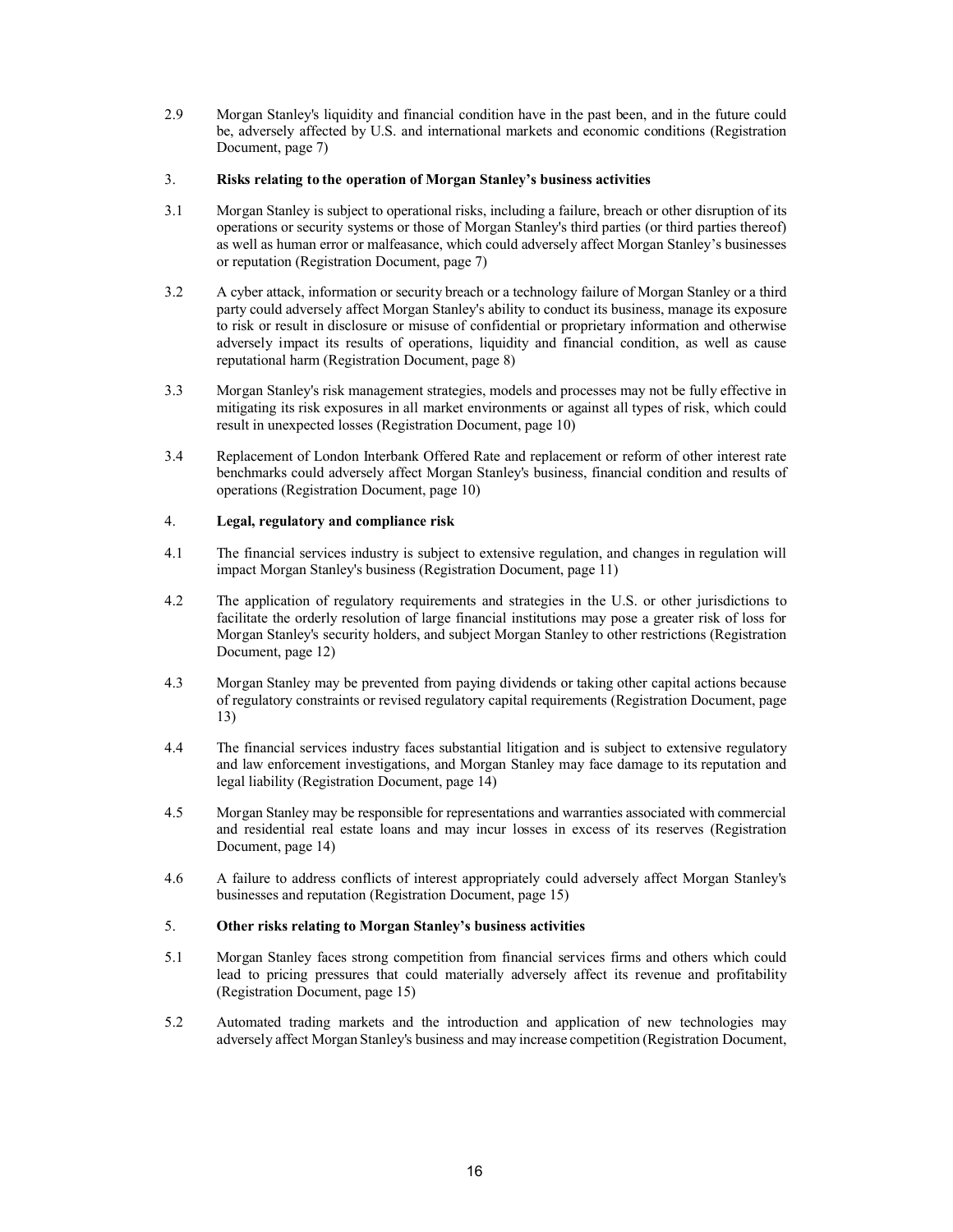2.9 Morgan Stanley's liquidity and financial condition have in the past been, and in the future could be, adversely affected by U.S. and international markets and economic conditions (Registration Document, page 7)

3. **Risks relating to the operation of Morgan Stanley's business activities**

3.1 Morgan Stanley is subject to operational risks, including a failure, breach or other disruption of its operations or security systems or those of Morgan Stanley's third parties (or third parties thereof) as well as human error or malfeasance, which could adversely affect Morgan Stanley's businesses or reputation (Registration Document, page 7)

3.2 A cyber attack, information or security breach or a technology failure of Morgan Stanley or a third party could adversely affect Morgan Stanley's ability to conduct its business, manage its exposure to risk or result in disclosure or misuse of confidential or proprietary information and otherwise adversely impact its results of operations, liquidity and financial condition, as well as cause reputational harm (Registration Document, page 8)

3.3 Morgan Stanley's risk management strategies, models and processes may not be fully effective in mitigating its risk exposures in all market environments or against all types of risk, which could result in unexpected losses (Registration Document, page 10)

3.4 Replacement of London Interbank Offered Rate and replacement or reform of other interest rate benchmarks could adversely affect Morgan Stanley's business, financial condition and results of operations (Registration Document, page 10)

4. **Legal, regulatory and compliance risk**

4.1 The financial services industry is subject to extensive regulation, and changes in regulation will impact Morgan Stanley's business (Registration Document, page 11)

4.2 The application of regulatory requirements and strategies in the U.S. or other jurisdictions to facilitate the orderly resolution of large financial institutions may pose a greater risk of loss for Morgan Stanley's security holders, and subject Morgan Stanley to other restrictions (Registration Document, page 12)

4.3 Morgan Stanley may be prevented from paying dividends or taking other capital actions because of regulatory constraints or revised regulatory capital requirements (Registration Document, page 13)

4.4 The financial services industry faces substantial litigation and is subject to extensive regulatory and law enforcement investigations, and Morgan Stanley may face damage to its reputation and legal liability (Registration Document, page 14)

4.5 Morgan Stanley may be responsible for representations and warranties associated with commercial and residential real estate loans and may incur losses in excess of its reserves (Registration Document, page 14)

4.6 A failure to address conflicts of interest appropriately could adversely affect Morgan Stanley's businesses and reputation (Registration Document, page 15)

5. **Other risks relating to Morgan Stanley's business activities**

5.1 Morgan Stanley faces strong competition from financial services firms and others which could lead to pricing pressures that could materially adversely affect its revenue and profitability (Registration Document, page 15)

5.2 Automated trading markets and the introduction and application of new technologies may adversely affect Morgan Stanley's business and may increase competition (Registration Document,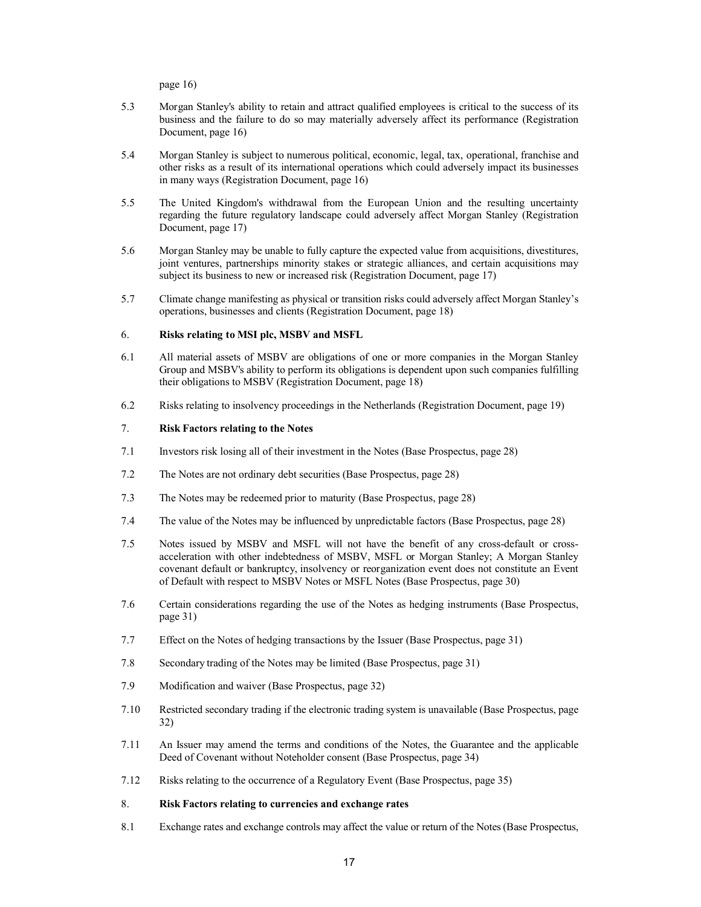page 16)

5.3 Morgan Stanley's ability to retain and attract qualified employees is critical to the success of its business and the failure to do so may materially adversely affect its performance (Registration Document, page 16)

5.4 Morgan Stanley is subject to numerous political, economic, legal, tax, operational, franchise and other risks as a result of its international operations which could adversely impact its businesses in many ways (Registration Document, page 16)

5.5 The United Kingdom's withdrawal from the European Union and the resulting uncertainty regarding the future regulatory landscape could adversely affect Morgan Stanley (Registration Document, page 17)

5.6 Morgan Stanley may be unable to fully capture the expected value from acquisitions, divestitures, joint ventures, partnerships minority stakes or strategic alliances, and certain acquisitions may subject its business to new or increased risk (Registration Document, page 17)

5.7 Climate change manifesting as physical or transition risks could adversely affect Morgan Stanley's operations, businesses and clients (Registration Document, page 18)

6. **Risks relating to MSI plc, MSBV and MSFL**

6.1 All material assets of MSBV are obligations of one or more companies in the Morgan Stanley Group and MSBV's ability to perform its obligations is dependent upon such companies fulfilling their obligations to MSBV (Registration Document, page 18)

6.2 Risks relating to insolvency proceedings in the Netherlands (Registration Document, page 19)

7. **Risk Factors relating to the Notes**

7.1 Investors risk losing all of their investment in the Notes (Base Prospectus, page 28)

7.2 The Notes are not ordinary debt securities (Base Prospectus, page 28)

7.3 The Notes may be redeemed prior to maturity (Base Prospectus, page 28)

7.4 The value of the Notes may be influenced by unpredictable factors (Base Prospectus, page 28)

7.5 Notes issued by MSBV and MSFL will not have the benefit of any cross-default or cross-acceleration with other indebtedness of MSBV, MSFL or Morgan Stanley; A Morgan Stanley covenant default or bankruptcy, insolvency or reorganization event does not constitute an Event of Default with respect to MSBV Notes or MSFL Notes (Base Prospectus, page 30)

7.6 Certain considerations regarding the use of the Notes as hedging instruments (Base Prospectus, page 31)

7.7 Effect on the Notes of hedging transactions by the Issuer (Base Prospectus, page 31)

7.8 Secondary trading of the Notes may be limited (Base Prospectus, page 31)

7.9 Modification and waiver (Base Prospectus, page 32)

7.10 Restricted secondary trading if the electronic trading system is unavailable (Base Prospectus, page 32)

7.11 An Issuer may amend the terms and conditions of the Notes, the Guarantee and the applicable Deed of Covenant without Noteholder consent (Base Prospectus, page 34)

7.12 Risks relating to the occurrence of a Regulatory Event (Base Prospectus, page 35)

8. **Risk Factors relating to currencies and exchange rates**

8.1 Exchange rates and exchange controls may affect the value or return of the Notes (Base Prospectus,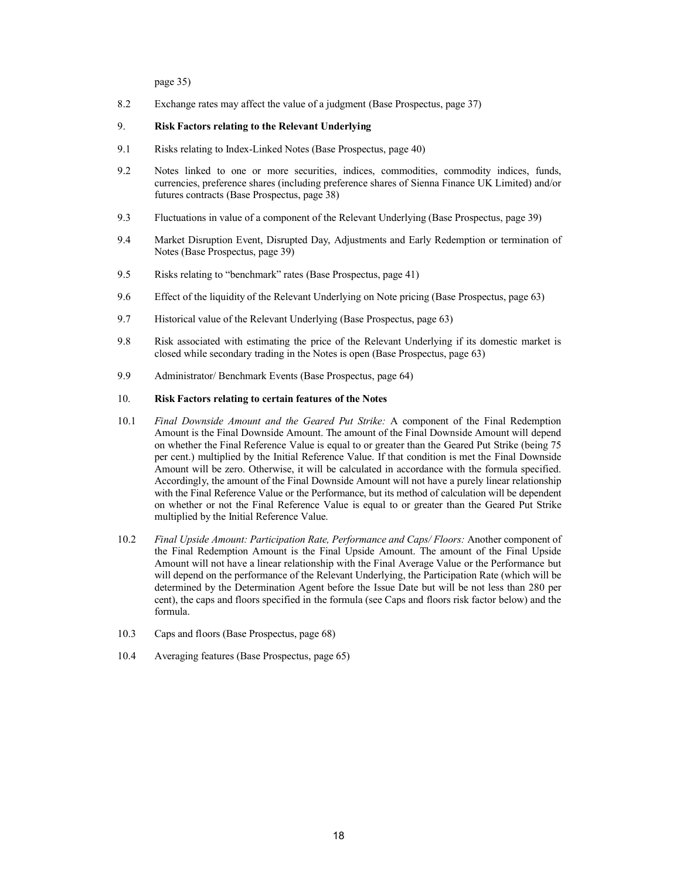page 35)

8.2 Exchange rates may affect the value of a judgment (Base Prospectus, page 37)

9. **Risk Factors relating to the Relevant Underlying**

9.1 Risks relating to Index-Linked Notes (Base Prospectus, page 40)

9.2 Notes linked to one or more securities, indices, commodities, commodity indices, funds, currencies, preference shares (including preference shares of Sienna Finance UK Limited) and/or futures contracts (Base Prospectus, page 38)

9.3 Fluctuations in value of a component of the Relevant Underlying (Base Prospectus, page 39)

9.4 Market Disruption Event, Disrupted Day, Adjustments and Early Redemption or termination of Notes (Base Prospectus, page 39)

9.5 Risks relating to "benchmark" rates (Base Prospectus, page 41)

9.6 Effect of the liquidity of the Relevant Underlying on Note pricing (Base Prospectus, page 63)

9.7 Historical value of the Relevant Underlying (Base Prospectus, page 63)

9.8 Risk associated with estimating the price of the Relevant Underlying if its domestic market is closed while secondary trading in the Notes is open (Base Prospectus, page 63)

9.9 Administrator/ Benchmark Events (Base Prospectus, page 64)

10. **Risk Factors relating to certain features of the Notes**

10.1 *Final Downside Amount and the Geared Put Strike:* A component of the Final Redemption Amount is the Final Downside Amount. The amount of the Final Downside Amount will depend on whether the Final Reference Value is equal to or greater than the Geared Put Strike (being 75 per cent.) multiplied by the Initial Reference Value. If that condition is met the Final Downside Amount will be zero. Otherwise, it will be calculated in accordance with the formula specified. Accordingly, the amount of the Final Downside Amount will not have a purely linear relationship with the Final Reference Value or the Performance, but its method of calculation will be dependent on whether or not the Final Reference Value is equal to or greater than the Geared Put Strike multiplied by the Initial Reference Value.

10.2 *Final Upside Amount: Participation Rate, Performance and Caps/ Floors:* Another component of the Final Redemption Amount is the Final Upside Amount. The amount of the Final Upside Amount will not have a linear relationship with the Final Average Value or the Performance but will depend on the performance of the Relevant Underlying, the Participation Rate (which will be determined by the Determination Agent before the Issue Date but will be not less than 280 per cent), the caps and floors specified in the formula (see Caps and floors risk factor below) and the formula.

10.3 Caps and floors (Base Prospectus, page 68)

10.4 Averaging features (Base Prospectus, page 65)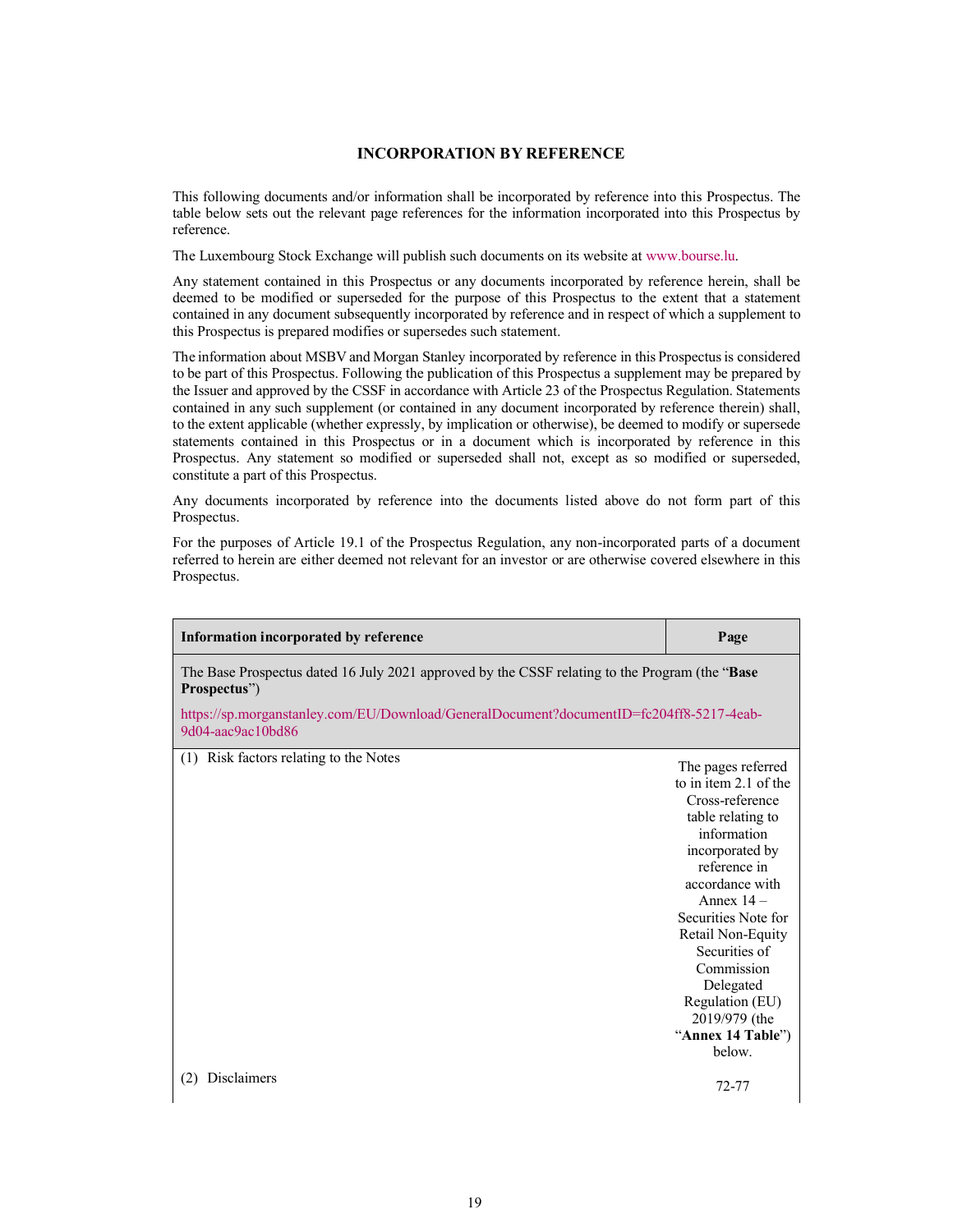## INCORPORATION BY REFERENCE

This following documents and/or information shall be incorporated by reference into this Prospectus. The table below sets out the relevant page references for the information incorporated into this Prospectus by reference.

The Luxembourg Stock Exchange will publish such documents on its website at www.bourse.lu.

Any statement contained in this Prospectus or any documents incorporated by reference herein, shall be deemed to be modified or superseded for the purpose of this Prospectus to the extent that a statement contained in any document subsequently incorporated by reference and in respect of which a supplement to this Prospectus is prepared modifies or supersedes such statement.

The information about MSBV and Morgan Stanley incorporated by reference in this Prospectus is considered to be part of this Prospectus. Following the publication of this Prospectus a supplement may be prepared by the Issuer and approved by the CSSF in accordance with Article 23 of the Prospectus Regulation. Statements contained in any such supplement (or contained in any document incorporated by reference therein) shall, to the extent applicable (whether expressly, by implication or otherwise), be deemed to modify or supersede statements contained in this Prospectus or in a document which is incorporated by reference in this Prospectus. Any statement so modified or superseded shall not, except as so modified or superseded, constitute a part of this Prospectus.

Any documents incorporated by reference into the documents listed above do not form part of this Prospectus.

For the purposes of Article 19.1 of the Prospectus Regulation, any non-incorporated parts of a document referred to herein are either deemed not relevant for an investor or are otherwise covered elsewhere in this Prospectus.

| **Information incorporated by reference** | **Page** |
|---|---|
| The Base Prospectus dated 16 July 2021 approved by the CSSF relating to the Program (the "**Base Prospectus**")<br>https://sp.morganstanley.com/EU/Download/GeneralDocument?documentID=fc204ff8-5217-4eab-9d04-aac9ac10bd86 | |
| (1) Risk factors relating to the Notes | The pages referred to in item 2.1 of the Cross-reference table relating to information incorporated by reference in accordance with Annex 14 – Securities Note for Retail Non-Equity Securities of Commission Delegated Regulation (EU) 2019/979 (the "**Annex 14 Table**") below. |
| (2) Disclaimers | 72-77 |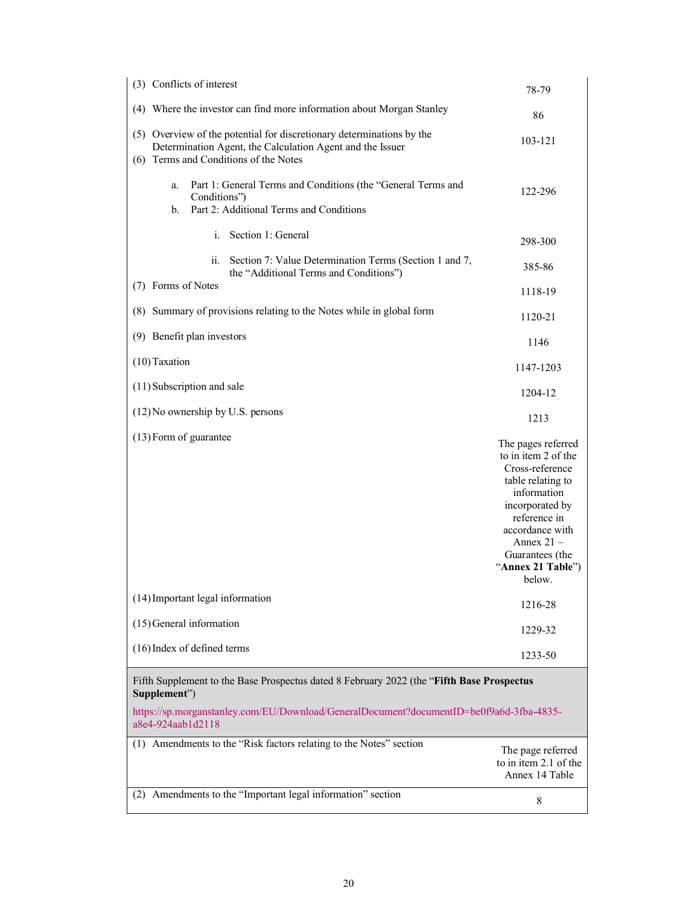| | |
|---|---|
| (3) Conflicts of interest | 78-79 |
| (4) Where the investor can find more information about Morgan Stanley | 86 |
| (5) Overview of the potential for discretionary determinations by the Determination Agent, the Calculation Agent and the Issuer | 103-121 |
| (6) Terms and Conditions of the Notes | |
| a. Part 1: General Terms and Conditions (the "General Terms and Conditions") | 122-296 |
| b. Part 2: Additional Terms and Conditions | |
| i. Section 1: General | 298-300 |
| ii. Section 7: Value Determination Terms (Section 1 and 7, the "Additional Terms and Conditions") | 385-86 |
| (7) Forms of Notes | 1118-19 |
| (8) Summary of provisions relating to the Notes while in global form | 1120-21 |
| (9) Benefit plan investors | 1146 |
| (10) Taxation | 1147-1203 |
| (11) Subscription and sale | 1204-12 |
| (12) No ownership by U.S. persons | 1213 |
| (13) Form of guarantee | The pages referred to in item 2 of the Cross-reference table relating to information incorporated by reference in accordance with Annex 21 – Guarantees (the "**Annex 21 Table**") below. |
| (14) Important legal information | 1216-28 |
| (15) General information | 1229-32 |
| (16) Index of defined terms | 1233-50 |
| Fifth Supplement to the Base Prospectus dated 8 February 2022 (the "**Fifth Base Prospectus Supplement**")<br>https://sp.morganstanley.com/EU/Download/GeneralDocument?documentID=be0f9a6d-3fba-4835-a8e4-924aab1d2118 | |
| (1) Amendments to the "Risk factors relating to the Notes" section | The page referred to in item 2.1 of the Annex 14 Table |
| (2) Amendments to the "Important legal information" section | 8 |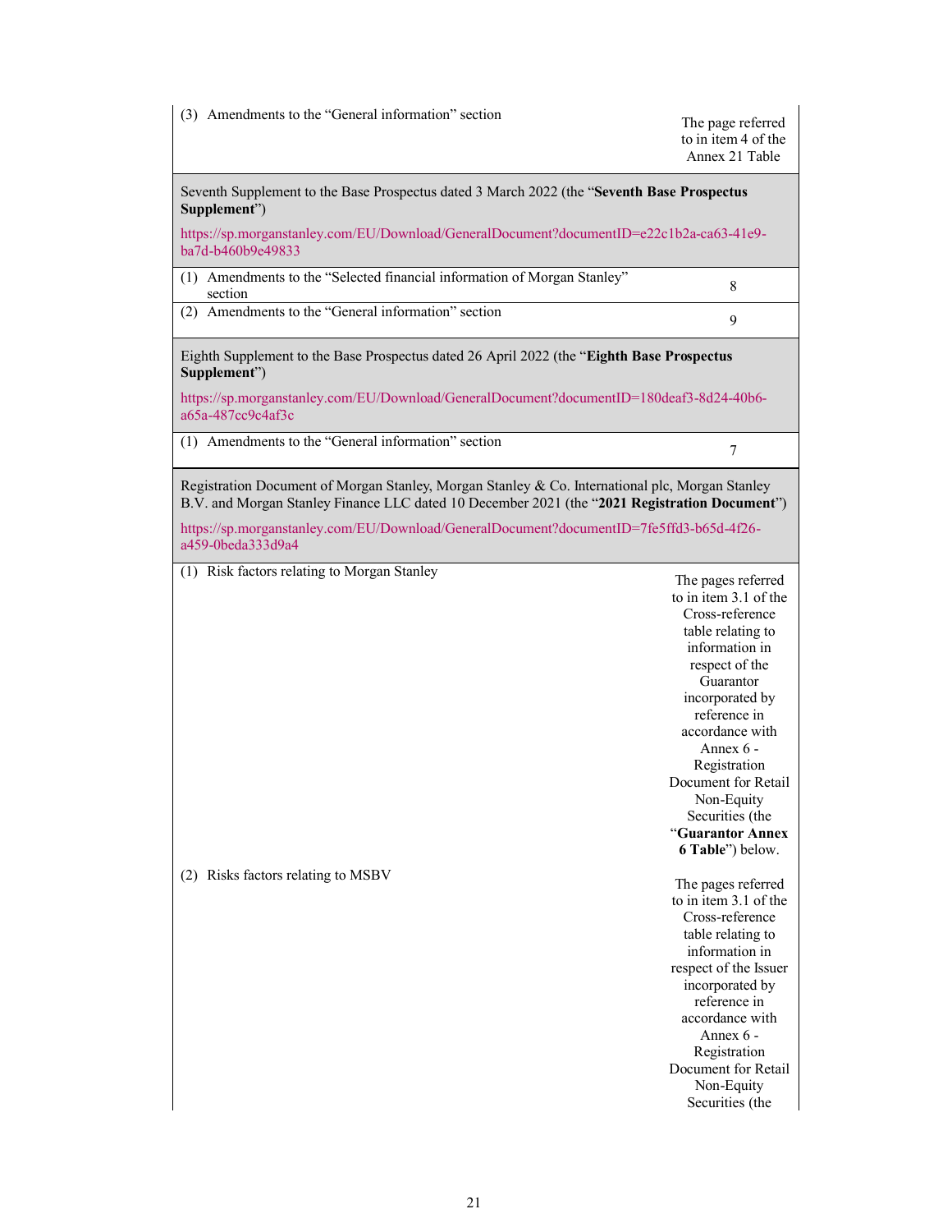| | |
|---|---|
| (3) Amendments to the "General information" section | The page referred to in item 4 of the Annex 21 Table |
| Seventh Supplement to the Base Prospectus dated 3 March 2022 (the "**Seventh Base Prospectus Supplement**")<br><br>https://sp.morganstanley.com/EU/Download/GeneralDocument?documentID=e22c1b2a-ca63-41e9-ba7d-b460b9e49833 | |
| (1) Amendments to the "Selected financial information of Morgan Stanley" section | 8 |
| (2) Amendments to the "General information" section | 9 |
| Eighth Supplement to the Base Prospectus dated 26 April 2022 (the "**Eighth Base Prospectus Supplement**")<br><br>https://sp.morganstanley.com/EU/Download/GeneralDocument?documentID=180deaf3-8d24-40b6-a65a-487cc9c4af3c | |
| (1) Amendments to the "General information" section | 7 |
| Registration Document of Morgan Stanley, Morgan Stanley & Co. International plc, Morgan Stanley B.V. and Morgan Stanley Finance LLC dated 10 December 2021 (the "**2021 Registration Document**")<br><br>https://sp.morganstanley.com/EU/Download/GeneralDocument?documentID=7fe5ffd3-b65d-4f26-a459-0beda333d9a4 | |
| (1) Risk factors relating to Morgan Stanley | The pages referred to in item 3.1 of the Cross-reference table relating to information in respect of the Guarantor incorporated by reference in accordance with Annex 6 - Registration Document for Retail Non-Equity Securities (the "**Guarantor Annex 6 Table**") below. |
| (2) Risks factors relating to MSBV | The pages referred to in item 3.1 of the Cross-reference table relating to information in respect of the Issuer incorporated by reference in accordance with Annex 6 - Registration Document for Retail Non-Equity Securities (the |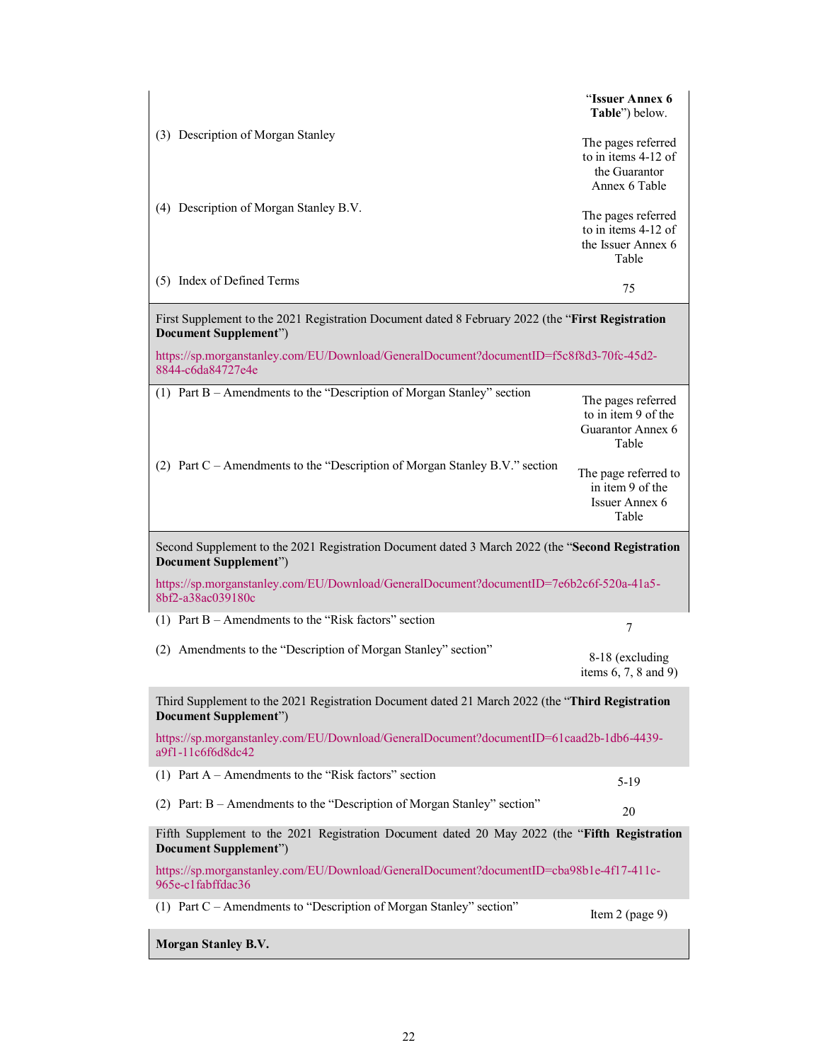| | |
|---|---|
| | "**Issuer Annex 6 Table**") below. |
| (3) Description of Morgan Stanley | The pages referred to in items 4-12 of the Guarantor Annex 6 Table |
| (4) Description of Morgan Stanley B.V. | The pages referred to in items 4-12 of the Issuer Annex 6 Table |
| (5) Index of Defined Terms | 75 |
| First Supplement to the 2021 Registration Document dated 8 February 2022 (the "**First Registration Document Supplement**") https://sp.morganstanley.com/EU/Download/GeneralDocument?documentID=f5c8f8d3-70fc-45d2-8844-c6da84727e4e | |
| (1) Part B – Amendments to the "Description of Morgan Stanley" section | The pages referred to in item 9 of the Guarantor Annex 6 Table |
| (2) Part C – Amendments to the "Description of Morgan Stanley B.V." section | The page referred to in item 9 of the Issuer Annex 6 Table |
| Second Supplement to the 2021 Registration Document dated 3 March 2022 (the "**Second Registration Document Supplement**") https://sp.morganstanley.com/EU/Download/GeneralDocument?documentID=7e6b2c6f-520a-41a5-8bf2-a38ac039180c | |
| (1) Part B – Amendments to the "Risk factors" section | 7 |
| (2) Amendments to the "Description of Morgan Stanley" section" | 8-18 (excluding items 6, 7, 8 and 9) |
| Third Supplement to the 2021 Registration Document dated 21 March 2022 (the "**Third Registration Document Supplement**") https://sp.morganstanley.com/EU/Download/GeneralDocument?documentID=61caad2b-1db6-4439-a9f1-11c6f6d8dc42 | |
| (1) Part A – Amendments to the "Risk factors" section | 5-19 |
| (2) Part: B – Amendments to the "Description of Morgan Stanley" section" | 20 |
| Fifth Supplement to the 2021 Registration Document dated 20 May 2022 (the "**Fifth Registration Document Supplement**") https://sp.morganstanley.com/EU/Download/GeneralDocument?documentID=cba98b1e-4f17-411c-965e-c1fabffdac36 | |
| (1) Part C – Amendments to "Description of Morgan Stanley" section" | Item 2 (page 9) |
| **Morgan Stanley B.V.** | |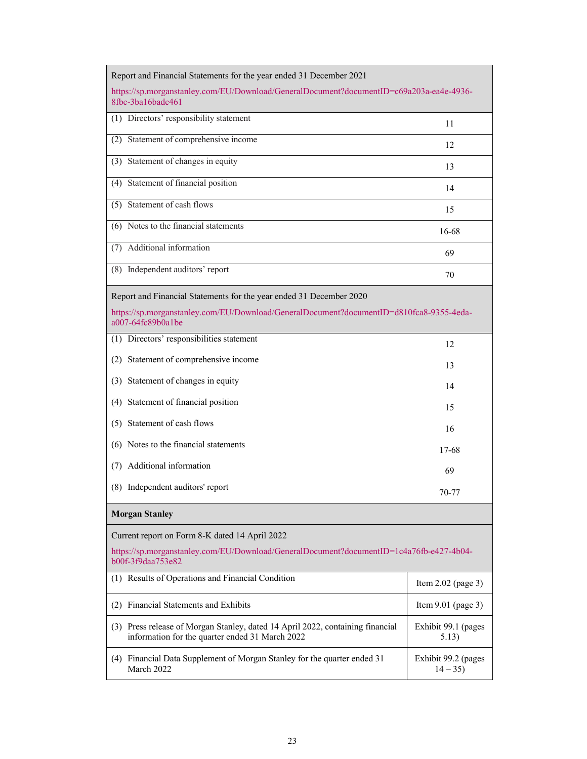| Report and Financial Statements for the year ended 31 December 2021<br>https://sp.morganstanley.com/EU/Download/GeneralDocument?documentID=c69a203a-ea4e-4936-8fbc-3ba16badc461 | |
|---|---|
| (1) Directors' responsibility statement | 11 |
| (2) Statement of comprehensive income | 12 |
| (3) Statement of changes in equity | 13 |
| (4) Statement of financial position | 14 |
| (5) Statement of cash flows | 15 |
| (6) Notes to the financial statements | 16-68 |
| (7) Additional information | 69 |
| (8) Independent auditors' report | 70 |
| Report and Financial Statements for the year ended 31 December 2020<br>https://sp.morganstanley.com/EU/Download/GeneralDocument?documentID=d810fca8-9355-4eda-a007-64fc89b0a1be | |
| (1) Directors' responsibilities statement | 12 |
| (2) Statement of comprehensive income | 13 |
| (3) Statement of changes in equity | 14 |
| (4) Statement of financial position | 15 |
| (5) Statement of cash flows | 16 |
| (6) Notes to the financial statements | 17-68 |
| (7) Additional information | 69 |
| (8) Independent auditors' report | 70-77 |
| **Morgan Stanley** | |
| Current report on Form 8-K dated 14 April 2022<br>https://sp.morganstanley.com/EU/Download/GeneralDocument?documentID=1c4a76fb-e427-4b04-b00f-3f9daa753e82 | |
| (1) Results of Operations and Financial Condition | Item 2.02 (page 3) |
| (2) Financial Statements and Exhibits | Item 9.01 (page 3) |
| (3) Press release of Morgan Stanley, dated 14 April 2022, containing financial information for the quarter ended 31 March 2022 | Exhibit 99.1 (pages 5.13) |
| (4) Financial Data Supplement of Morgan Stanley for the quarter ended 31 March 2022 | Exhibit 99.2 (pages 14 – 35) |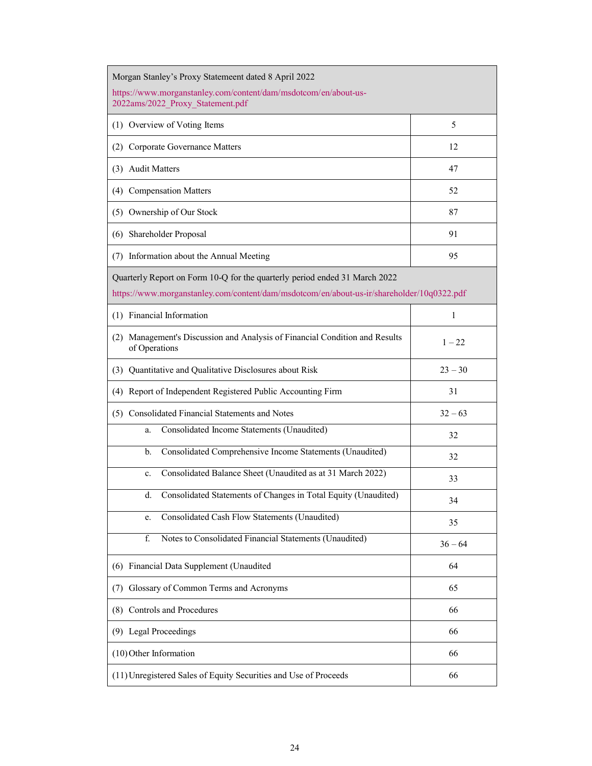| Morgan Stanley's Proxy Statement dated 8 April 2022<br>https://www.morganstanley.com/content/dam/msdotcom/en/about-us-2022ams/2022_Proxy_Statement.pdf | |
|---|---|
| (1) Overview of Voting Items | 5 |
| (2) Corporate Governance Matters | 12 |
| (3) Audit Matters | 47 |
| (4) Compensation Matters | 52 |
| (5) Ownership of Our Stock | 87 |
| (6) Shareholder Proposal | 91 |
| (7) Information about the Annual Meeting | 95 |
| Quarterly Report on Form 10-Q for the quarterly period ended 31 March 2022<br>https://www.morganstanley.com/content/dam/msdotcom/en/about-us-ir/shareholder/10q0322.pdf | |
| (1) Financial Information | 1 |
| (2) Management's Discussion and Analysis of Financial Condition and Results of Operations | 1 – 22 |
| (3) Quantitative and Qualitative Disclosures about Risk | 23 – 30 |
| (4) Report of Independent Registered Public Accounting Firm | 31 |
| (5) Consolidated Financial Statements and Notes | 32 – 63 |
| a. Consolidated Income Statements (Unaudited) | 32 |
| b. Consolidated Comprehensive Income Statements (Unaudited) | 32 |
| c. Consolidated Balance Sheet (Unaudited as at 31 March 2022) | 33 |
| d. Consolidated Statements of Changes in Total Equity (Unaudited) | 34 |
| e. Consolidated Cash Flow Statements (Unaudited) | 35 |
| f. Notes to Consolidated Financial Statements (Unaudited) | 36 – 64 |
| (6) Financial Data Supplement (Unaudited | 64 |
| (7) Glossary of Common Terms and Acronyms | 65 |
| (8) Controls and Procedures | 66 |
| (9) Legal Proceedings | 66 |
| (10) Other Information | 66 |
| (11) Unregistered Sales of Equity Securities and Use of Proceeds | 66 |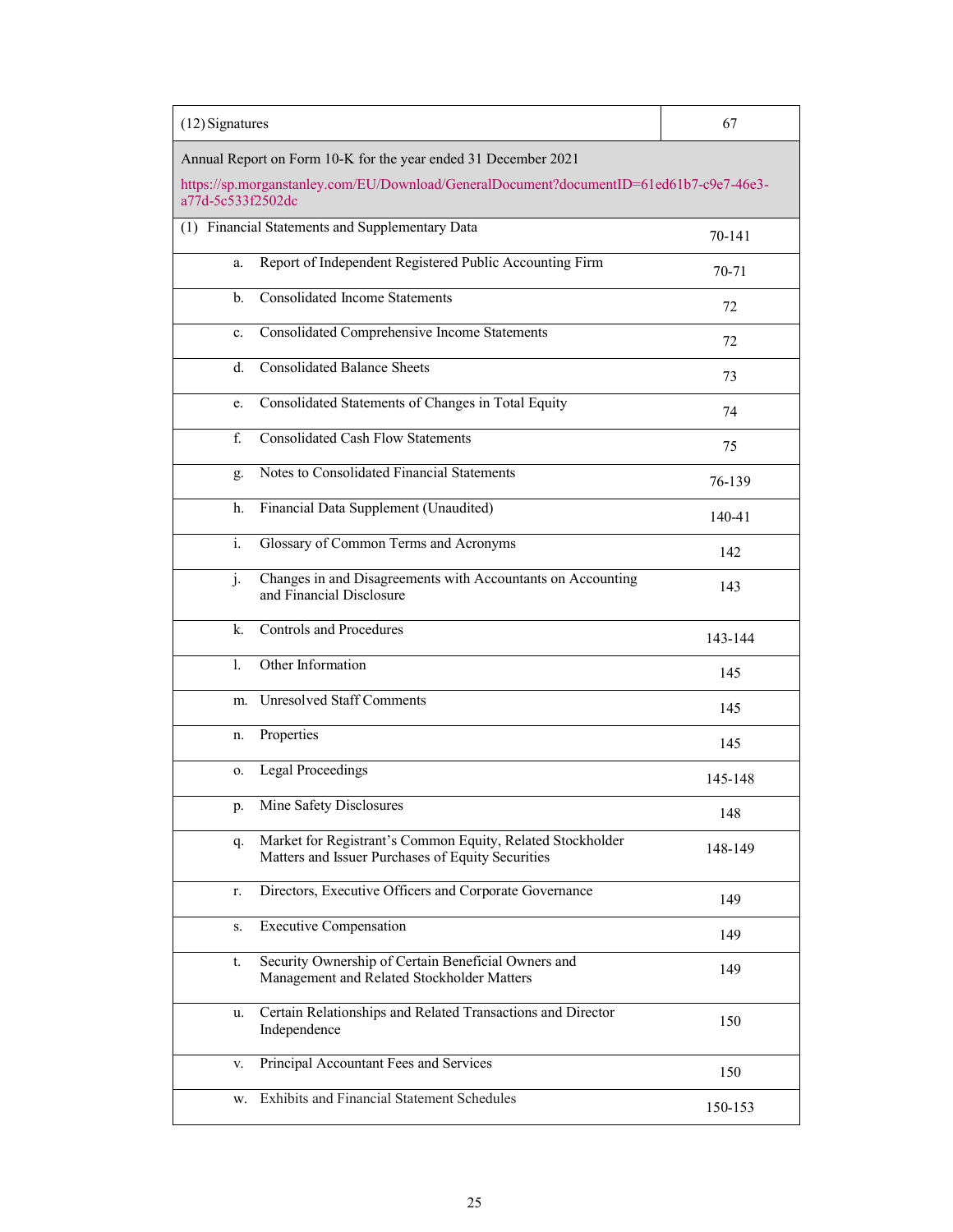| (12) Signatures | 67 |
|---|---|
| Annual Report on Form 10-K for the year ended 31 December 2021<br>https://sp.morganstanley.com/EU/Download/GeneralDocument?documentID=61ed61b7-c9e7-46e3-a77d-5c533f2502dc | |
| (1) Financial Statements and Supplementary Data | 70-141 |
| a. Report of Independent Registered Public Accounting Firm | 70-71 |
| b. Consolidated Income Statements | 72 |
| c. Consolidated Comprehensive Income Statements | 72 |
| d. Consolidated Balance Sheets | 73 |
| e. Consolidated Statements of Changes in Total Equity | 74 |
| f. Consolidated Cash Flow Statements | 75 |
| g. Notes to Consolidated Financial Statements | 76-139 |
| h. Financial Data Supplement (Unaudited) | 140-41 |
| i. Glossary of Common Terms and Acronyms | 142 |
| j. Changes in and Disagreements with Accountants on Accounting and Financial Disclosure | 143 |
| k. Controls and Procedures | 143-144 |
| l. Other Information | 145 |
| m. Unresolved Staff Comments | 145 |
| n. Properties | 145 |
| o. Legal Proceedings | 145-148 |
| p. Mine Safety Disclosures | 148 |
| q. Market for Registrant's Common Equity, Related Stockholder Matters and Issuer Purchases of Equity Securities | 148-149 |
| r. Directors, Executive Officers and Corporate Governance | 149 |
| s. Executive Compensation | 149 |
| t. Security Ownership of Certain Beneficial Owners and Management and Related Stockholder Matters | 149 |
| u. Certain Relationships and Related Transactions and Director Independence | 150 |
| v. Principal Accountant Fees and Services | 150 |
| w. Exhibits and Financial Statement Schedules | 150-153 |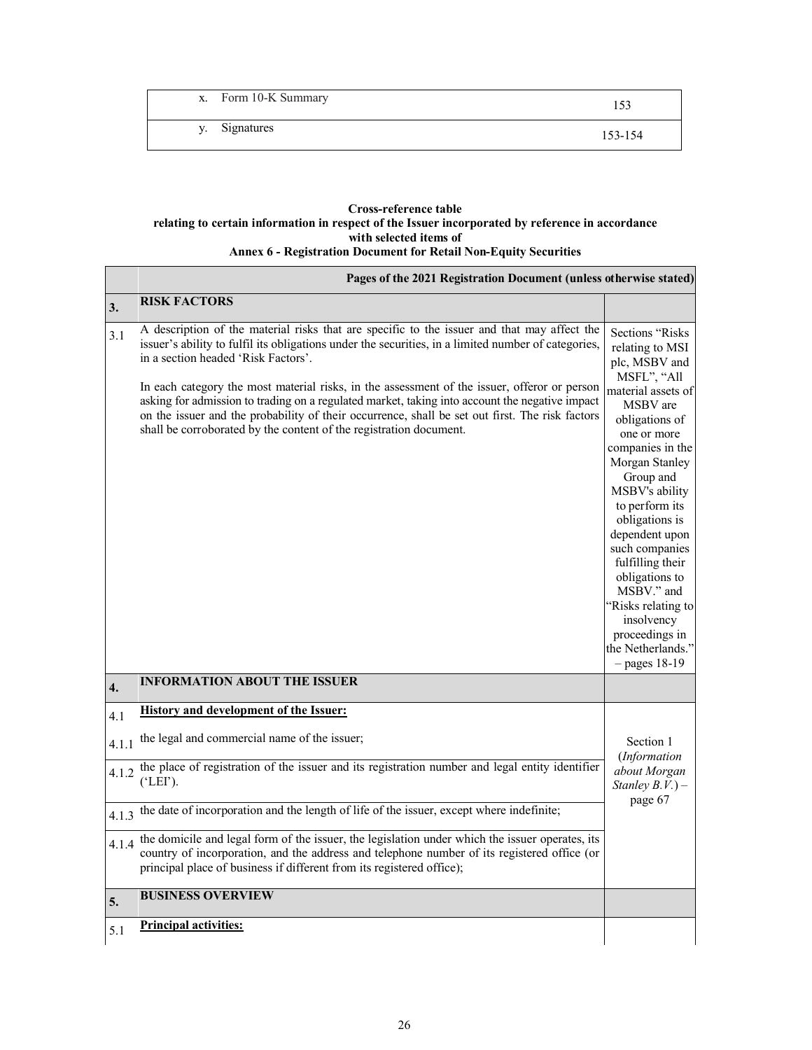| | |
|---|---|
| x. Form 10-K Summary | 153 |
| y. Signatures | 153-154 |

**Cross-reference table**
**relating to certain information in respect of the Issuer incorporated by reference in accordance with selected items of**
**Annex 6 - Registration Document for Retail Non-Equity Securities**

| | | Pages of the 2021 Registration Document (unless otherwise stated) |
|---|---|---|
| **3.** | **RISK FACTORS** | |
| 3.1 | A description of the material risks that are specific to the issuer and that may affect the issuer's ability to fulfil its obligations under the securities, in a limited number of categories, in a section headed 'Risk Factors'.<br><br>In each category the most material risks, in the assessment of the issuer, offeror or person asking for admission to trading on a regulated market, taking into account the negative impact on the issuer and the probability of their occurrence, shall be set out first. The risk factors shall be corroborated by the content of the registration document. | Sections "Risks relating to MSI plc, MSBV and MSFL", "All material assets of MSBV are obligations of one or more companies in the Morgan Stanley Group and MSBV's ability to perform its obligations is dependent upon such companies fulfilling their obligations to MSBV." and "Risks relating to insolvency proceedings in the Netherlands." – pages 18-19 |
| **4.** | **INFORMATION ABOUT THE ISSUER** | |
| 4.1 | **History and development of the Issuer:** | |
| 4.1.1 | the legal and commercial name of the issuer; | Section 1 (*Information about Morgan Stanley B.V.*) – page 67 |
| 4.1.2 | the place of registration of the issuer and its registration number and legal entity identifier ('LEI'). | |
| 4.1.3 | the date of incorporation and the length of life of the issuer, except where indefinite; | |
| 4.1.4 | the domicile and legal form of the issuer, the legislation under which the issuer operates, its country of incorporation, and the address and telephone number of its registered office (or principal place of business if different from its registered office); | |
| **5.** | **BUSINESS OVERVIEW** | |
| 5.1 | **Principal activities:** | |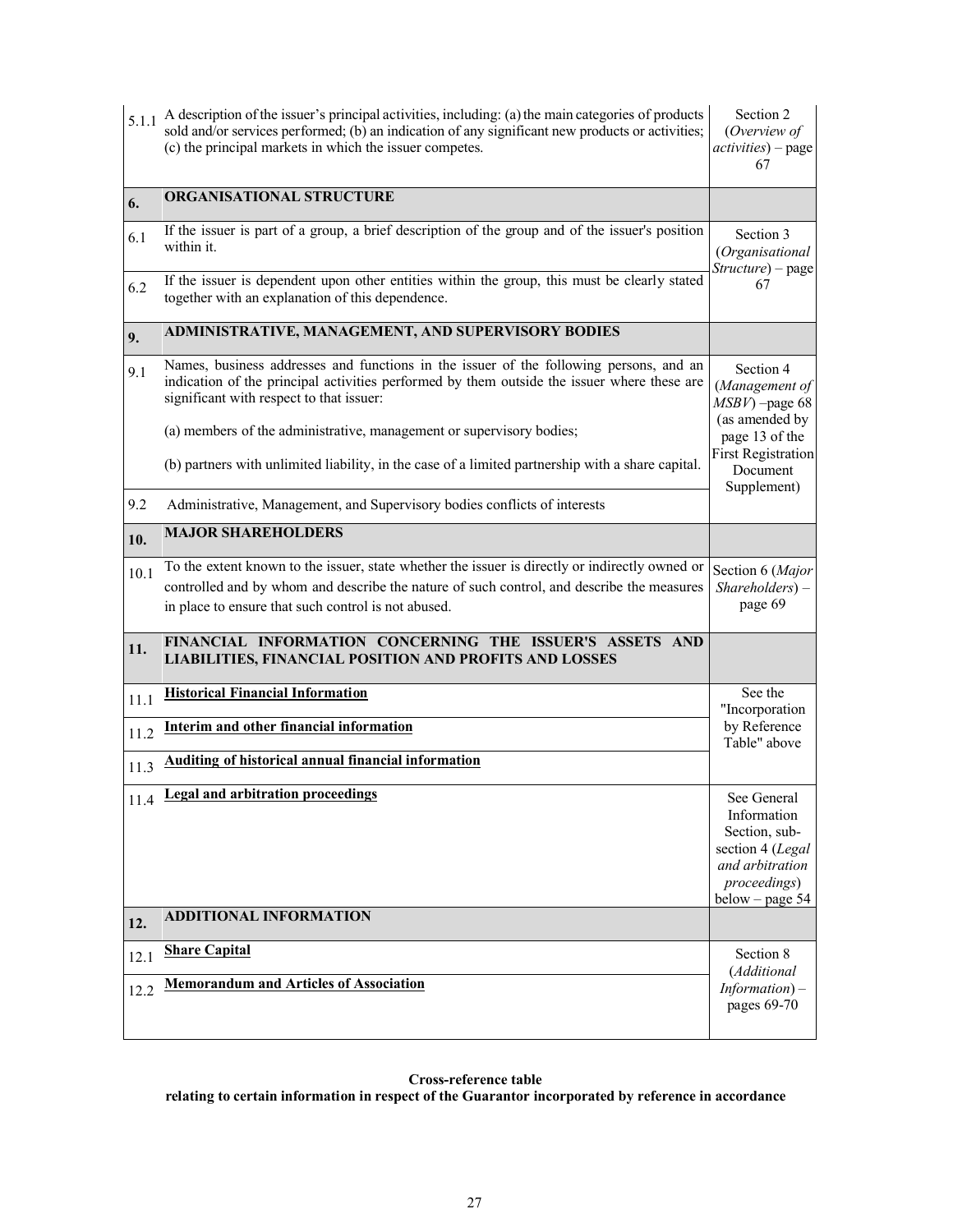| | | |
|---|---|---|
| 5.1.1 | A description of the issuer's principal activities, including: (a) the main categories of products sold and/or services performed; (b) an indication of any significant new products or activities; (c) the principal markets in which the issuer competes. | Section 2 (*Overview of activities*) – page 67 |
| **6.** | **ORGANISATIONAL STRUCTURE** | |
| 6.1 | If the issuer is part of a group, a brief description of the group and of the issuer's position within it. | Section 3 (*Organisational Structure*) – page 67 |
| 6.2 | If the issuer is dependent upon other entities within the group, this must be clearly stated together with an explanation of this dependence. | |
| **9.** | **ADMINISTRATIVE, MANAGEMENT, AND SUPERVISORY BODIES** | |
| 9.1 | Names, business addresses and functions in the issuer of the following persons, and an indication of the principal activities performed by them outside the issuer where these are significant with respect to that issuer:<br><br>(a) members of the administrative, management or supervisory bodies;<br><br>(b) partners with unlimited liability, in the case of a limited partnership with a share capital. | Section 4 (*Management of MSBV*) –page 68 (as amended by page 13 of the First Registration Document Supplement) |
| 9.2 | Administrative, Management, and Supervisory bodies conflicts of interests | |
| **10.** | **MAJOR SHAREHOLDERS** | |
| 10.1 | To the extent known to the issuer, state whether the issuer is directly or indirectly owned or controlled and by whom and describe the nature of such control, and describe the measures in place to ensure that such control is not abused. | Section 6 (*Major Shareholders*) – page 69 |
| **11.** | **FINANCIAL INFORMATION CONCERNING THE ISSUER'S ASSETS AND LIABILITIES, FINANCIAL POSITION AND PROFITS AND LOSSES** | |
| 11.1 | **Historical Financial Information** | See the "Incorporation by Reference Table" above |
| 11.2 | **Interim and other financial information** | |
| 11.3 | **Auditing of historical annual financial information** | |
| 11.4 | **Legal and arbitration proceedings** | See General Information Section, sub-section 4 (*Legal and arbitration proceedings*) below – page 54 |
| **12.** | **ADDITIONAL INFORMATION** | |
| 12.1 | **Share Capital** | Section 8 (*Additional Information*) – pages 69-70 |
| 12.2 | **Memorandum and Articles of Association** | |

**Cross-reference table**
**relating to certain information in respect of the Guarantor incorporated by reference in accordance**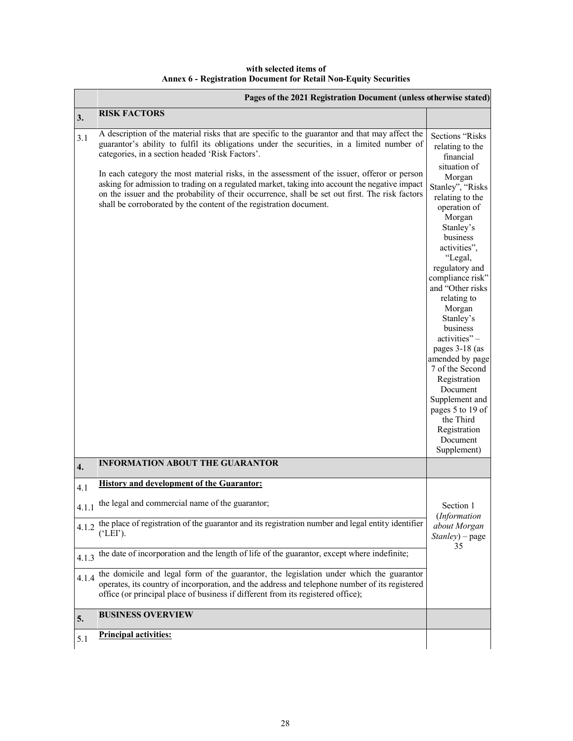**with selected items of**
**Annex 6 - Registration Document for Retail Non-Equity Securities**

| | | Pages of the 2021 Registration Document (unless otherwise stated) |
|---|---|---|
| **3.** | **RISK FACTORS** | |
| 3.1 | A description of the material risks that are specific to the guarantor and that may affect the guarantor's ability to fulfil its obligations under the securities, in a limited number of categories, in a section headed 'Risk Factors'.<br><br>In each category the most material risks, in the assessment of the issuer, offeror or person asking for admission to trading on a regulated market, taking into account the negative impact on the issuer and the probability of their occurrence, shall be set out first. The risk factors shall be corroborated by the content of the registration document. | Sections "Risks relating to the financial situation of Morgan Stanley", "Risks relating to the operation of Morgan Stanley's business activities", "Legal, regulatory and compliance risk" and "Other risks relating to Morgan Stanley's business activities" – pages 3-18 (as amended by page 7 of the Second Registration Document Supplement and pages 5 to 19 of the Third Registration Document Supplement) |
| **4.** | **INFORMATION ABOUT THE GUARANTOR** | |
| 4.1 | **History and development of the Guarantor:** | Section 1 (*Information about Morgan Stanley*) – page 35 |
| 4.1.1 | the legal and commercial name of the guarantor; | |
| 4.1.2 | the place of registration of the guarantor and its registration number and legal entity identifier ('LEI'). | |
| 4.1.3 | the date of incorporation and the length of life of the guarantor, except where indefinite; | |
| 4.1.4 | the domicile and legal form of the guarantor, the legislation under which the guarantor operates, its country of incorporation, and the address and telephone number of its registered office (or principal place of business if different from its registered office); | |
| **5.** | **BUSINESS OVERVIEW** | |
| 5.1 | **Principal activities:** | |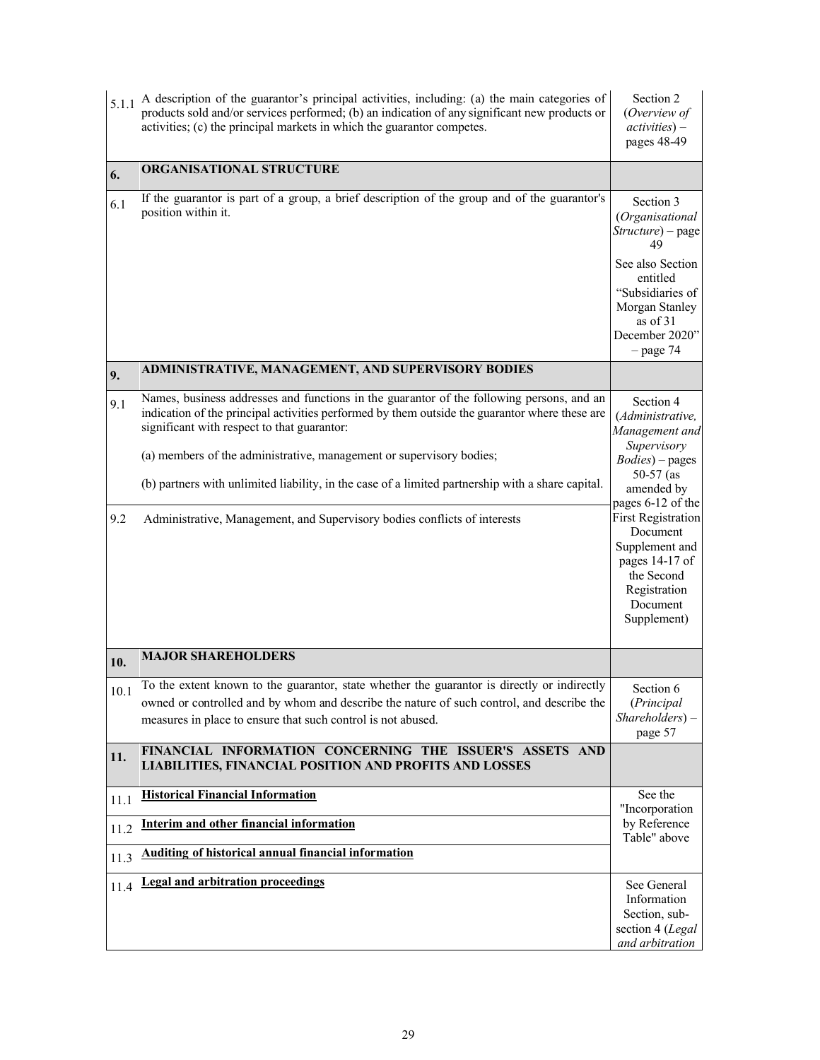| | | |
|---|---|---|
| 5.1.1 | A description of the guarantor's principal activities, including: (a) the main categories of products sold and/or services performed; (b) an indication of any significant new products or activities; (c) the principal markets in which the guarantor competes. | Section 2 (*Overview of activities*) – pages 48-49 |
| **6.** | **ORGANISATIONAL STRUCTURE** | |
| 6.1 | If the guarantor is part of a group, a brief description of the group and of the guarantor's position within it. | Section 3 (*Organisational Structure*) – page 49<br><br>See also Section entitled "Subsidiaries of Morgan Stanley as of 31 December 2020" – page 74 |
| **9.** | **ADMINISTRATIVE, MANAGEMENT, AND SUPERVISORY BODIES** | |
| 9.1 | Names, business addresses and functions in the guarantor of the following persons, and an indication of the principal activities performed by them outside the guarantor where these are significant with respect to that guarantor:<br><br>(a) members of the administrative, management or supervisory bodies;<br><br>(b) partners with unlimited liability, in the case of a limited partnership with a share capital. | Section 4 (*Administrative, Management and Supervisory Bodies*) – pages 50-57 (as amended by pages 6-12 of the First Registration Document Supplement and pages 14-17 of the Second Registration Document Supplement) |
| 9.2 | Administrative, Management, and Supervisory bodies conflicts of interests | |
| **10.** | **MAJOR SHAREHOLDERS** | |
| 10.1 | To the extent known to the guarantor, state whether the guarantor is directly or indirectly owned or controlled and by whom and describe the nature of such control, and describe the measures in place to ensure that such control is not abused. | Section 6 (*Principal Shareholders*) – page 57 |
| **11.** | **FINANCIAL INFORMATION CONCERNING THE ISSUER'S ASSETS AND LIABILITIES, FINANCIAL POSITION AND PROFITS AND LOSSES** | |
| 11.1 | **Historical Financial Information** | See the "Incorporation by Reference Table" above |
| 11.2 | **Interim and other financial information** | |
| 11.3 | **Auditing of historical annual financial information** | |
| 11.4 | **Legal and arbitration proceedings** | See General Information Section, sub-section 4 (*Legal and arbitration* |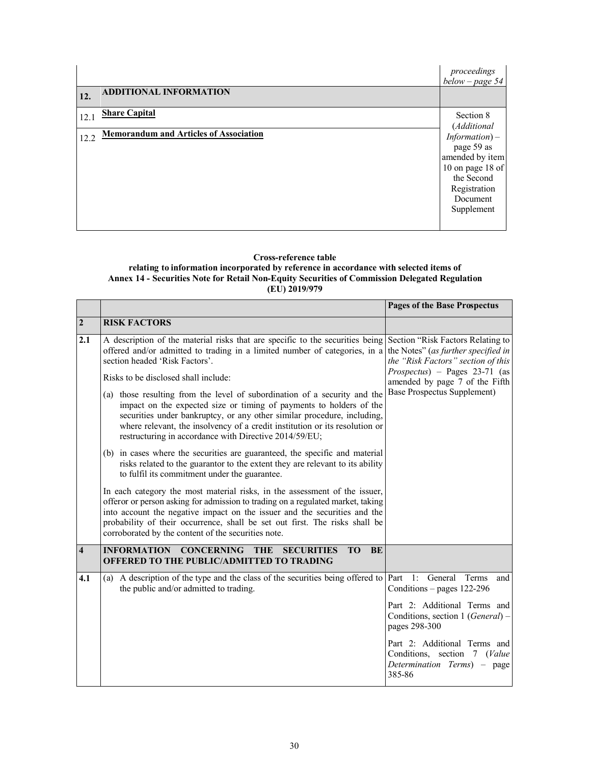| | | |
|---|---|---|
| | | *proceedings below – page 54* |
| **12.** | **ADDITIONAL INFORMATION** | |
| 12.1 | **Share Capital** | Section 8 (*Additional Information*) – page 59 as amended by item 10 on page 18 of the Second Registration Document Supplement |
| 12.2 | **Memorandum and Articles of Association** | |

**Cross-reference table**
**relating to information incorporated by reference in accordance with selected items of Annex 14 - Securities Note for Retail Non-Equity Securities of Commission Delegated Regulation (EU) 2019/979**

| | | **Pages of the Base Prospectus** |
|---|---|---|
| **2** | **RISK FACTORS** | |
| **2.1** | A description of the material risks that are specific to the securities being offered and/or admitted to trading in a limited number of categories, in a section headed 'Risk Factors'.<br><br>Risks to be disclosed shall include:<br><br>(a) those resulting from the level of subordination of a security and the impact on the expected size or timing of payments to holders of the securities under bankruptcy, or any other similar procedure, including, where relevant, the insolvency of a credit institution or its resolution or restructuring in accordance with Directive 2014/59/EU;<br><br>(b) in cases where the securities are guaranteed, the specific and material risks related to the guarantor to the extent they are relevant to its ability to fulfil its commitment under the guarantee.<br><br>In each category the most material risks, in the assessment of the issuer, offeror or person asking for admission to trading on a regulated market, taking into account the negative impact on the issuer and the securities and the probability of their occurrence, shall be set out first. The risks shall be corroborated by the content of the securities note. | Section "Risk Factors Relating to the Notes" (*as further specified in the "Risk Factors" section of this Prospectus*) – Pages 23-71 (as amended by page 7 of the Fifth Base Prospectus Supplement) |
| **4** | **INFORMATION CONCERNING THE SECURITIES TO BE OFFERED TO THE PUBLIC/ADMITTED TO TRADING** | |
| **4.1** | (a) A description of the type and the class of the securities being offered to the public and/or admitted to trading. | Part 1: General Terms and Conditions – pages 122-296<br><br>Part 2: Additional Terms and Conditions, section 1 (*General*) – pages 298-300<br><br>Part 2: Additional Terms and Conditions, section 7 (*Value Determination Terms*) – page 385-86 |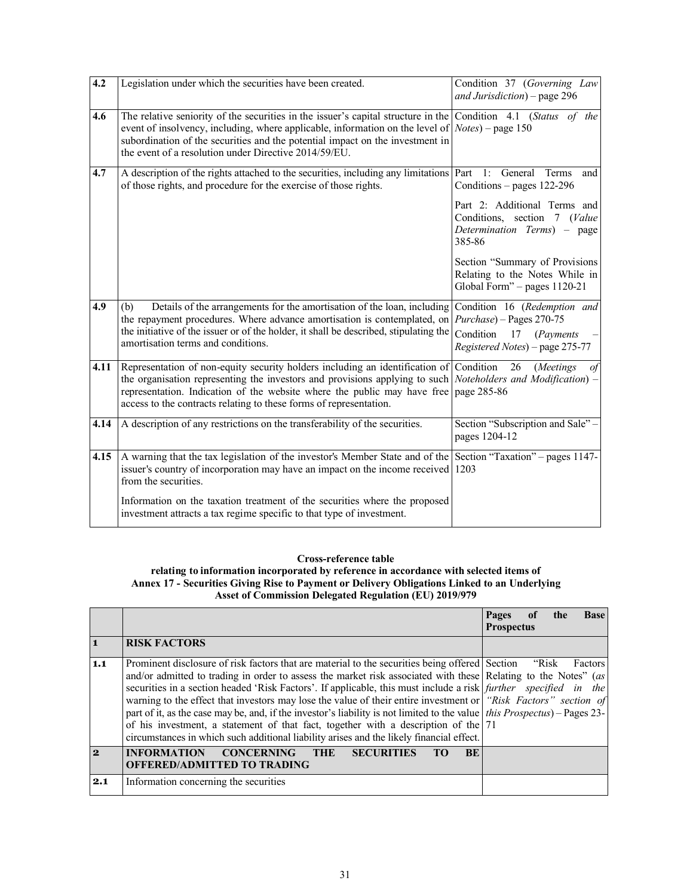| | | |
|---|---|---|
| **4.2** | Legislation under which the securities have been created. | Condition 37 (*Governing Law and Jurisdiction*) – page 296 |
| **4.6** | The relative seniority of the securities in the issuer's capital structure in the event of insolvency, including, where applicable, information on the level of subordination of the securities and the potential impact on the investment in the event of a resolution under Directive 2014/59/EU. | Condition 4.1 (*Status of the Notes*) – page 150 |
| **4.7** | A description of the rights attached to the securities, including any limitations of those rights, and procedure for the exercise of those rights. | Part 1: General Terms and Conditions – pages 122-296<br><br>Part 2: Additional Terms and Conditions, section 7 (*Value Determination Terms*) – page 385-86<br><br>Section "Summary of Provisions Relating to the Notes While in Global Form" – pages 1120-21 |
| **4.9** | (b) Details of the arrangements for the amortisation of the loan, including the repayment procedures. Where advance amortisation is contemplated, on the initiative of the issuer or of the holder, it shall be described, stipulating the amortisation terms and conditions. | Condition 16 (*Redemption and Purchase*) – Pages 270-75<br><br>Condition 17 (*Payments – Registered Notes*) – page 275-77 |
| **4.11** | Representation of non-equity security holders including an identification of the organisation representing the investors and provisions applying to such representation. Indication of the website where the public may have free access to the contracts relating to these forms of representation. | Condition 26 (*Meetings of Noteholders and Modification*) – page 285-86 |
| **4.14** | A description of any restrictions on the transferability of the securities. | Section "Subscription and Sale" – pages 1204-12 |
| **4.15** | A warning that the tax legislation of the investor's Member State and of the issuer's country of incorporation may have an impact on the income received from the securities.<br><br>Information on the taxation treatment of the securities where the proposed investment attracts a tax regime specific to that type of investment. | Section "Taxation" – pages 1147-1203 |

**Cross-reference table relating to information incorporated by reference in accordance with selected items of Annex 17 - Securities Giving Rise to Payment or Delivery Obligations Linked to an Underlying Asset of Commission Delegated Regulation (EU) 2019/979**

| | | **Pages of the Base Prospectus** |
|---|---|---|
| **1** | **RISK FACTORS** | |
| **1.1** | Prominent disclosure of risk factors that are material to the securities being offered and/or admitted to trading in order to assess the market risk associated with these securities in a section headed 'Risk Factors'. If applicable, this must include a risk warning to the effect that investors may lose the value of their entire investment or part of it, as the case may be, and, if the investor's liability is not limited to the value of his investment, a statement of that fact, together with a description of the circumstances in which such additional liability arises and the likely financial effect. | Section "Risk Factors Relating to the Notes" (*as further specified in the "Risk Factors" section of this Prospectus*) – Pages 23-71 |
| **2** | **INFORMATION CONCERNING THE SECURITIES TO BE OFFERED/ADMITTED TO TRADING** | |
| **2.1** | Information concerning the securities | |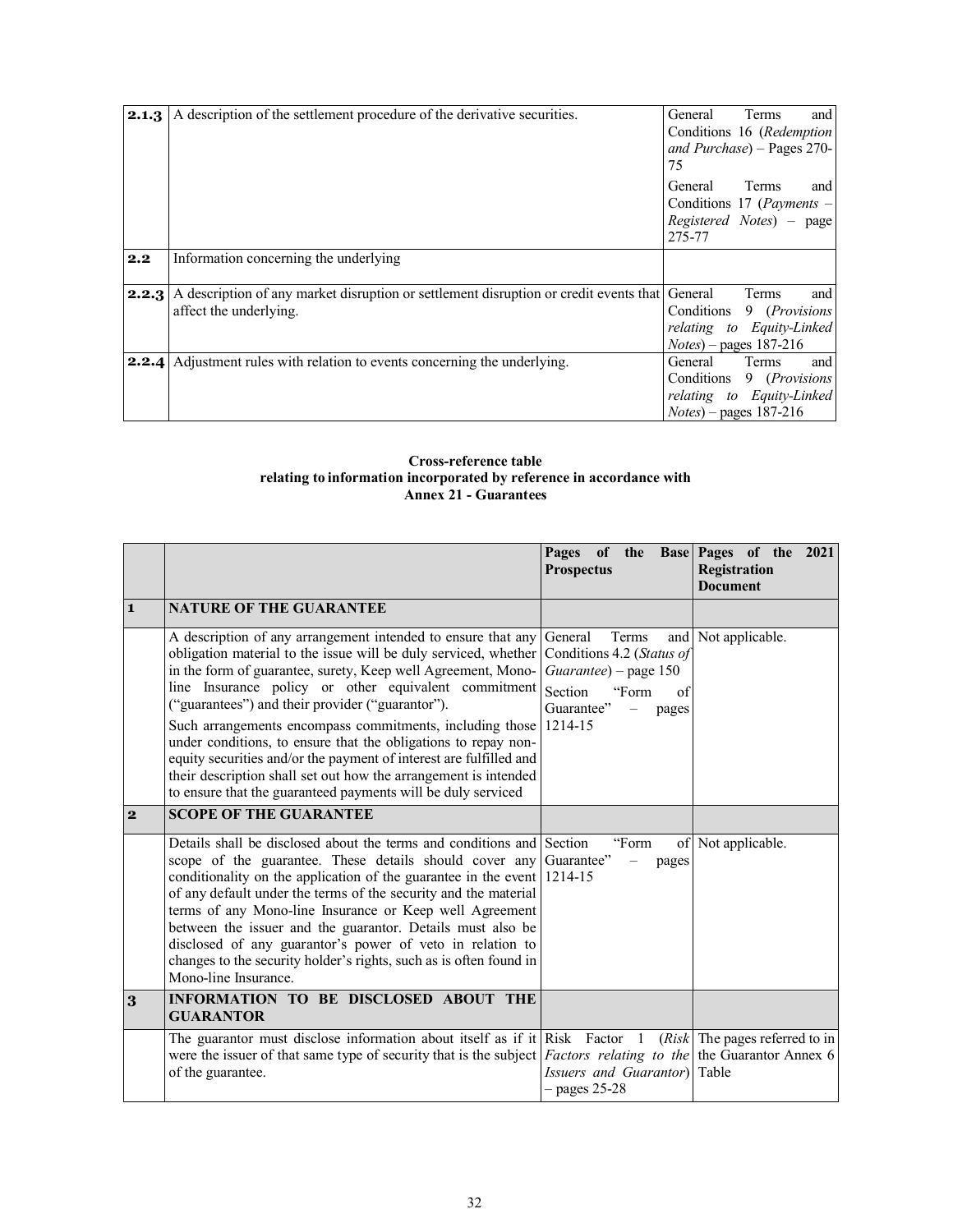| | | |
|---|---|---|
| **2.1.3** | A description of the settlement procedure of the derivative securities. | General Terms and Conditions 16 (*Redemption and Purchase*) – Pages 270-75<br><br>General Terms and Conditions 17 (*Payments – Registered Notes*) – page 275-77 |
| **2.2** | Information concerning the underlying | |
| **2.2.3** | A description of any market disruption or settlement disruption or credit events that affect the underlying. | General Terms and Conditions 9 (*Provisions relating to Equity-Linked Notes*) – pages 187-216 |
| **2.2.4** | Adjustment rules with relation to events concerning the underlying. | General Terms and Conditions 9 (*Provisions relating to Equity-Linked Notes*) – pages 187-216 |

**Cross-reference table relating to information incorporated by reference in accordance with Annex 21 - Guarantees**

| | | Pages of the Base Prospectus | Pages of the 2021 Registration Document |
|---|---|---|---|
| **1** | **NATURE OF THE GUARANTEE** | | |
| | A description of any arrangement intended to ensure that any obligation material to the issue will be duly serviced, whether in the form of guarantee, surety, Keep well Agreement, Mono-line Insurance policy or other equivalent commitment ("guarantees") and their provider ("guarantor").<br><br>Such arrangements encompass commitments, including those under conditions, to ensure that the obligations to repay non-equity securities and/or the payment of interest are fulfilled and their description shall set out how the arrangement is intended to ensure that the guaranteed payments will be duly serviced | General Terms and Conditions 4.2 (*Status of Guarantee*) – page 150<br><br>Section "Form of Guarantee" – pages 1214-15 | Not applicable. |
| **2** | **SCOPE OF THE GUARANTEE** | | |
| | Details shall be disclosed about the terms and conditions and scope of the guarantee. These details should cover any conditionality on the application of the guarantee in the event of any default under the terms of the security and the material terms of any Mono-line Insurance or Keep well Agreement between the issuer and the guarantor. Details must also be disclosed of any guarantor's power of veto in relation to changes to the security holder's rights, such as is often found in Mono-line Insurance. | Section "Form of Guarantee" – pages 1214-15 | Not applicable. |
| **3** | **INFORMATION TO BE DISCLOSED ABOUT THE GUARANTOR** | | |
| | The guarantor must disclose information about itself as if it were the issuer of that same type of security that is the subject of the guarantee. | Risk Factor 1 (*Risk Factors relating to the Issuers and Guarantor*) – pages 25-28 | The pages referred to in the Guarantor Annex 6 Table |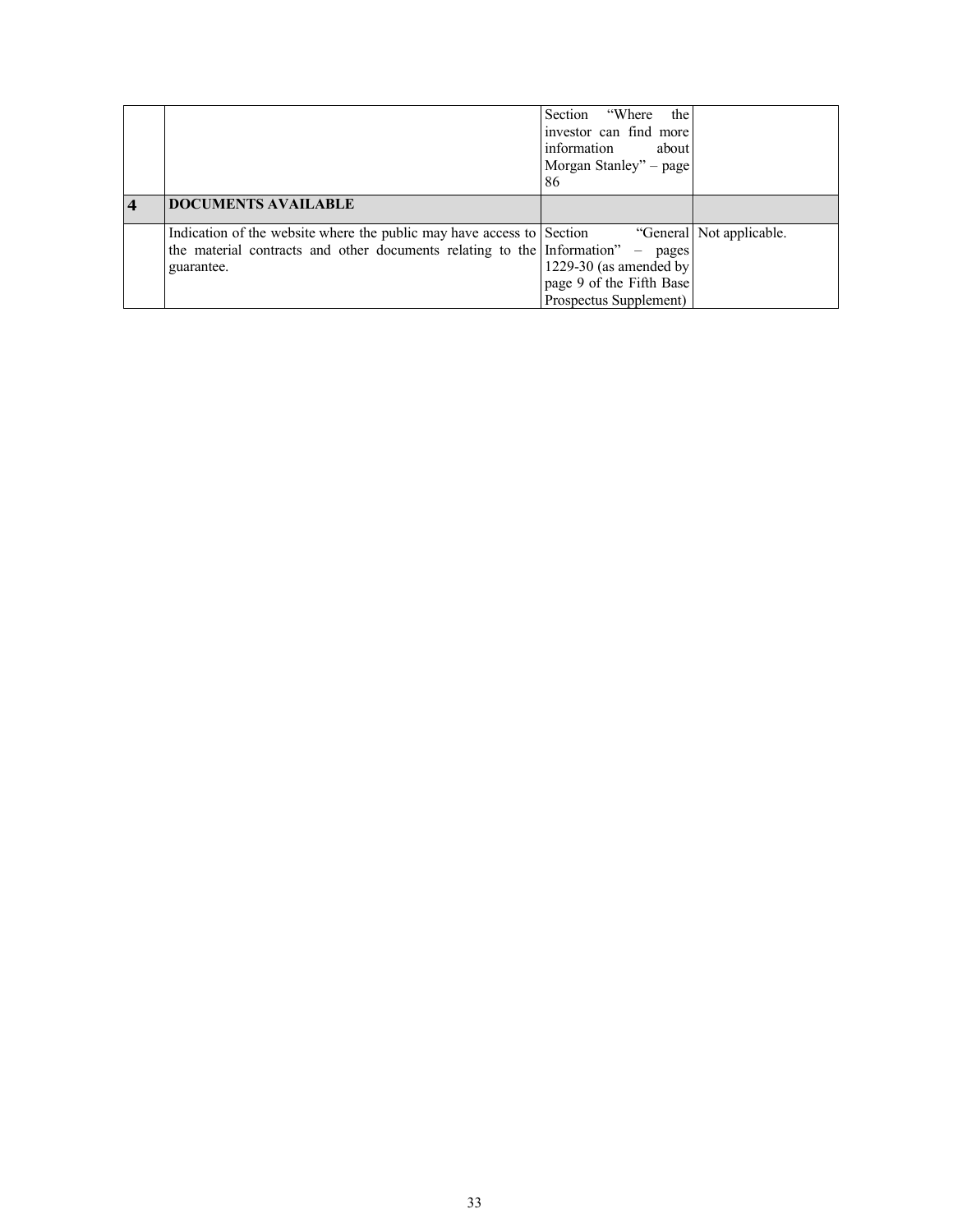| | | | |
|---|---|---|---|
| | | Section "Where the investor can find more information about Morgan Stanley" – page 86 | |
| **4** | **DOCUMENTS AVAILABLE** | | |
| | Indication of the website where the public may have access to the material contracts and other documents relating to the guarantee. | Section "General Information" – pages 1229-30 (as amended by page 9 of the Fifth Base Prospectus Supplement) | Not applicable. |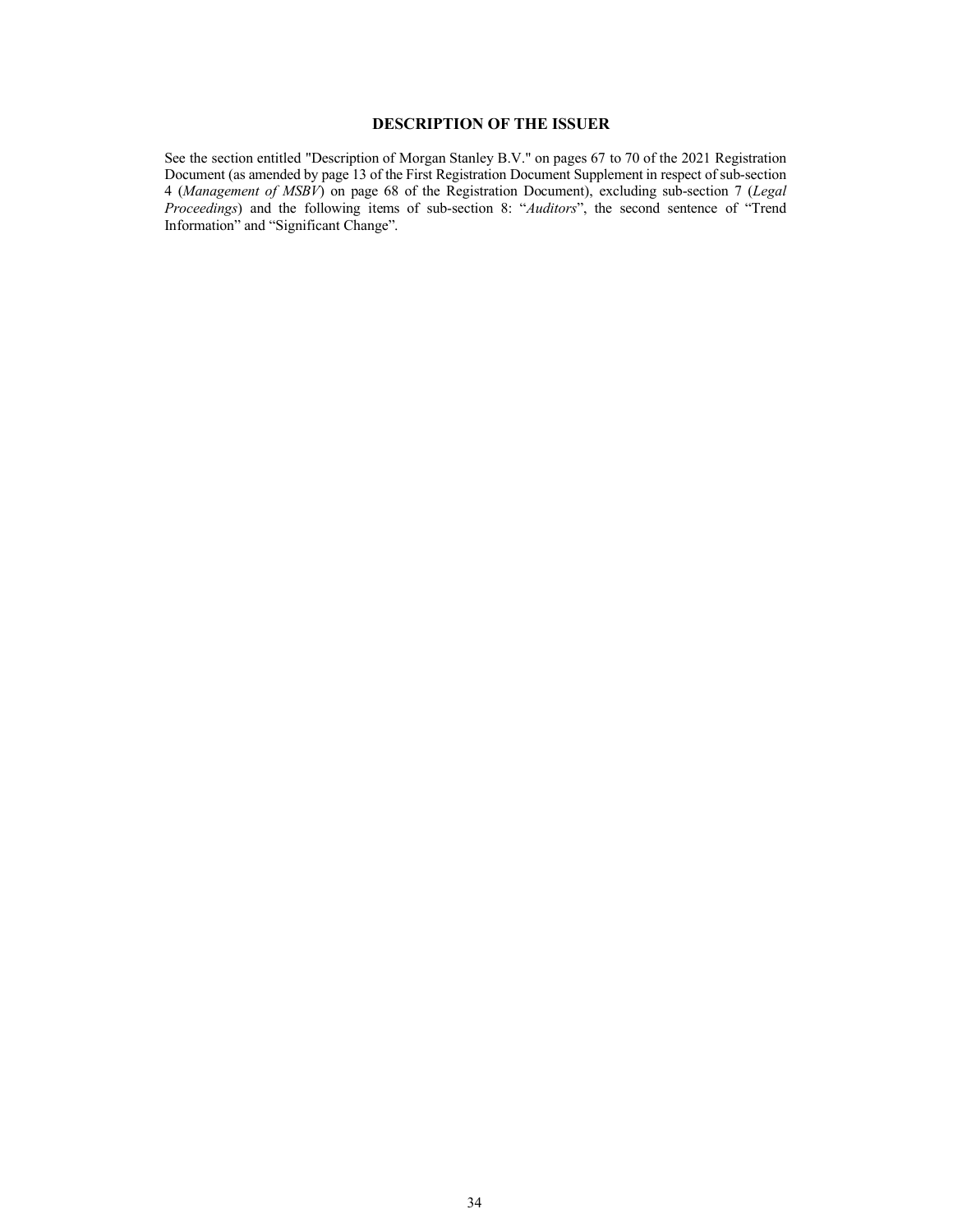## DESCRIPTION OF THE ISSUER

See the section entitled "Description of Morgan Stanley B.V." on pages 67 to 70 of the 2021 Registration Document (as amended by page 13 of the First Registration Document Supplement in respect of sub-section 4 (*Management of MSBV*) on page 68 of the Registration Document), excluding sub-section 7 (*Legal Proceedings*) and the following items of sub-section 8: "*Auditors*", the second sentence of "Trend Information" and "Significant Change".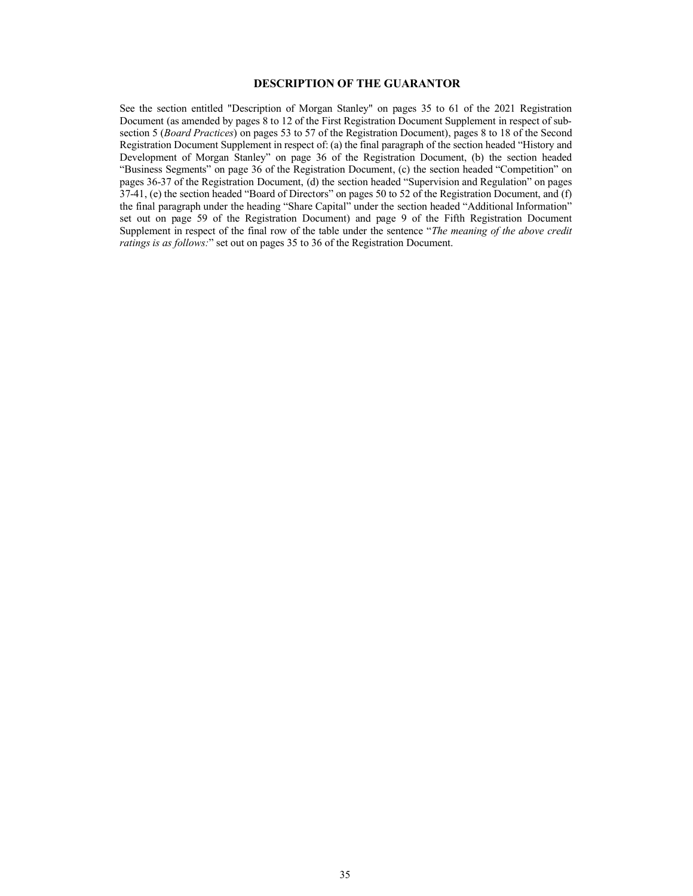## DESCRIPTION OF THE GUARANTOR

See the section entitled "Description of Morgan Stanley" on pages 35 to 61 of the 2021 Registration Document (as amended by pages 8 to 12 of the First Registration Document Supplement in respect of sub-section 5 (*Board Practices*) on pages 53 to 57 of the Registration Document), pages 8 to 18 of the Second Registration Document Supplement in respect of: (a) the final paragraph of the section headed "History and Development of Morgan Stanley" on page 36 of the Registration Document, (b) the section headed "Business Segments" on page 36 of the Registration Document, (c) the section headed "Competition" on pages 36-37 of the Registration Document, (d) the section headed "Supervision and Regulation" on pages 37-41, (e) the section headed "Board of Directors" on pages 50 to 52 of the Registration Document, and (f) the final paragraph under the heading "Share Capital" under the section headed "Additional Information" set out on page 59 of the Registration Document) and page 9 of the Fifth Registration Document Supplement in respect of the final row of the table under the sentence "*The meaning of the above credit ratings is as follows:*" set out on pages 35 to 36 of the Registration Document.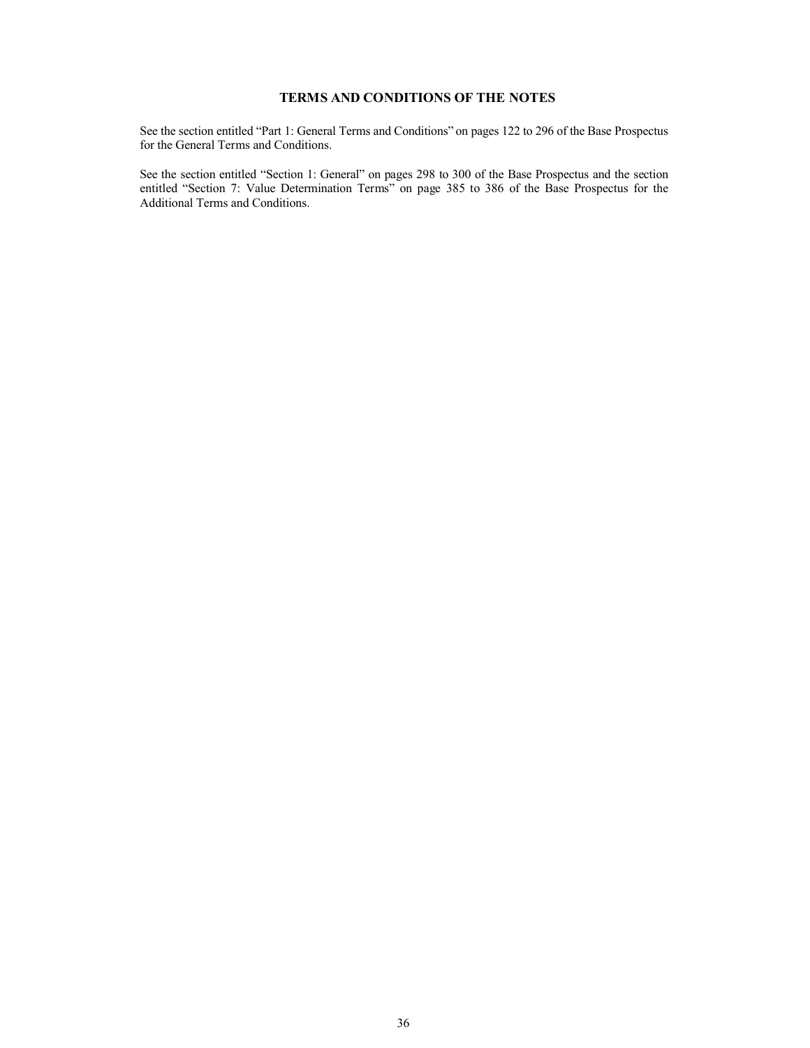## TERMS AND CONDITIONS OF THE NOTES

See the section entitled "Part 1: General Terms and Conditions" on pages 122 to 296 of the Base Prospectus for the General Terms and Conditions.

See the section entitled "Section 1: General" on pages 298 to 300 of the Base Prospectus and the section entitled "Section 7: Value Determination Terms" on page 385 to 386 of the Base Prospectus for the Additional Terms and Conditions.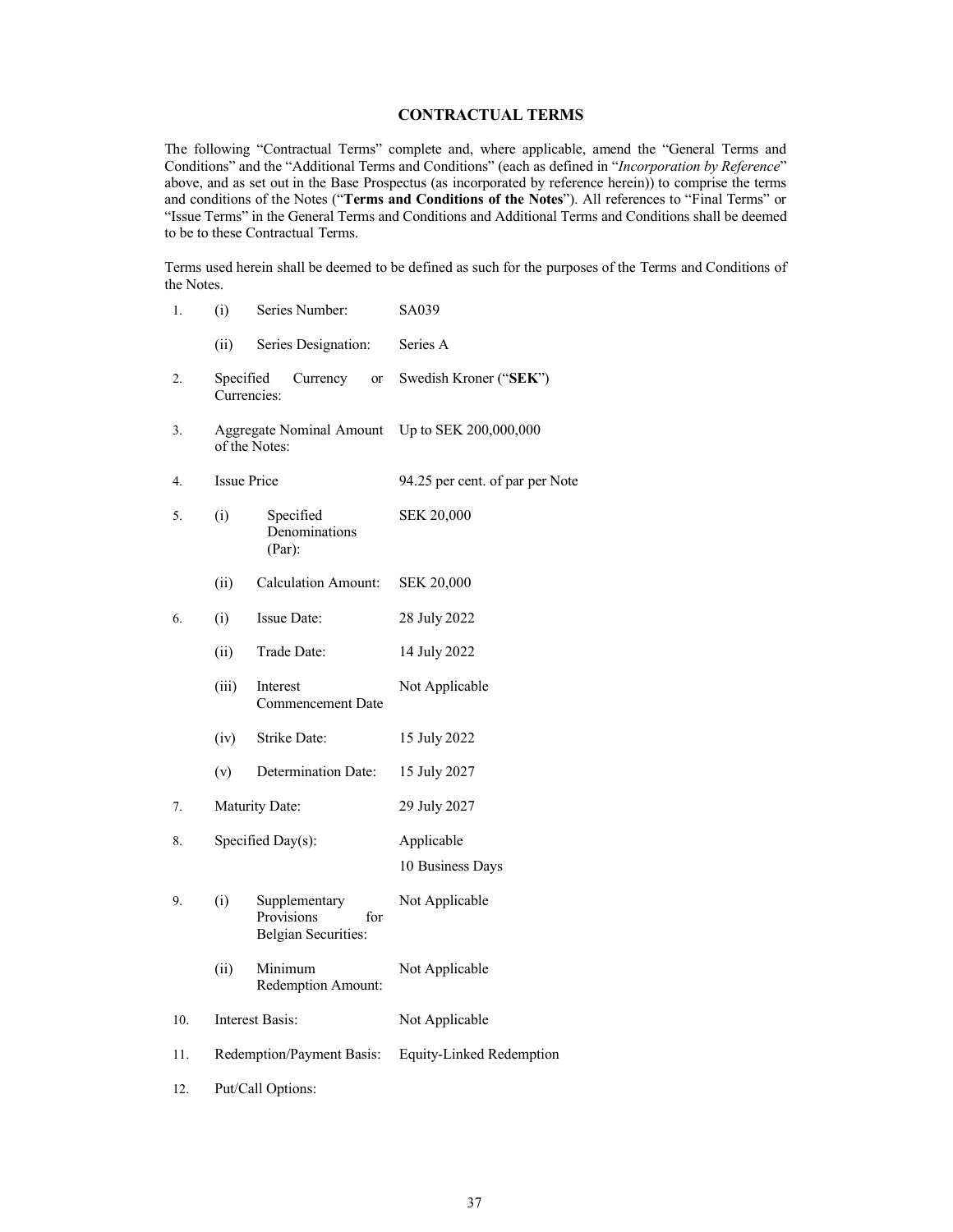## CONTRACTUAL TERMS

The following "Contractual Terms" complete and, where applicable, amend the "General Terms and Conditions" and the "Additional Terms and Conditions" (each as defined in "*Incorporation by Reference*" above, and as set out in the Base Prospectus (as incorporated by reference herein)) to comprise the terms and conditions of the Notes ("**Terms and Conditions of the Notes**"). All references to "Final Terms" or "Issue Terms" in the General Terms and Conditions and Additional Terms and Conditions shall be deemed to be to these Contractual Terms.

Terms used herein shall be deemed to be defined as such for the purposes of the Terms and Conditions of the Notes.

| | | | |
|---|---|---|---|
| 1. | (i) | Series Number: | SA039 |
| | (ii) | Series Designation: | Series A |
| 2. | Specified Currency or Currencies: | | Swedish Kroner ("**SEK**") |
| 3. | Aggregate Nominal Amount of the Notes: | | Up to SEK 200,000,000 |
| 4. | Issue Price | | 94.25 per cent. of par per Note |
| 5. | (i) | Specified Denominations (Par): | SEK 20,000 |
| | (ii) | Calculation Amount: | SEK 20,000 |
| 6. | (i) | Issue Date: | 28 July 2022 |
| | (ii) | Trade Date: | 14 July 2022 |
| | (iii) | Interest Commencement Date | Not Applicable |
| | (iv) | Strike Date: | 15 July 2022 |
| | (v) | Determination Date: | 15 July 2027 |
| 7. | Maturity Date: | | 29 July 2027 |
| 8. | Specified Day(s): | | Applicable<br>10 Business Days |
| 9. | (i) | Supplementary Provisions for Belgian Securities: | Not Applicable |
| | (ii) | Minimum Redemption Amount: | Not Applicable |
| 10. | Interest Basis: | | Not Applicable |
| 11. | Redemption/Payment Basis: | | Equity-Linked Redemption |
| 12. | Put/Call Options: | | |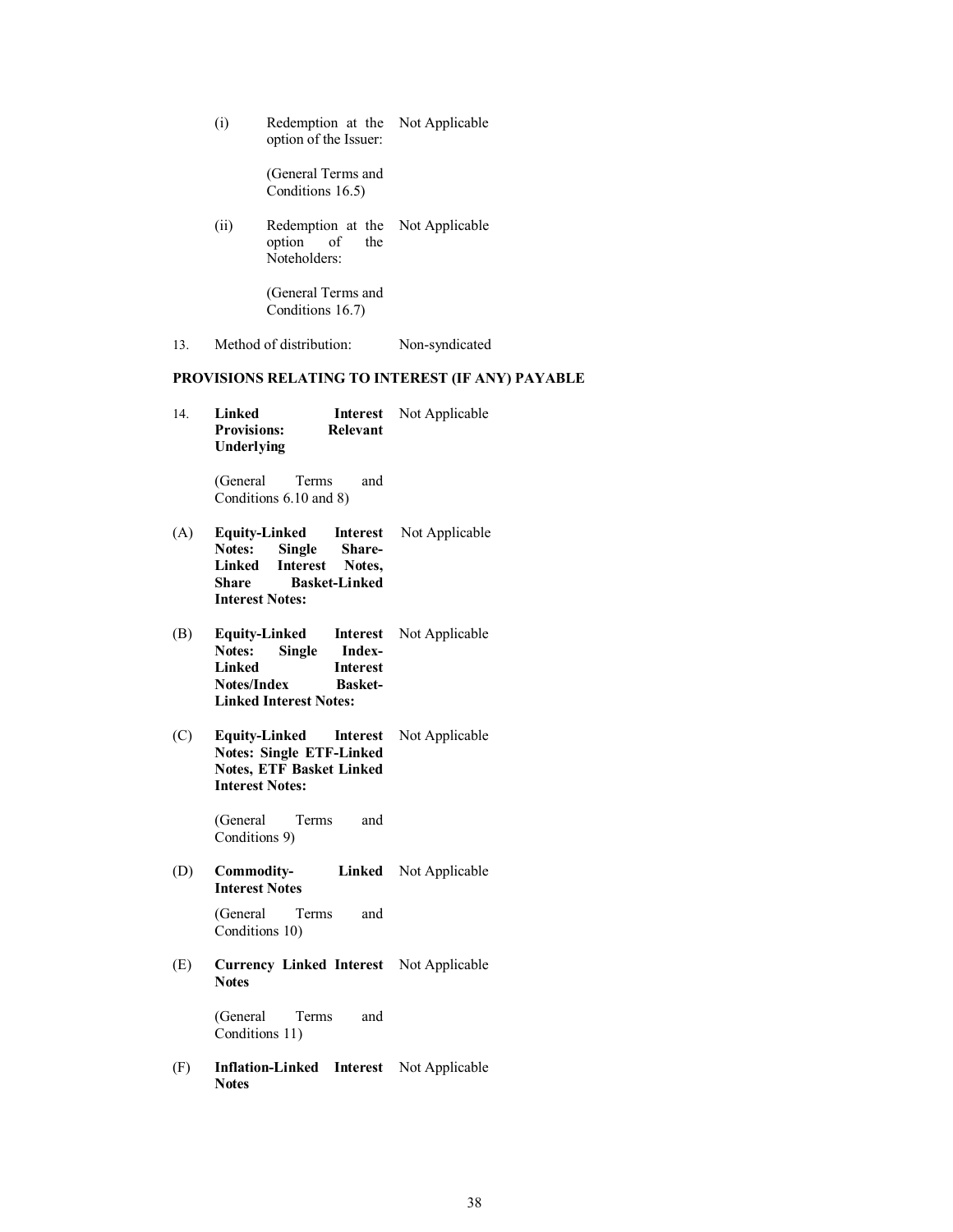| | | |
|---|---|---|
| (i) | Redemption at the option of the Issuer:<br><br>(General Terms and Conditions 16.5) | Not Applicable |
| (ii) | Redemption at the option of the Noteholders:<br><br>(General Terms and Conditions 16.7) | Not Applicable |

| | | |
|---|---|---|
| 13. | Method of distribution: | Non-syndicated |

**PROVISIONS RELATING TO INTEREST (IF ANY) PAYABLE**

| | | |
|---|---|---|
| 14. | **Linked Interest Provisions: Relevant Underlying**<br><br>(General Terms and Conditions 6.10 and 8) | Not Applicable |
| (A) | **Equity-Linked Interest Notes: Single Share-Linked Interest Notes, Share Basket-Linked Interest Notes:** | Not Applicable |
| (B) | **Equity-Linked Interest Notes: Single Index-Linked Interest Notes/Index Basket-Linked Interest Notes:** | Not Applicable |
| (C) | **Equity-Linked Interest Notes: Single ETF-Linked Notes, ETF Basket Linked Interest Notes:**<br><br>(General Terms and Conditions 9) | Not Applicable |
| (D) | **Commodity- Linked Interest Notes**<br><br>(General Terms and Conditions 10) | Not Applicable |
| (E) | **Currency Linked Interest Notes**<br><br>(General Terms and Conditions 11) | Not Applicable |
| (F) | **Inflation-Linked Interest Notes** | Not Applicable |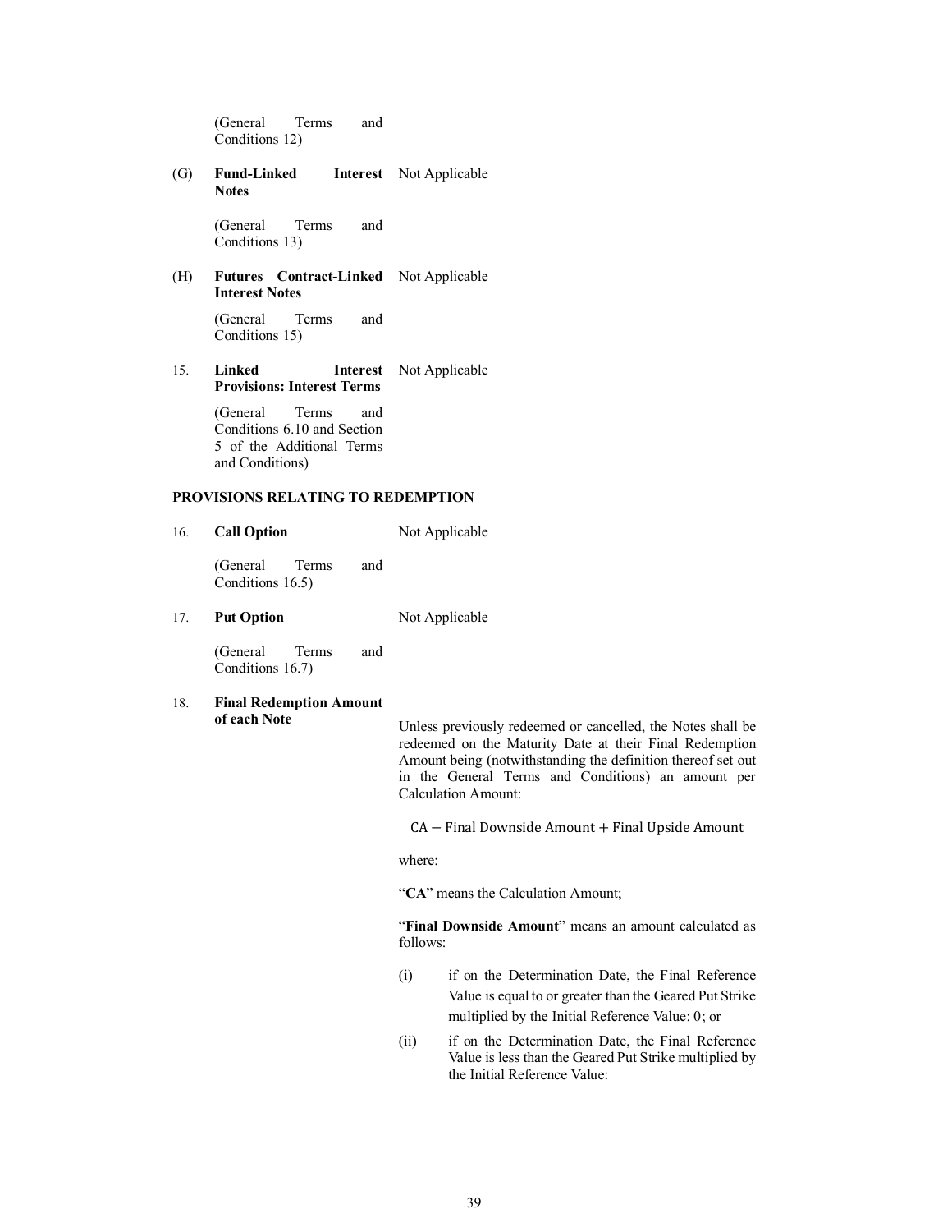(General Terms and Conditions 12)

(G) **Fund-Linked Interest Notes** Not Applicable

(General Terms and Conditions 13)

(H) **Futures Contract-Linked Interest Notes** Not Applicable

(General Terms and Conditions 15)

15. **Linked Interest Provisions: Interest Terms** Not Applicable

(General Terms and Conditions 6.10 and Section 5 of the Additional Terms and Conditions)

**PROVISIONS RELATING TO REDEMPTION**

16. **Call Option** Not Applicable

(General Terms and Conditions 16.5)

17. **Put Option** Not Applicable

(General Terms and Conditions 16.7)

18. **Final Redemption Amount of each Note**

Unless previously redeemed or cancelled, the Notes shall be redeemed on the Maturity Date at their Final Redemption Amount being (notwithstanding the definition thereof set out in the General Terms and Conditions) an amount per Calculation Amount:

$$\text{CA} - \text{Final Downside Amount} + \text{Final Upside Amount}$$

where:

"**CA**" means the Calculation Amount;

"**Final Downside Amount**" means an amount calculated as follows:

(i) if on the Determination Date, the Final Reference Value is equal to or greater than the Geared Put Strike multiplied by the Initial Reference Value: 0; or

(ii) if on the Determination Date, the Final Reference Value is less than the Geared Put Strike multiplied by the Initial Reference Value: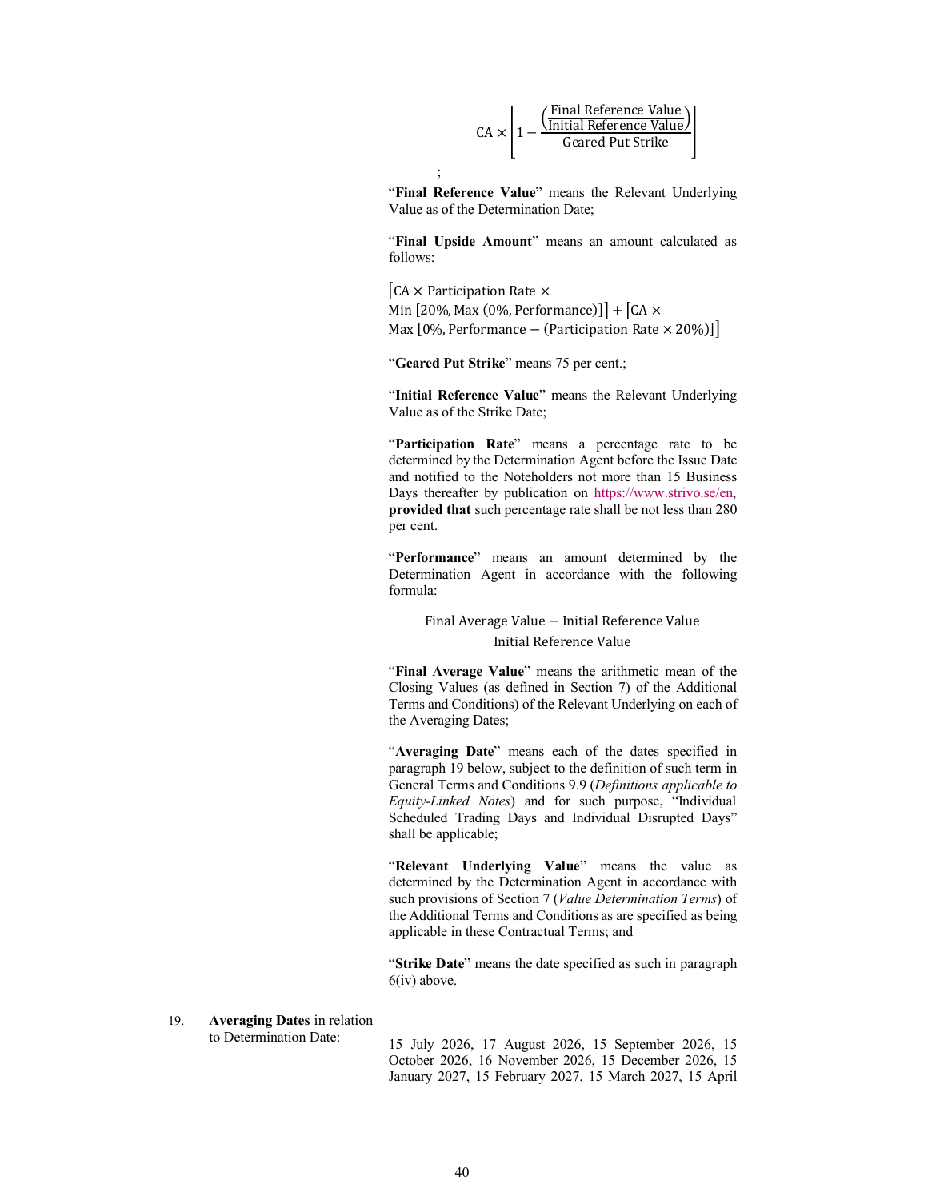$$\text{CA} \times \left[ 1 - \frac{\left( \frac{\text{Final Reference Value}}{\text{Initial Reference Value}} \right)}{\text{Geared Put Strike}} \right]$$

;

"**Final Reference Value**" means the Relevant Underlying Value as of the Determination Date;

"**Final Upside Amount**" means an amount calculated as follows:

$$[\text{CA} \times \text{Participation Rate} \times \text{Min}\,[20\%, \text{Max}\,(0\%, \text{Performance})]] + [\text{CA} \times \text{Max}\,[0\%, \text{Performance} - (\text{Participation Rate} \times 20\%)]]$$

"**Geared Put Strike**" means 75 per cent.;

"**Initial Reference Value**" means the Relevant Underlying Value as of the Strike Date;

"**Participation Rate**" means a percentage rate to be determined by the Determination Agent before the Issue Date and notified to the Noteholders not more than 15 Business Days thereafter by publication on https://www.strivo.se/en, **provided that** such percentage rate shall be not less than 280 per cent.

"**Performance**" means an amount determined by the Determination Agent in accordance with the following formula:

$$\frac{\text{Final Average Value} - \text{Initial Reference Value}}{\text{Initial Reference Value}}$$

"**Final Average Value**" means the arithmetic mean of the Closing Values (as defined in Section 7) of the Additional Terms and Conditions) of the Relevant Underlying on each of the Averaging Dates;

"**Averaging Date**" means each of the dates specified in paragraph 19 below, subject to the definition of such term in General Terms and Conditions 9.9 (*Definitions applicable to Equity-Linked Notes*) and for such purpose, "Individual Scheduled Trading Days and Individual Disrupted Days" shall be applicable;

"**Relevant Underlying Value**" means the value as determined by the Determination Agent in accordance with such provisions of Section 7 (*Value Determination Terms*) of the Additional Terms and Conditions as are specified as being applicable in these Contractual Terms; and

"**Strike Date**" means the date specified as such in paragraph 6(iv) above.

19. **Averaging Dates** in relation to Determination Date: 15 July 2026, 17 August 2026, 15 September 2026, 15 October 2026, 16 November 2026, 15 December 2026, 15 January 2027, 15 February 2027, 15 March 2027, 15 April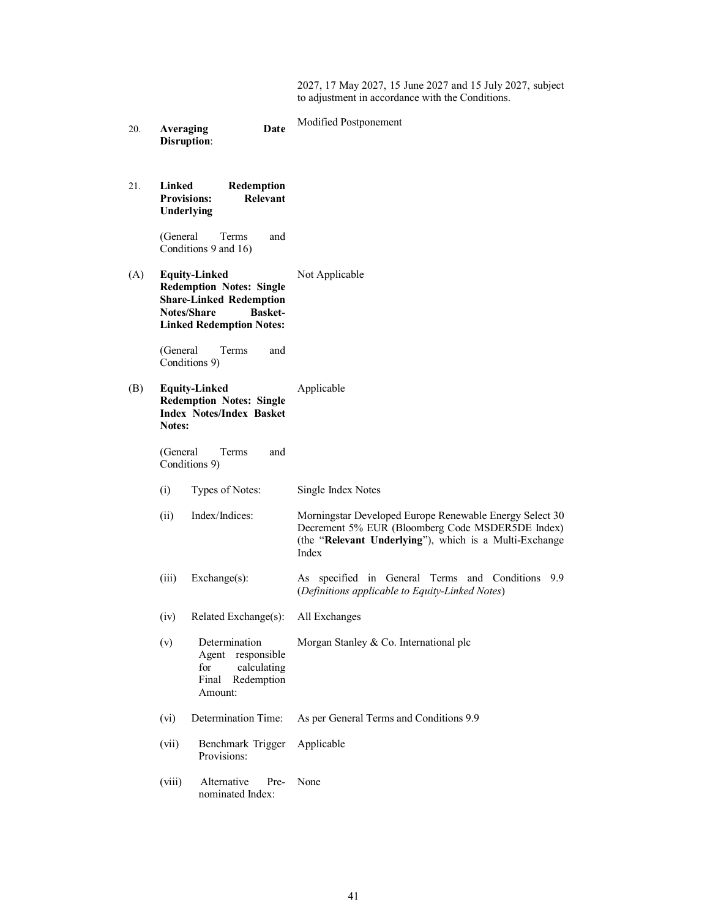2027, 17 May 2027, 15 June 2027 and 15 July 2027, subject to adjustment in accordance with the Conditions.

| | | |
|---|---|---|
| 20. | **Averaging Date Disruption**: | Modified Postponement |
| 21. | **Linked Redemption Provisions: Relevant Underlying** (General Terms and Conditions 9 and 16) | |
| (A) | **Equity-Linked Redemption Notes: Single Share-Linked Redemption Notes/Share Basket-Linked Redemption Notes:** (General Terms and Conditions 9) | Not Applicable |
| (B) | **Equity-Linked Redemption Notes: Single Index Notes/Index Basket Notes:** (General Terms and Conditions 9) | Applicable |
| | (i) Types of Notes: | Single Index Notes |
| | (ii) Index/Indices: | Morningstar Developed Europe Renewable Energy Select 30 Decrement 5% EUR (Bloomberg Code MSDER5DE Index) (the "**Relevant Underlying**"), which is a Multi-Exchange Index |
| | (iii) Exchange(s): | As specified in General Terms and Conditions 9.9 (*Definitions applicable to Equity-Linked Notes*) |
| | (iv) Related Exchange(s): | All Exchanges |
| | (v) Determination Agent responsible for calculating Final Redemption Amount: | Morgan Stanley & Co. International plc |
| | (vi) Determination Time: | As per General Terms and Conditions 9.9 |
| | (vii) Benchmark Trigger Provisions: | Applicable |
| | (viii) Alternative Pre-nominated Index: | None |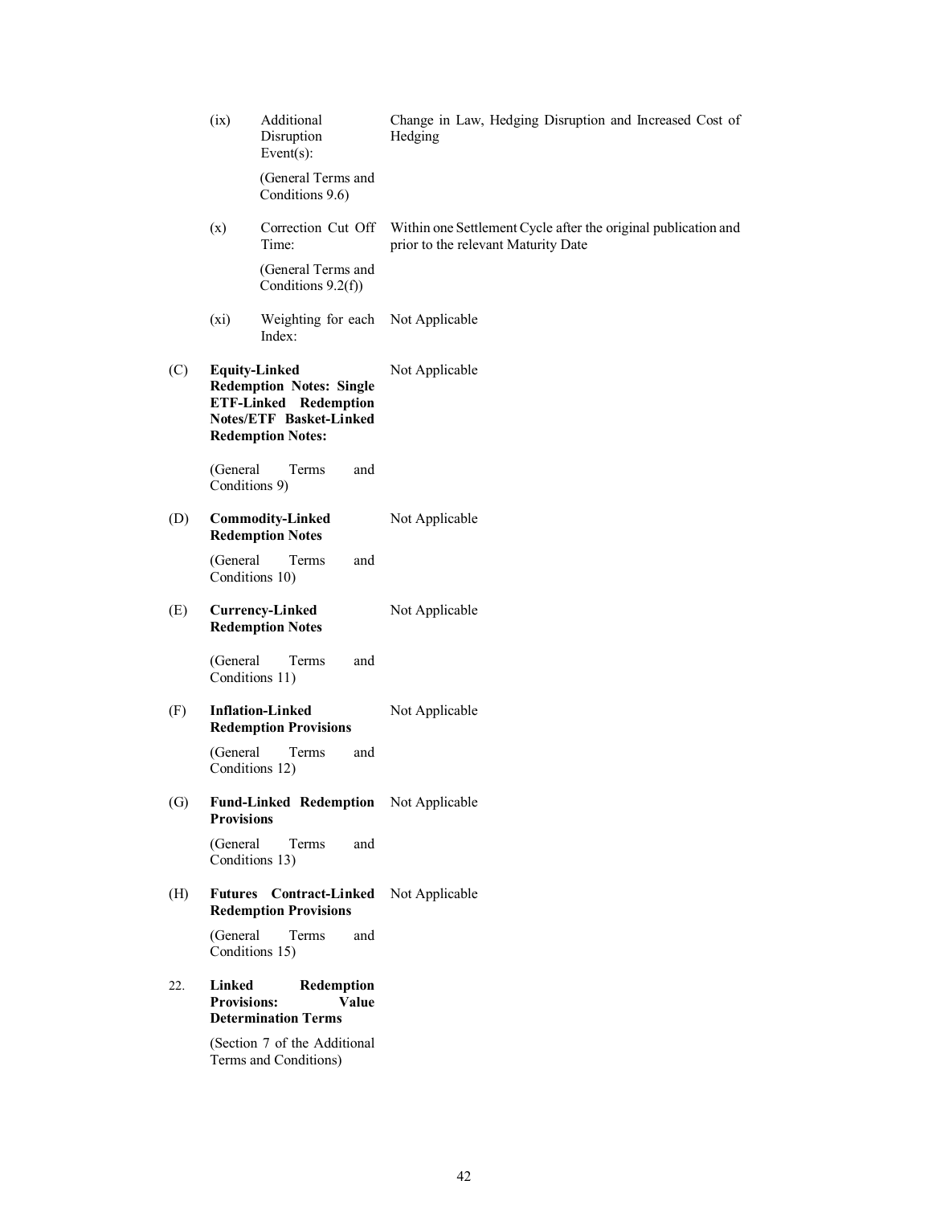| | | |
|---|---|---|
| (ix) | Additional Disruption Event(s):<br><br>(General Terms and Conditions 9.6) | Change in Law, Hedging Disruption and Increased Cost of Hedging |
| (x) | Correction Cut Off Time:<br><br>(General Terms and Conditions 9.2(f)) | Within one Settlement Cycle after the original publication and prior to the relevant Maturity Date |
| (xi) | Weighting for each Index: | Not Applicable |

| | | |
|---|---|---|
| (C) | **Equity-Linked Redemption Notes: Single ETF-Linked Redemption Notes/ETF Basket-Linked Redemption Notes:**<br><br>(General Terms and Conditions 9) | Not Applicable |
| (D) | **Commodity-Linked Redemption Notes**<br><br>(General Terms and Conditions 10) | Not Applicable |
| (E) | **Currency-Linked Redemption Notes**<br><br>(General Terms and Conditions 11) | Not Applicable |
| (F) | **Inflation-Linked Redemption Provisions**<br><br>(General Terms and Conditions 12) | Not Applicable |
| (G) | **Fund-Linked Redemption Provisions**<br><br>(General Terms and Conditions 13) | Not Applicable |
| (H) | **Futures Contract-Linked Redemption Provisions**<br><br>(General Terms and Conditions 15) | Not Applicable |
| 22. | **Linked Redemption Provisions: Value Determination Terms**<br><br>(Section 7 of the Additional Terms and Conditions) | |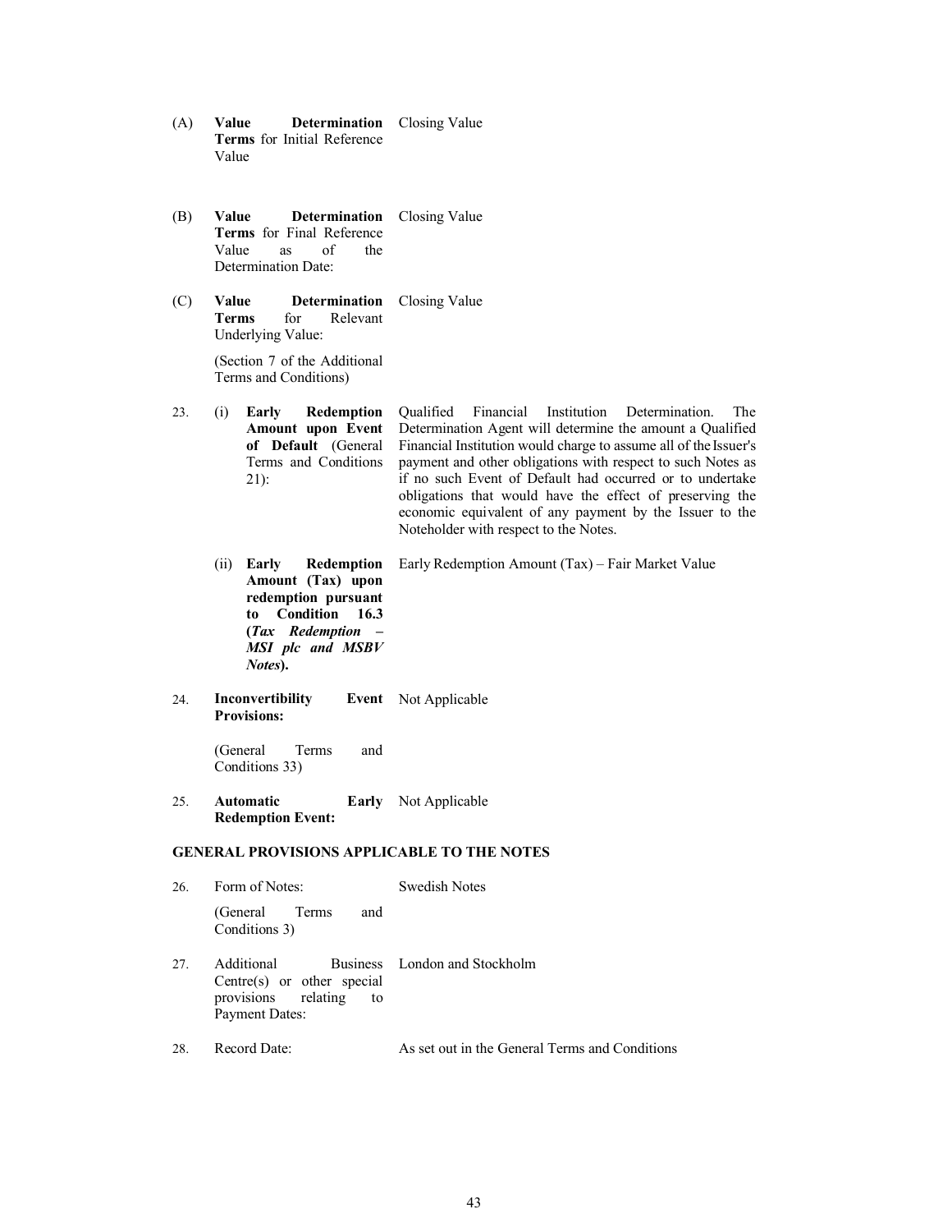| | | |
|---|---|---|
| (A) | **Value Determination Terms** for Initial Reference Value | Closing Value |
| (B) | **Value Determination Terms** for Final Reference Value as of the Determination Date: | Closing Value |
| (C) | **Value Determination Terms** for Relevant Underlying Value: (Section 7 of the Additional Terms and Conditions) | Closing Value |
| 23. | (i) **Early Redemption Amount upon Event of Default** (General Terms and Conditions 21): | Qualified Financial Institution Determination. The Determination Agent will determine the amount a Qualified Financial Institution would charge to assume all of the Issuer's payment and other obligations with respect to such Notes as if no such Event of Default had occurred or to undertake obligations that would have the effect of preserving the economic equivalent of any payment by the Issuer to the Noteholder with respect to the Notes. |
| | (ii) **Early Redemption Amount (Tax) upon redemption pursuant to Condition 16.3 (*Tax Redemption – MSI plc and MSBV Notes*).** | Early Redemption Amount (Tax) – Fair Market Value |
| 24. | **Inconvertibility Event Provisions:** (General Terms and Conditions 33) | Not Applicable |
| 25. | **Automatic Early Redemption Event:** | Not Applicable |

## GENERAL PROVISIONS APPLICABLE TO THE NOTES

| | | |
|---|---|---|
| 26. | Form of Notes: (General Terms and Conditions 3) | Swedish Notes |
| 27. | Additional Business Centre(s) or other special provisions relating to Payment Dates: | London and Stockholm |
| 28. | Record Date: | As set out in the General Terms and Conditions |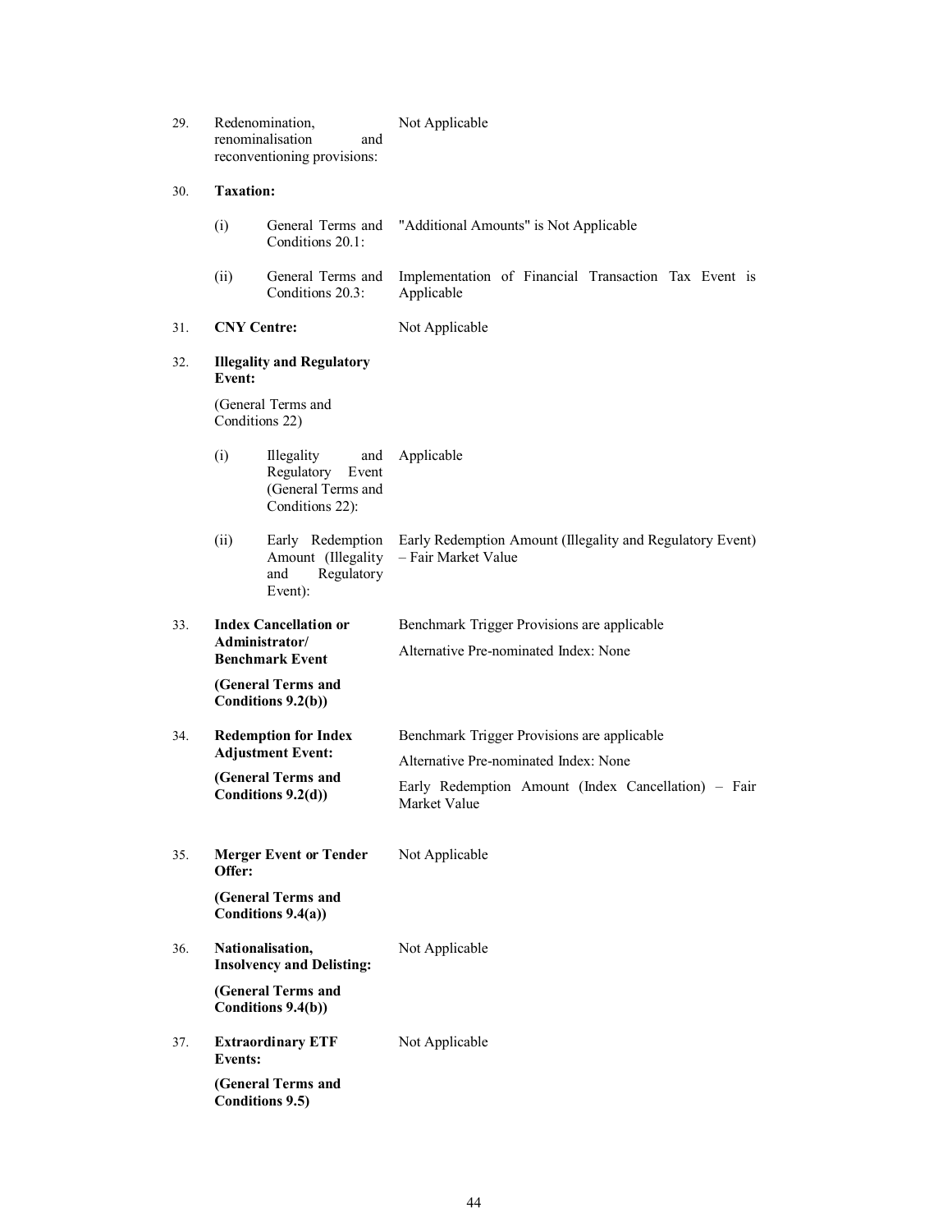| | | | |
|---|---|---|---|
| 29. | Redenomination, renominalisation and reconventioning provisions: | | Not Applicable |
| 30. | **Taxation:** | | |
| | (i) | General Terms and Conditions 20.1: | "Additional Amounts" is Not Applicable |
| | (ii) | General Terms and Conditions 20.3: | Implementation of Financial Transaction Tax Event is Applicable |
| 31. | **CNY Centre:** | | Not Applicable |
| 32. | **Illegality and Regulatory Event:**<br><br>(General Terms and Conditions 22) | | |
| | (i) | Illegality and Regulatory Event (General Terms and Conditions 22): | Applicable |
| | (ii) | Early Redemption Amount (Illegality and Regulatory Event): | Early Redemption Amount (Illegality and Regulatory Event) – Fair Market Value |
| 33. | **Index Cancellation or Administrator/ Benchmark Event**<br><br>**(General Terms and Conditions 9.2(b))** | | Benchmark Trigger Provisions are applicable<br><br>Alternative Pre-nominated Index: None |
| 34. | **Redemption for Index Adjustment Event:**<br><br>**(General Terms and Conditions 9.2(d))** | | Benchmark Trigger Provisions are applicable<br><br>Alternative Pre-nominated Index: None<br><br>Early Redemption Amount (Index Cancellation) – Fair Market Value |
| 35. | **Merger Event or Tender Offer:**<br><br>**(General Terms and Conditions 9.4(a))** | | Not Applicable |
| 36. | **Nationalisation, Insolvency and Delisting:**<br><br>**(General Terms and Conditions 9.4(b))** | | Not Applicable |
| 37. | **Extraordinary ETF Events:**<br><br>**(General Terms and Conditions 9.5)** | | Not Applicable |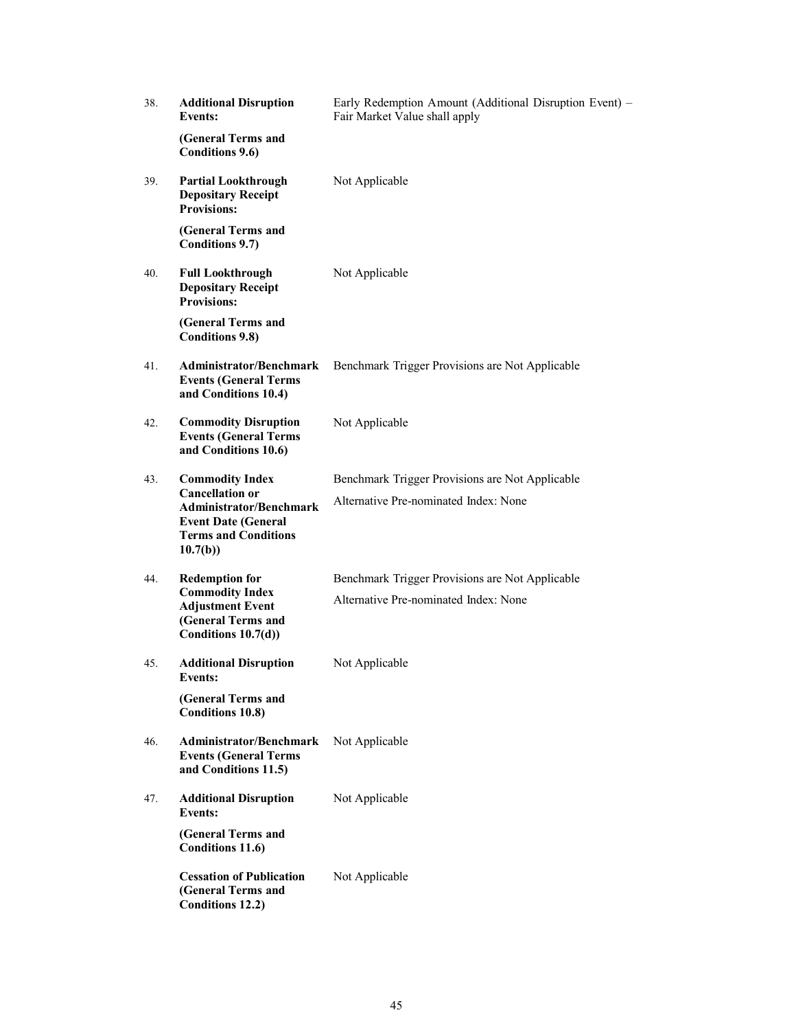| | | |
|---|---|---|
| 38. | **Additional Disruption Events:**<br><br>**(General Terms and Conditions 9.6)** | Early Redemption Amount (Additional Disruption Event) – Fair Market Value shall apply |
| 39. | **Partial Lookthrough Depositary Receipt Provisions:**<br><br>**(General Terms and Conditions 9.7)** | Not Applicable |
| 40. | **Full Lookthrough Depositary Receipt Provisions:**<br><br>**(General Terms and Conditions 9.8)** | Not Applicable |
| 41. | **Administrator/Benchmark Events (General Terms and Conditions 10.4)** | Benchmark Trigger Provisions are Not Applicable |
| 42. | **Commodity Disruption Events (General Terms and Conditions 10.6)** | Not Applicable |
| 43. | **Commodity Index Cancellation or Administrator/Benchmark Event Date (General Terms and Conditions 10.7(b))** | Benchmark Trigger Provisions are Not Applicable<br><br>Alternative Pre-nominated Index: None |
| 44. | **Redemption for Commodity Index Adjustment Event (General Terms and Conditions 10.7(d))** | Benchmark Trigger Provisions are Not Applicable<br><br>Alternative Pre-nominated Index: None |
| 45. | **Additional Disruption Events:**<br><br>**(General Terms and Conditions 10.8)** | Not Applicable |
| 46. | **Administrator/Benchmark Events (General Terms and Conditions 11.5)** | Not Applicable |
| 47. | **Additional Disruption Events:**<br><br>**(General Terms and Conditions 11.6)** | Not Applicable |
| | **Cessation of Publication (General Terms and Conditions 12.2)** | Not Applicable |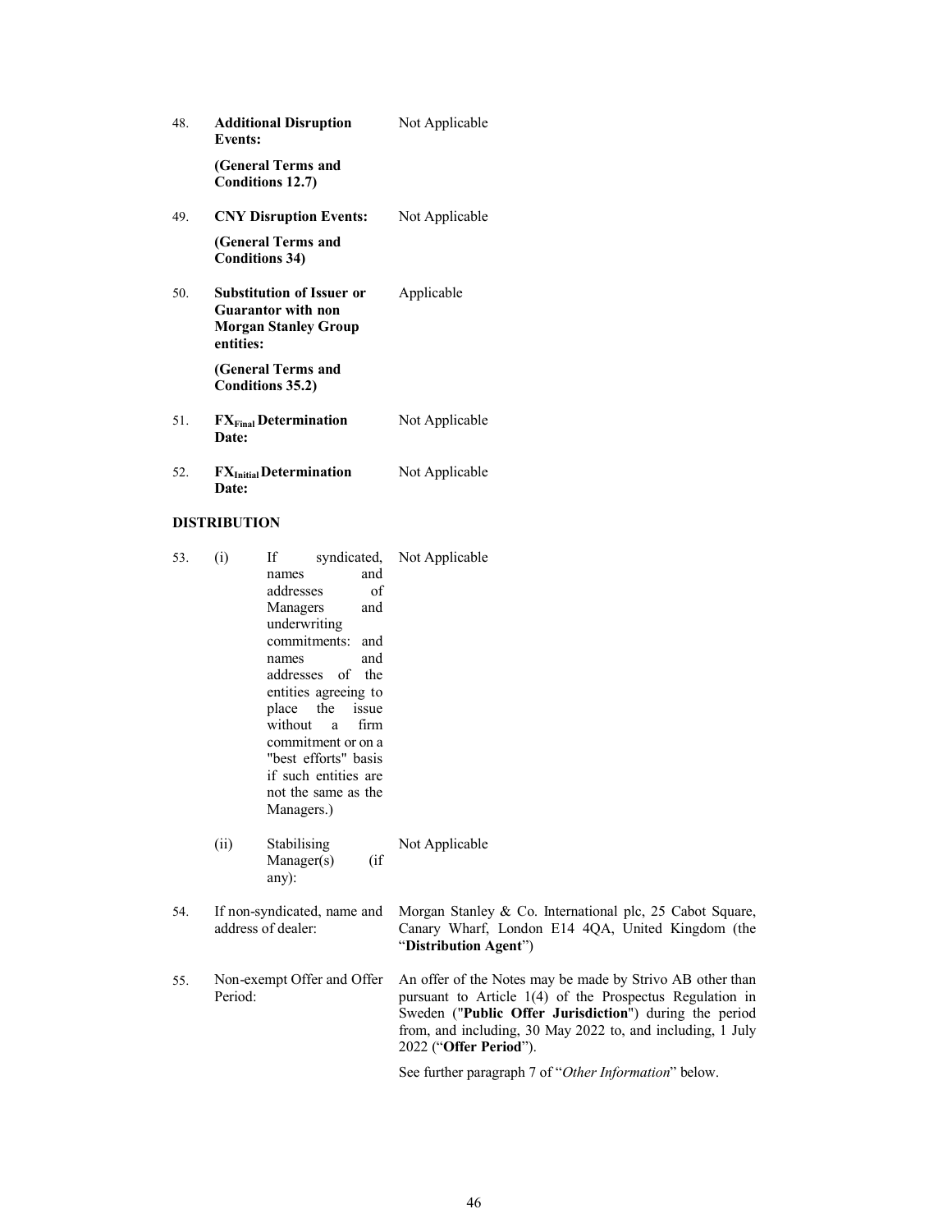| | | |
|---|---|---|
| 48. | **Additional Disruption Events:**<br><br>**(General Terms and Conditions 12.7)** | Not Applicable |
| 49. | **CNY Disruption Events:**<br><br>**(General Terms and Conditions 34)** | Not Applicable |
| 50. | **Substitution of Issuer or Guarantor with non Morgan Stanley Group entities:**<br><br>**(General Terms and Conditions 35.2)** | Applicable |
| 51. | **$FX_{Final}$ Determination Date:** | Not Applicable |
| 52. | **$FX_{Initial}$ Determination Date:** | Not Applicable |

**DISTRIBUTION**

| | | |
|---|---|---|
| 53. | (i) If syndicated, names and addresses of Managers and underwriting commitments: and names and addresses of the entities agreeing to place the issue without a firm commitment or on a "best efforts" basis if such entities are not the same as the Managers.) | Not Applicable |
| | (ii) Stabilising Manager(s) (if any): | Not Applicable |
| 54. | If non-syndicated, name and address of dealer: | Morgan Stanley & Co. International plc, 25 Cabot Square, Canary Wharf, London E14 4QA, United Kingdom (the "**Distribution Agent**") |
| 55. | Non-exempt Offer and Offer Period: | An offer of the Notes may be made by Strivo AB other than pursuant to Article 1(4) of the Prospectus Regulation in Sweden ("**Public Offer Jurisdiction**") during the period from, and including, 30 May 2022 to, and including, 1 July 2022 ("**Offer Period**").<br><br>See further paragraph 7 of "*Other Information*" below. |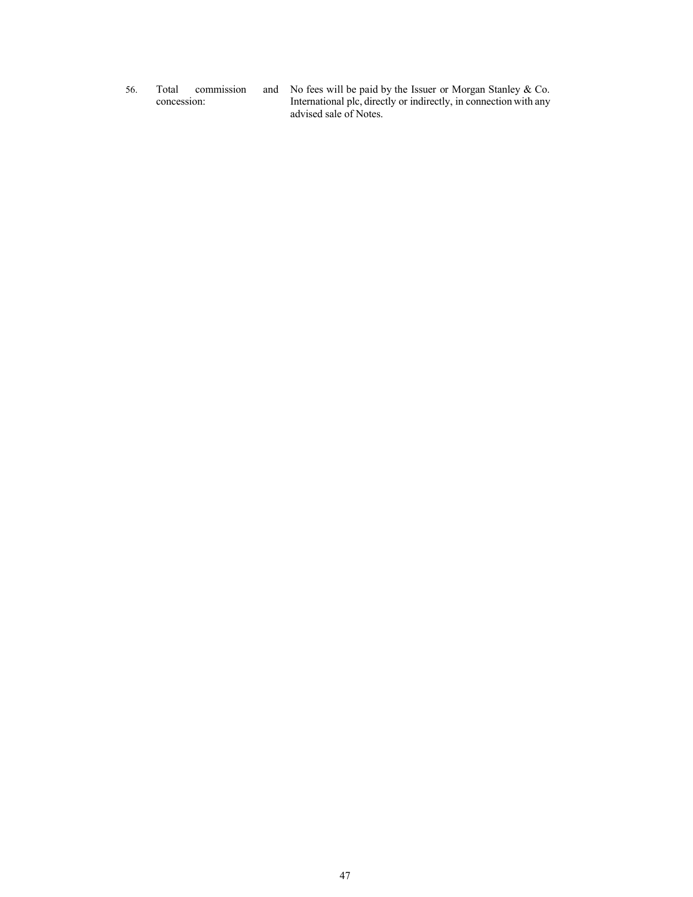| | | |
|---|---|---|
| 56. | Total commission and concession: | No fees will be paid by the Issuer or Morgan Stanley & Co. International plc, directly or indirectly, in connection with any advised sale of Notes. |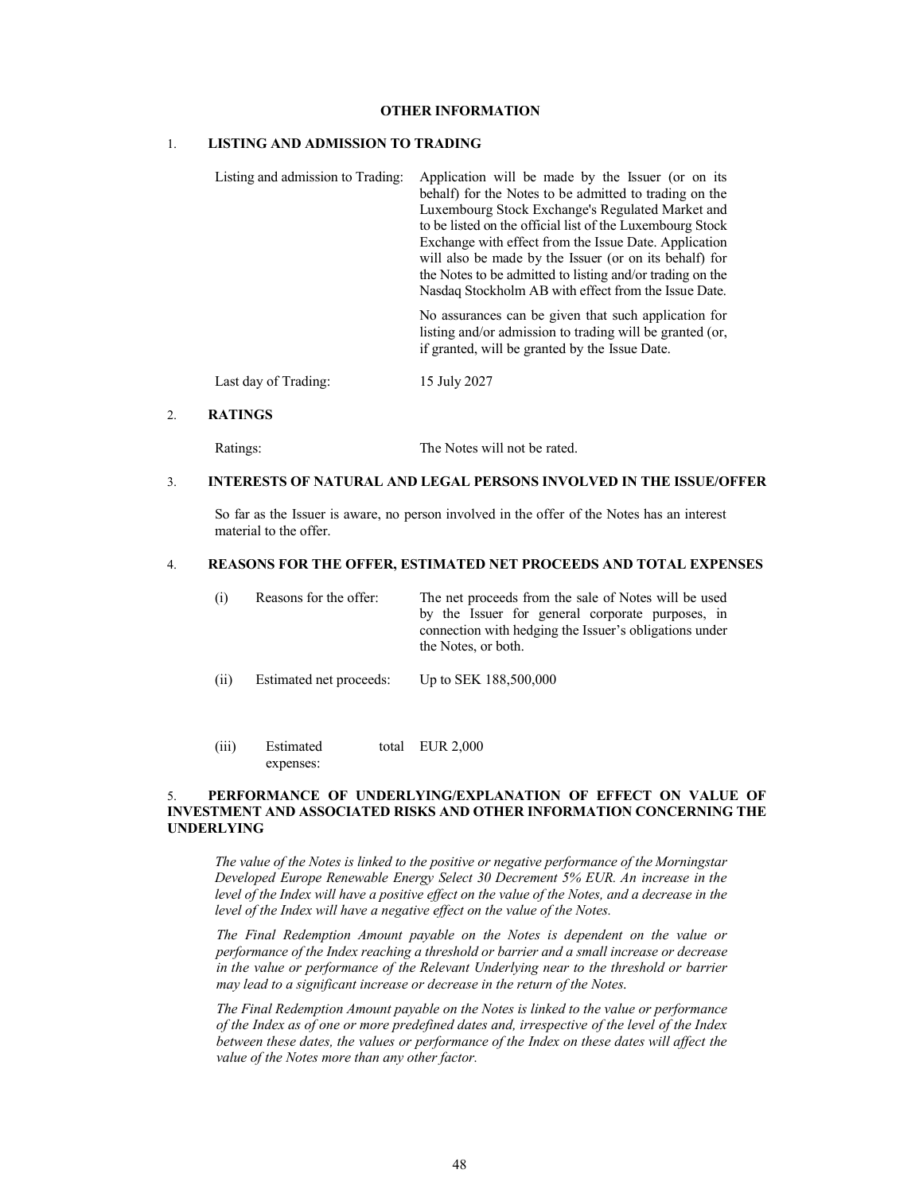# OTHER INFORMATION

## 1. LISTING AND ADMISSION TO TRADING

| | |
|---|---|
| Listing and admission to Trading: | Application will be made by the Issuer (or on its behalf) for the Notes to be admitted to trading on the Luxembourg Stock Exchange's Regulated Market and to be listed on the official list of the Luxembourg Stock Exchange with effect from the Issue Date. Application will also be made by the Issuer (or on its behalf) for the Notes to be admitted to listing and/or trading on the Nasdaq Stockholm AB with effect from the Issue Date.<br><br>No assurances can be given that such application for listing and/or admission to trading will be granted (or, if granted, will be granted by the Issue Date. |
| Last day of Trading: | 15 July 2027 |

## 2. RATINGS

| | |
|---|---|
| Ratings: | The Notes will not be rated. |

## 3. INTERESTS OF NATURAL AND LEGAL PERSONS INVOLVED IN THE ISSUE/OFFER

So far as the Issuer is aware, no person involved in the offer of the Notes has an interest material to the offer.

## 4. REASONS FOR THE OFFER, ESTIMATED NET PROCEEDS AND TOTAL EXPENSES

| | | |
|---|---|---|
| (i) | Reasons for the offer: | The net proceeds from the sale of Notes will be used by the Issuer for general corporate purposes, in connection with hedging the Issuer's obligations under the Notes, or both. |
| (ii) | Estimated net proceeds: | Up to SEK 188,500,000 |
| (iii) | Estimated total expenses: | EUR 2,000 |

## 5. PERFORMANCE OF UNDERLYING/EXPLANATION OF EFFECT ON VALUE OF INVESTMENT AND ASSOCIATED RISKS AND OTHER INFORMATION CONCERNING THE UNDERLYING

*The value of the Notes is linked to the positive or negative performance of the Morningstar Developed Europe Renewable Energy Select 30 Decrement 5% EUR. An increase in the level of the Index will have a positive effect on the value of the Notes, and a decrease in the level of the Index will have a negative effect on the value of the Notes.*

*The Final Redemption Amount payable on the Notes is dependent on the value or performance of the Index reaching a threshold or barrier and a small increase or decrease in the value or performance of the Relevant Underlying near to the threshold or barrier may lead to a significant increase or decrease in the return of the Notes.*

*The Final Redemption Amount payable on the Notes is linked to the value or performance of the Index as of one or more predefined dates and, irrespective of the level of the Index between these dates, the values or performance of the Index on these dates will affect the value of the Notes more than any other factor.*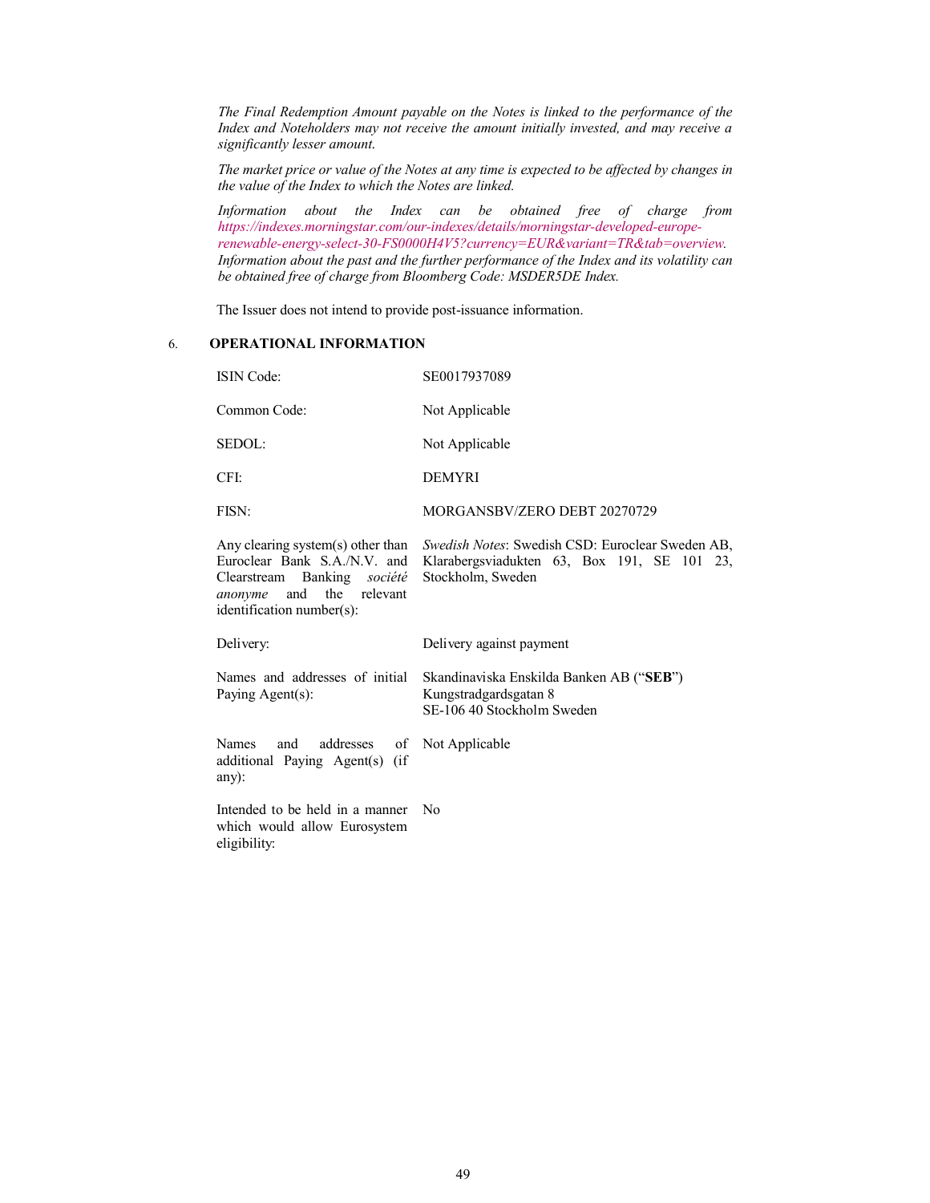*The Final Redemption Amount payable on the Notes is linked to the performance of the Index and Noteholders may not receive the amount initially invested, and may receive a significantly lesser amount.*

*The market price or value of the Notes at any time is expected to be affected by changes in the value of the Index to which the Notes are linked.*

*Information about the Index can be obtained free of charge from https://indexes.morningstar.com/our-indexes/details/morningstar-developed-europe-renewable-energy-select-30-FS0000H4V5?currency=EUR&variant=TR&tab=overview. Information about the past and the further performance of the Index and its volatility can be obtained free of charge from Bloomberg Code: MSDER5DE Index.*

The Issuer does not intend to provide post-issuance information.

## 6. OPERATIONAL INFORMATION

| | |
|---|---|
| ISIN Code: | SE0017937089 |
| Common Code: | Not Applicable |
| SEDOL: | Not Applicable |
| CFI: | DEMYRI |
| FISN: | MORGANSBV/ZERO DEBT 20270729 |
| Any clearing system(s) other than Euroclear Bank S.A./N.V. and Clearstream Banking *société anonyme* and the relevant identification number(s): | *Swedish Notes*: Swedish CSD: Euroclear Sweden AB, Klarabergsviadukten 63, Box 191, SE 101 23, Stockholm, Sweden |
| Delivery: | Delivery against payment |
| Names and addresses of initial Paying Agent(s): | Skandinaviska Enskilda Banken AB ("**SEB**") Kungstradgardsgatan 8 SE-106 40 Stockholm Sweden |
| Names and addresses of additional Paying Agent(s) (if any): | Not Applicable |
| Intended to be held in a manner which would allow Eurosystem eligibility: | No |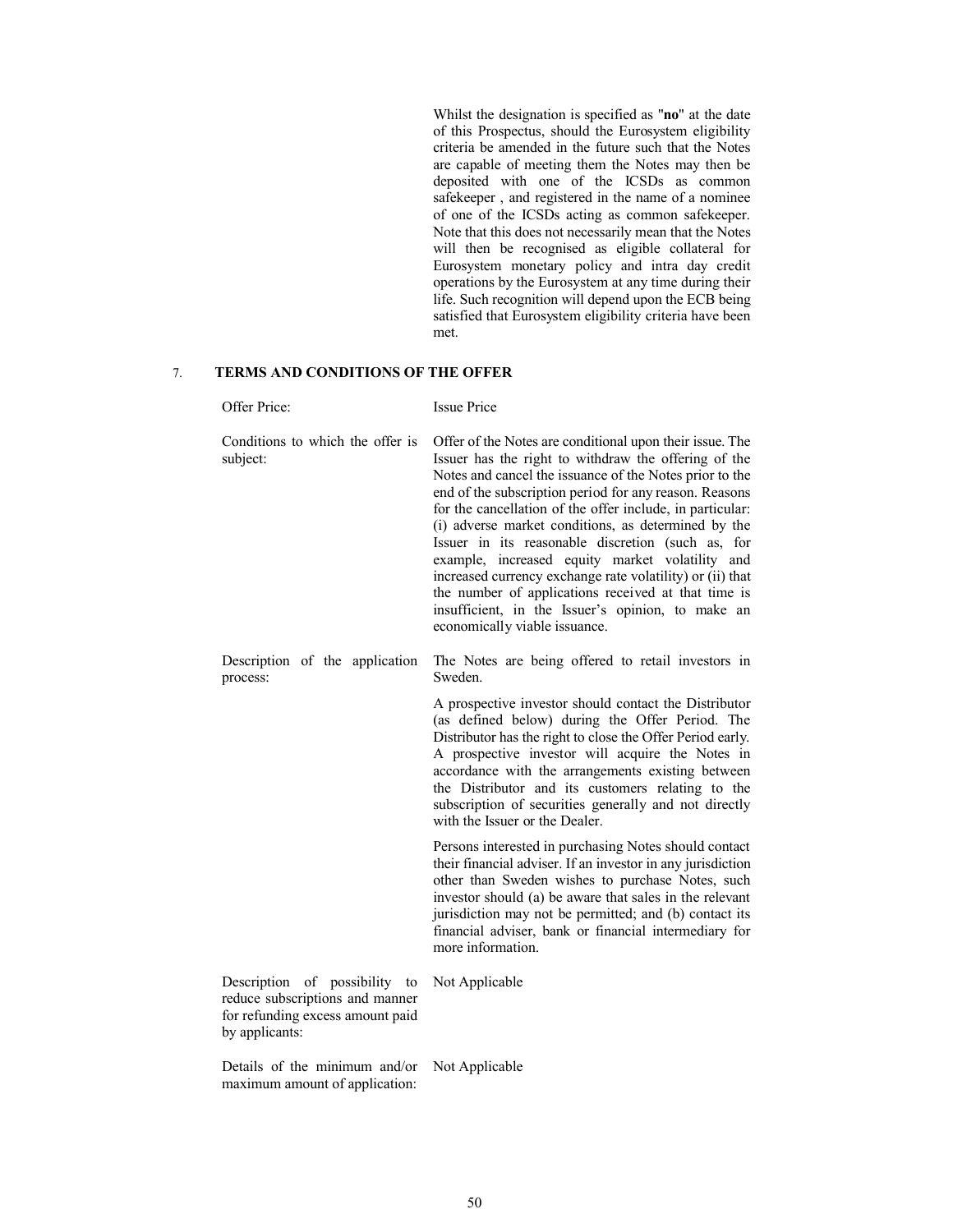Whilst the designation is specified as "**no**" at the date of this Prospectus, should the Eurosystem eligibility criteria be amended in the future such that the Notes are capable of meeting them the Notes may then be deposited with one of the ICSDs as common safekeeper , and registered in the name of a nominee of one of the ICSDs acting as common safekeeper. Note that this does not necessarily mean that the Notes will then be recognised as eligible collateral for Eurosystem monetary policy and intra day credit operations by the Eurosystem at any time during their life. Such recognition will depend upon the ECB being satisfied that Eurosystem eligibility criteria have been met.

## 7. TERMS AND CONDITIONS OF THE OFFER

| | |
|---|---|
| Offer Price: | Issue Price |
| Conditions to which the offer is subject: | Offer of the Notes are conditional upon their issue. The Issuer has the right to withdraw the offering of the Notes and cancel the issuance of the Notes prior to the end of the subscription period for any reason. Reasons for the cancellation of the offer include, in particular: (i) adverse market conditions, as determined by the Issuer in its reasonable discretion (such as, for example, increased equity market volatility and increased currency exchange rate volatility) or (ii) that the number of applications received at that time is insufficient, in the Issuer's opinion, to make an economically viable issuance. |
| Description of the application process: | The Notes are being offered to retail investors in Sweden.<br><br>A prospective investor should contact the Distributor (as defined below) during the Offer Period. The Distributor has the right to close the Offer Period early. A prospective investor will acquire the Notes in accordance with the arrangements existing between the Distributor and its customers relating to the subscription of securities generally and not directly with the Issuer or the Dealer.<br><br>Persons interested in purchasing Notes should contact their financial adviser. If an investor in any jurisdiction other than Sweden wishes to purchase Notes, such investor should (a) be aware that sales in the relevant jurisdiction may not be permitted; and (b) contact its financial adviser, bank or financial intermediary for more information. |
| Description of possibility to reduce subscriptions and manner for refunding excess amount paid by applicants: | Not Applicable |
| Details of the minimum and/or maximum amount of application: | Not Applicable |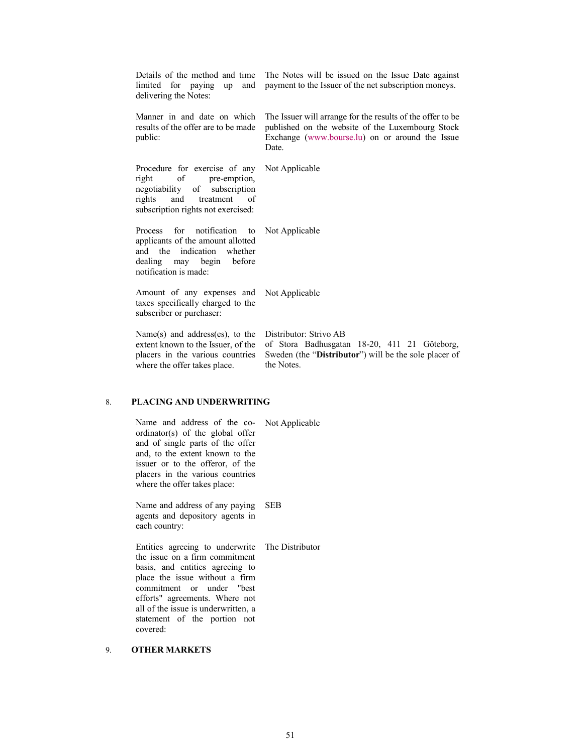| | |
|---|---|
| Details of the method and time limited for paying up and delivering the Notes: | The Notes will be issued on the Issue Date against payment to the Issuer of the net subscription moneys. |
| Manner in and date on which results of the offer are to be made public: | The Issuer will arrange for the results of the offer to be published on the website of the Luxembourg Stock Exchange (www.bourse.lu) on or around the Issue Date. |
| Procedure for exercise of any right of pre-emption, negotiability of subscription rights and treatment of subscription rights not exercised: | Not Applicable |
| Process for notification to applicants of the amount allotted and the indication whether dealing may begin before notification is made: | Not Applicable |
| Amount of any expenses and taxes specifically charged to the subscriber or purchaser: | Not Applicable |
| Name(s) and address(es), to the extent known to the Issuer, of the placers in the various countries where the offer takes place. | Distributor: Strivo AB of Stora Badhusgatan 18-20, 411 21 Göteborg, Sweden (the "**Distributor**") will be the sole placer of the Notes. |

## 8. PLACING AND UNDERWRITING

| | |
|---|---|
| Name and address of the co-ordinator(s) of the global offer and of single parts of the offer and, to the extent known to the issuer or to the offeror, of the placers in the various countries where the offer takes place: | Not Applicable |
| Name and address of any paying agents and depository agents in each country: | SEB |
| Entities agreeing to underwrite the issue on a firm commitment basis, and entities agreeing to place the issue without a firm commitment or under "best efforts" agreements. Where not all of the issue is underwritten, a statement of the portion not covered: | The Distributor |

## 9. OTHER MARKETS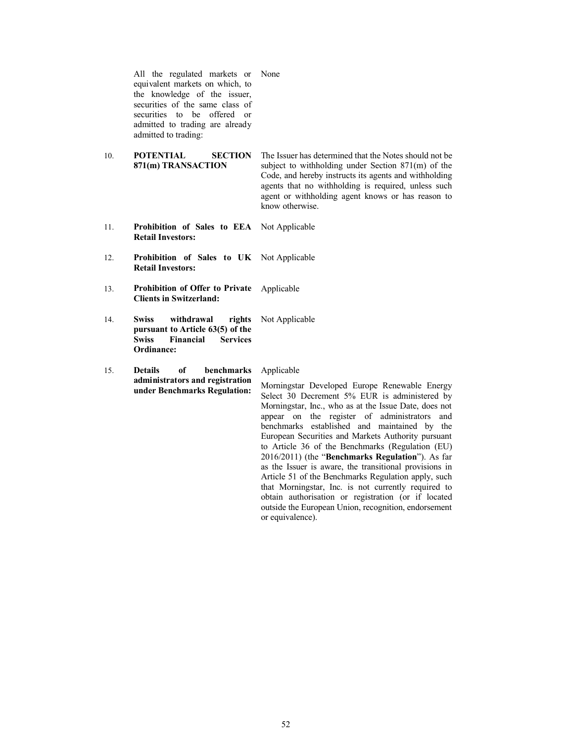| | | |
|---|---|---|
| | All the regulated markets or equivalent markets on which, to the knowledge of the issuer, securities of the same class of securities to be offered or admitted to trading are already admitted to trading: | None |
| 10. | **POTENTIAL SECTION 871(m) TRANSACTION** | The Issuer has determined that the Notes should not be subject to withholding under Section 871(m) of the Code, and hereby instructs its agents and withholding agents that no withholding is required, unless such agent or withholding agent knows or has reason to know otherwise. |
| 11. | **Prohibition of Sales to EEA Retail Investors:** | Not Applicable |
| 12. | **Prohibition of Sales to UK Retail Investors:** | Not Applicable |
| 13. | **Prohibition of Offer to Private Clients in Switzerland:** | Applicable |
| 14. | **Swiss withdrawal rights pursuant to Article 63(5) of the Swiss Financial Services Ordinance:** | Not Applicable |
| 15. | **Details of benchmarks administrators and registration under Benchmarks Regulation:** | Applicable<br><br>Morningstar Developed Europe Renewable Energy Select 30 Decrement 5% EUR is administered by Morningstar, Inc., who as at the Issue Date, does not appear on the register of administrators and benchmarks established and maintained by the European Securities and Markets Authority pursuant to Article 36 of the Benchmarks (Regulation (EU) 2016/2011) (the "**Benchmarks Regulation**"). As far as the Issuer is aware, the transitional provisions in Article 51 of the Benchmarks Regulation apply, such that Morningstar, Inc. is not currently required to obtain authorisation or registration (or if located outside the European Union, recognition, endorsement or equivalence). |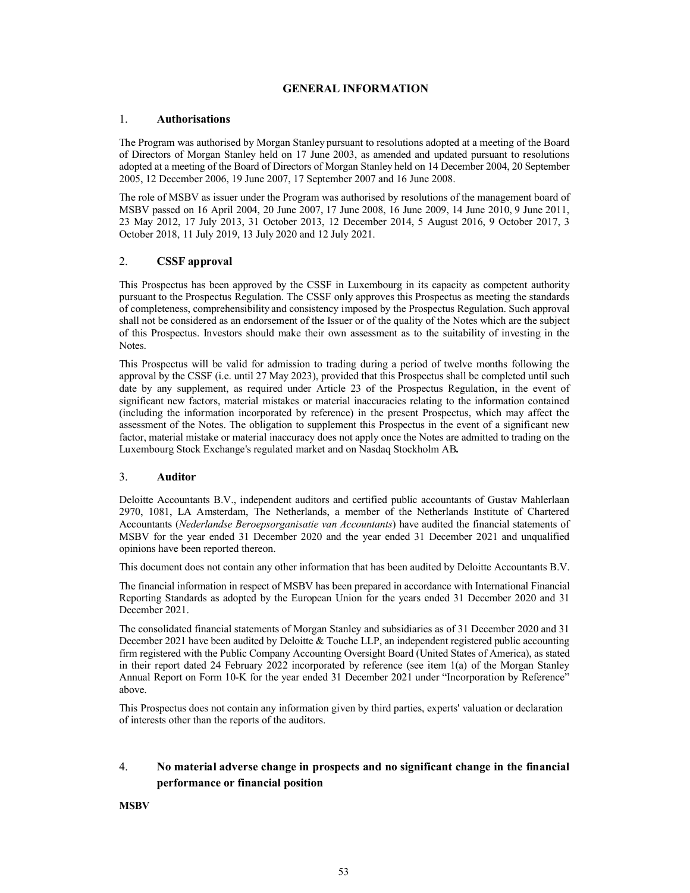## GENERAL INFORMATION

### 1. Authorisations

The Program was authorised by Morgan Stanley pursuant to resolutions adopted at a meeting of the Board of Directors of Morgan Stanley held on 17 June 2003, as amended and updated pursuant to resolutions adopted at a meeting of the Board of Directors of Morgan Stanley held on 14 December 2004, 20 September 2005, 12 December 2006, 19 June 2007, 17 September 2007 and 16 June 2008.

The role of MSBV as issuer under the Program was authorised by resolutions of the management board of MSBV passed on 16 April 2004, 20 June 2007, 17 June 2008, 16 June 2009, 14 June 2010, 9 June 2011, 23 May 2012, 17 July 2013, 31 October 2013, 12 December 2014, 5 August 2016, 9 October 2017, 3 October 2018, 11 July 2019, 13 July 2020 and 12 July 2021.

### 2. CSSF approval

This Prospectus has been approved by the CSSF in Luxembourg in its capacity as competent authority pursuant to the Prospectus Regulation. The CSSF only approves this Prospectus as meeting the standards of completeness, comprehensibility and consistency imposed by the Prospectus Regulation. Such approval shall not be considered as an endorsement of the Issuer or of the quality of the Notes which are the subject of this Prospectus. Investors should make their own assessment as to the suitability of investing in the Notes.

This Prospectus will be valid for admission to trading during a period of twelve months following the approval by the CSSF (i.e. until 27 May 2023), provided that this Prospectus shall be completed until such date by any supplement, as required under Article 23 of the Prospectus Regulation, in the event of significant new factors, material mistakes or material inaccuracies relating to the information contained (including the information incorporated by reference) in the present Prospectus, which may affect the assessment of the Notes. The obligation to supplement this Prospectus in the event of a significant new factor, material mistake or material inaccuracy does not apply once the Notes are admitted to trading on the Luxembourg Stock Exchange's regulated market and on Nasdaq Stockholm AB**.**

### 3. Auditor

Deloitte Accountants B.V., independent auditors and certified public accountants of Gustav Mahlerlaan 2970, 1081, LA Amsterdam, The Netherlands, a member of the Netherlands Institute of Chartered Accountants (*Nederlandse Beroepsorganisatie van Accountants*) have audited the financial statements of MSBV for the year ended 31 December 2020 and the year ended 31 December 2021 and unqualified opinions have been reported thereon.

This document does not contain any other information that has been audited by Deloitte Accountants B.V.

The financial information in respect of MSBV has been prepared in accordance with International Financial Reporting Standards as adopted by the European Union for the years ended 31 December 2020 and 31 December 2021.

The consolidated financial statements of Morgan Stanley and subsidiaries as of 31 December 2020 and 31 December 2021 have been audited by Deloitte & Touche LLP, an independent registered public accounting firm registered with the Public Company Accounting Oversight Board (United States of America), as stated in their report dated 24 February 2022 incorporated by reference (see item 1(a) of the Morgan Stanley Annual Report on Form 10-K for the year ended 31 December 2021 under "Incorporation by Reference" above.

This Prospectus does not contain any information given by third parties, experts' valuation or declaration of interests other than the reports of the auditors.

### 4. No material adverse change in prospects and no significant change in the financial performance or financial position

**MSBV**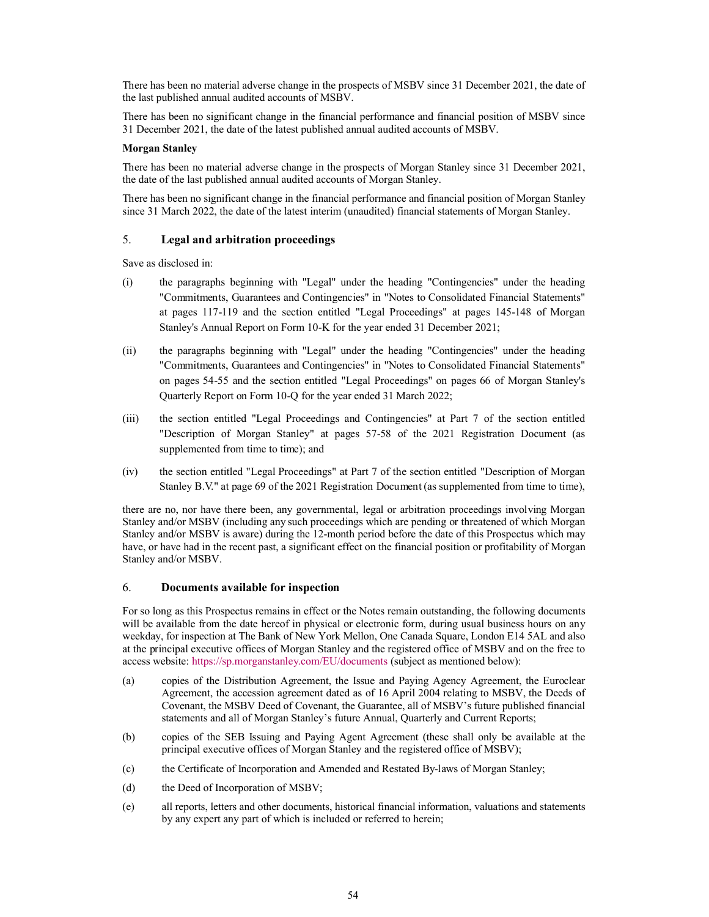There has been no material adverse change in the prospects of MSBV since 31 December 2021, the date of the last published annual audited accounts of MSBV.

There has been no significant change in the financial performance and financial position of MSBV since 31 December 2021, the date of the latest published annual audited accounts of MSBV.

**Morgan Stanley**

There has been no material adverse change in the prospects of Morgan Stanley since 31 December 2021, the date of the last published annual audited accounts of Morgan Stanley.

There has been no significant change in the financial performance and financial position of Morgan Stanley since 31 March 2022, the date of the latest interim (unaudited) financial statements of Morgan Stanley.

## 5. Legal and arbitration proceedings

Save as disclosed in:

(i) the paragraphs beginning with "Legal" under the heading "Contingencies" under the heading "Commitments, Guarantees and Contingencies" in "Notes to Consolidated Financial Statements" at pages 117-119 and the section entitled "Legal Proceedings" at pages 145-148 of Morgan Stanley's Annual Report on Form 10-K for the year ended 31 December 2021;

(ii) the paragraphs beginning with "Legal" under the heading "Contingencies" under the heading "Commitments, Guarantees and Contingencies" in "Notes to Consolidated Financial Statements" on pages 54-55 and the section entitled "Legal Proceedings" on pages 66 of Morgan Stanley's Quarterly Report on Form 10-Q for the year ended 31 March 2022;

(iii) the section entitled "Legal Proceedings and Contingencies" at Part 7 of the section entitled "Description of Morgan Stanley" at pages 57-58 of the 2021 Registration Document (as supplemented from time to time); and

(iv) the section entitled "Legal Proceedings" at Part 7 of the section entitled "Description of Morgan Stanley B.V." at page 69 of the 2021 Registration Document (as supplemented from time to time),

there are no, nor have there been, any governmental, legal or arbitration proceedings involving Morgan Stanley and/or MSBV (including any such proceedings which are pending or threatened of which Morgan Stanley and/or MSBV is aware) during the 12-month period before the date of this Prospectus which may have, or have had in the recent past, a significant effect on the financial position or profitability of Morgan Stanley and/or MSBV.

## 6. Documents available for inspection

For so long as this Prospectus remains in effect or the Notes remain outstanding, the following documents will be available from the date hereof in physical or electronic form, during usual business hours on any weekday, for inspection at The Bank of New York Mellon, One Canada Square, London E14 5AL and also at the principal executive offices of Morgan Stanley and the registered office of MSBV and on the free to access website: https://sp.morganstanley.com/EU/documents (subject as mentioned below):

(a) copies of the Distribution Agreement, the Issue and Paying Agency Agreement, the Euroclear Agreement, the accession agreement dated as of 16 April 2004 relating to MSBV, the Deeds of Covenant, the MSBV Deed of Covenant, the Guarantee, all of MSBV's future published financial statements and all of Morgan Stanley's future Annual, Quarterly and Current Reports;

(b) copies of the SEB Issuing and Paying Agent Agreement (these shall only be available at the principal executive offices of Morgan Stanley and the registered office of MSBV);

(c) the Certificate of Incorporation and Amended and Restated By-laws of Morgan Stanley;

(d) the Deed of Incorporation of MSBV;

(e) all reports, letters and other documents, historical financial information, valuations and statements by any expert any part of which is included or referred to herein;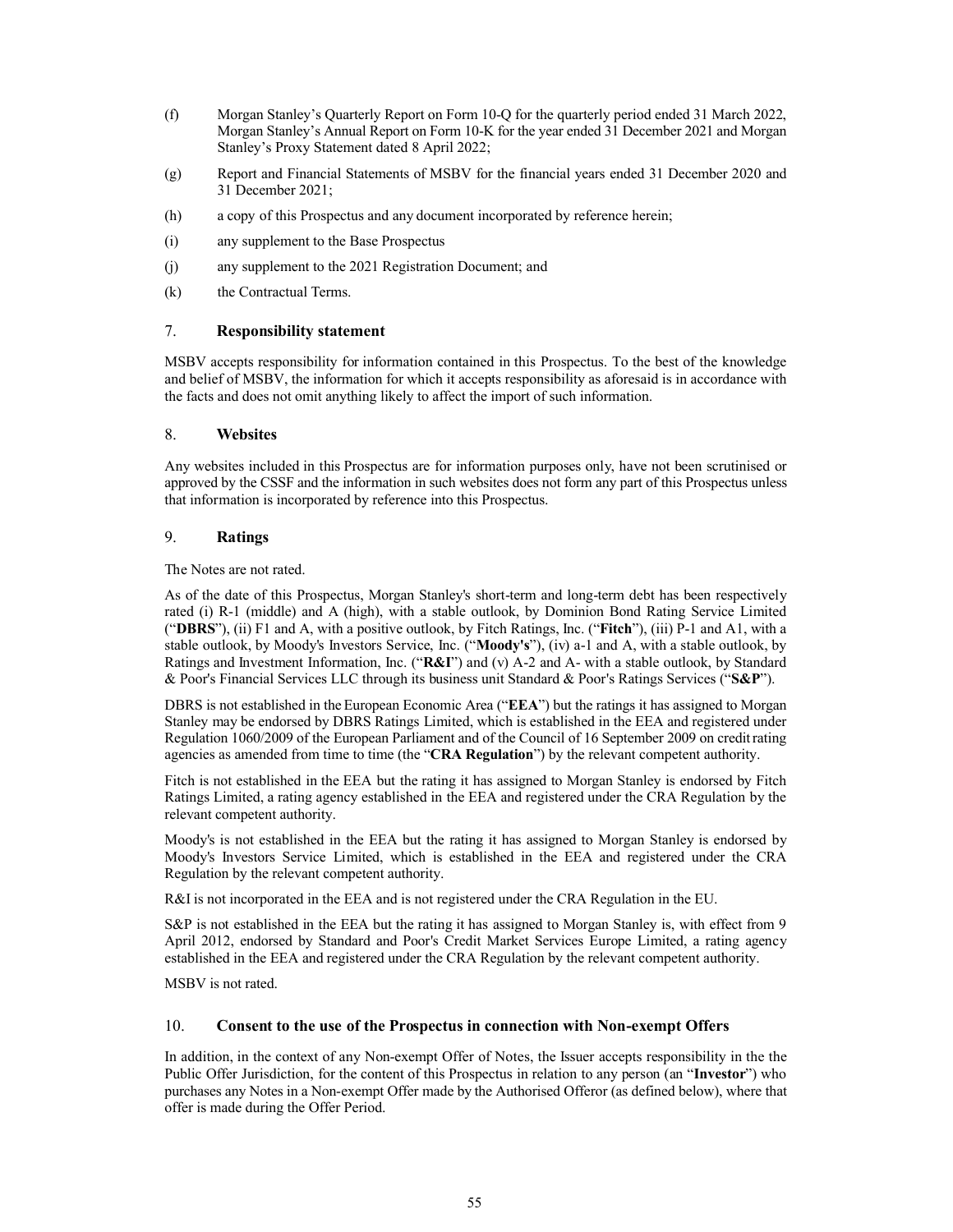(f) Morgan Stanley's Quarterly Report on Form 10-Q for the quarterly period ended 31 March 2022, Morgan Stanley's Annual Report on Form 10-K for the year ended 31 December 2021 and Morgan Stanley's Proxy Statement dated 8 April 2022;

(g) Report and Financial Statements of MSBV for the financial years ended 31 December 2020 and 31 December 2021;

(h) a copy of this Prospectus and any document incorporated by reference herein;

(i) any supplement to the Base Prospectus

(j) any supplement to the 2021 Registration Document; and

(k) the Contractual Terms.

## 7. Responsibility statement

MSBV accepts responsibility for information contained in this Prospectus. To the best of the knowledge and belief of MSBV, the information for which it accepts responsibility as aforesaid is in accordance with the facts and does not omit anything likely to affect the import of such information.

## 8. Websites

Any websites included in this Prospectus are for information purposes only, have not been scrutinised or approved by the CSSF and the information in such websites does not form any part of this Prospectus unless that information is incorporated by reference into this Prospectus.

## 9. Ratings

The Notes are not rated.

As of the date of this Prospectus, Morgan Stanley's short-term and long-term debt has been respectively rated (i) R-1 (middle) and A (high), with a stable outlook, by Dominion Bond Rating Service Limited ("**DBRS**"), (ii) F1 and A, with a positive outlook, by Fitch Ratings, Inc. ("**Fitch**"), (iii) P-1 and A1, with a stable outlook, by Moody's Investors Service, Inc. ("**Moody's**"), (iv) a-1 and A, with a stable outlook, by Ratings and Investment Information, Inc. ("**R&I**") and (v) A-2 and A- with a stable outlook, by Standard & Poor's Financial Services LLC through its business unit Standard & Poor's Ratings Services ("**S&P**").

DBRS is not established in the European Economic Area ("**EEA**") but the ratings it has assigned to Morgan Stanley may be endorsed by DBRS Ratings Limited, which is established in the EEA and registered under Regulation 1060/2009 of the European Parliament and of the Council of 16 September 2009 on credit rating agencies as amended from time to time (the "**CRA Regulation**") by the relevant competent authority.

Fitch is not established in the EEA but the rating it has assigned to Morgan Stanley is endorsed by Fitch Ratings Limited, a rating agency established in the EEA and registered under the CRA Regulation by the relevant competent authority.

Moody's is not established in the EEA but the rating it has assigned to Morgan Stanley is endorsed by Moody's Investors Service Limited, which is established in the EEA and registered under the CRA Regulation by the relevant competent authority.

R&I is not incorporated in the EEA and is not registered under the CRA Regulation in the EU.

S&P is not established in the EEA but the rating it has assigned to Morgan Stanley is, with effect from 9 April 2012, endorsed by Standard and Poor's Credit Market Services Europe Limited, a rating agency established in the EEA and registered under the CRA Regulation by the relevant competent authority.

MSBV is not rated.

## 10. Consent to the use of the Prospectus in connection with Non-exempt Offers

In addition, in the context of any Non-exempt Offer of Notes, the Issuer accepts responsibility in the the Public Offer Jurisdiction, for the content of this Prospectus in relation to any person (an "**Investor**") who purchases any Notes in a Non-exempt Offer made by the Authorised Offeror (as defined below), where that offer is made during the Offer Period.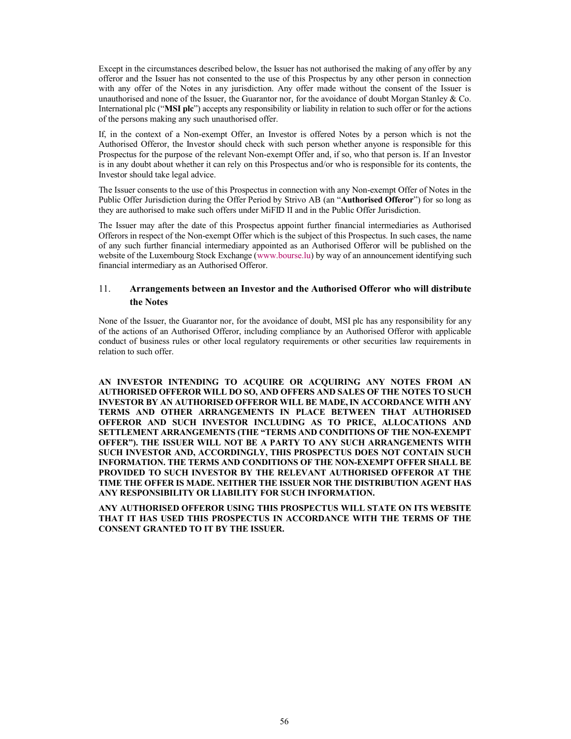Except in the circumstances described below, the Issuer has not authorised the making of any offer by any offeror and the Issuer has not consented to the use of this Prospectus by any other person in connection with any offer of the Notes in any jurisdiction. Any offer made without the consent of the Issuer is unauthorised and none of the Issuer, the Guarantor nor, for the avoidance of doubt Morgan Stanley & Co. International plc ("**MSI plc**") accepts any responsibility or liability in relation to such offer or for the actions of the persons making any such unauthorised offer.

If, in the context of a Non-exempt Offer, an Investor is offered Notes by a person which is not the Authorised Offeror, the Investor should check with such person whether anyone is responsible for this Prospectus for the purpose of the relevant Non-exempt Offer and, if so, who that person is. If an Investor is in any doubt about whether it can rely on this Prospectus and/or who is responsible for its contents, the Investor should take legal advice.

The Issuer consents to the use of this Prospectus in connection with any Non-exempt Offer of Notes in the Public Offer Jurisdiction during the Offer Period by Strivo AB (an "**Authorised Offeror**") for so long as they are authorised to make such offers under MiFID II and in the Public Offer Jurisdiction.

The Issuer may after the date of this Prospectus appoint further financial intermediaries as Authorised Offerors in respect of the Non-exempt Offer which is the subject of this Prospectus. In such cases, the name of any such further financial intermediary appointed as an Authorised Offeror will be published on the website of the Luxembourg Stock Exchange (www.bourse.lu) by way of an announcement identifying such financial intermediary as an Authorised Offeror.

## 11. Arrangements between an Investor and the Authorised Offeror who will distribute the Notes

None of the Issuer, the Guarantor nor, for the avoidance of doubt, MSI plc has any responsibility for any of the actions of an Authorised Offeror, including compliance by an Authorised Offeror with applicable conduct of business rules or other local regulatory requirements or other securities law requirements in relation to such offer.

**AN INVESTOR INTENDING TO ACQUIRE OR ACQUIRING ANY NOTES FROM AN AUTHORISED OFFEROR WILL DO SO, AND OFFERS AND SALES OF THE NOTES TO SUCH INVESTOR BY AN AUTHORISED OFFEROR WILL BE MADE, IN ACCORDANCE WITH ANY TERMS AND OTHER ARRANGEMENTS IN PLACE BETWEEN THAT AUTHORISED OFFEROR AND SUCH INVESTOR INCLUDING AS TO PRICE, ALLOCATIONS AND SETTLEMENT ARRANGEMENTS (THE "TERMS AND CONDITIONS OF THE NON-EXEMPT OFFER"). THE ISSUER WILL NOT BE A PARTY TO ANY SUCH ARRANGEMENTS WITH SUCH INVESTOR AND, ACCORDINGLY, THIS PROSPECTUS DOES NOT CONTAIN SUCH INFORMATION. THE TERMS AND CONDITIONS OF THE NON-EXEMPT OFFER SHALL BE PROVIDED TO SUCH INVESTOR BY THE RELEVANT AUTHORISED OFFEROR AT THE TIME THE OFFER IS MADE. NEITHER THE ISSUER NOR THE DISTRIBUTION AGENT HAS ANY RESPONSIBILITY OR LIABILITY FOR SUCH INFORMATION.**

**ANY AUTHORISED OFFEROR USING THIS PROSPECTUS WILL STATE ON ITS WEBSITE THAT IT HAS USED THIS PROSPECTUS IN ACCORDANCE WITH THE TERMS OF THE CONSENT GRANTED TO IT BY THE ISSUER.**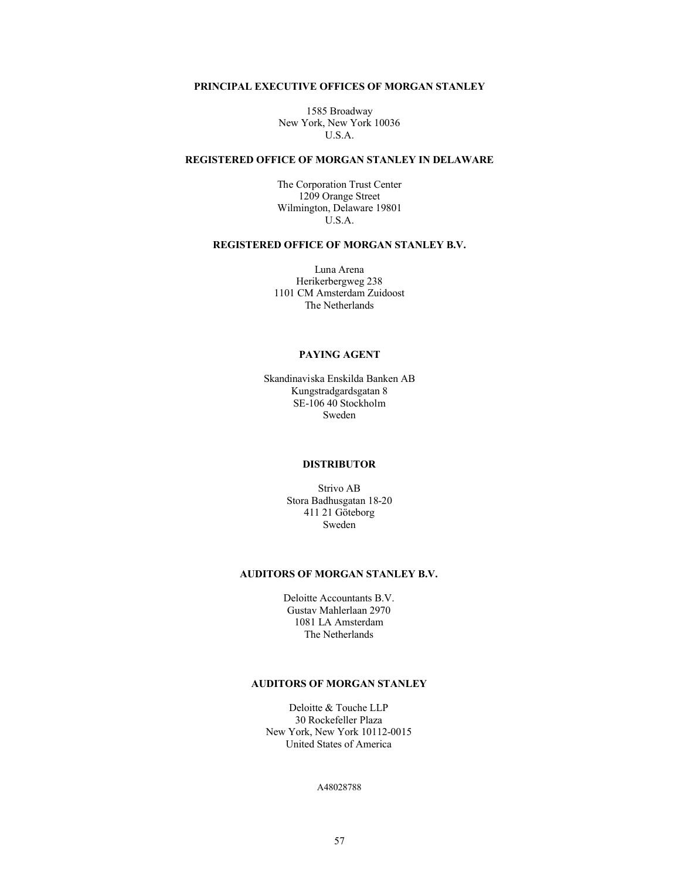**PRINCIPAL EXECUTIVE OFFICES OF MORGAN STANLEY**

1585 Broadway
New York, New York 10036
U.S.A.

**REGISTERED OFFICE OF MORGAN STANLEY IN DELAWARE**

The Corporation Trust Center
1209 Orange Street
Wilmington, Delaware 19801
U.S.A.

**REGISTERED OFFICE OF MORGAN STANLEY B.V.**

Luna Arena
Herikerbergweg 238
1101 CM Amsterdam Zuidoost
The Netherlands

**PAYING AGENT**

Skandinaviska Enskilda Banken AB
Kungstradgardsgatan 8
SE-106 40 Stockholm
Sweden

**DISTRIBUTOR**

Strivo AB
Stora Badhusgatan 18-20
411 21 Göteborg
Sweden

**AUDITORS OF MORGAN STANLEY B.V.**

Deloitte Accountants B.V.
Gustav Mahlerlaan 2970
1081 LA Amsterdam
The Netherlands

**AUDITORS OF MORGAN STANLEY**

Deloitte & Touche LLP
30 Rockefeller Plaza
New York, New York 10112-0015
United States of America

A48028788